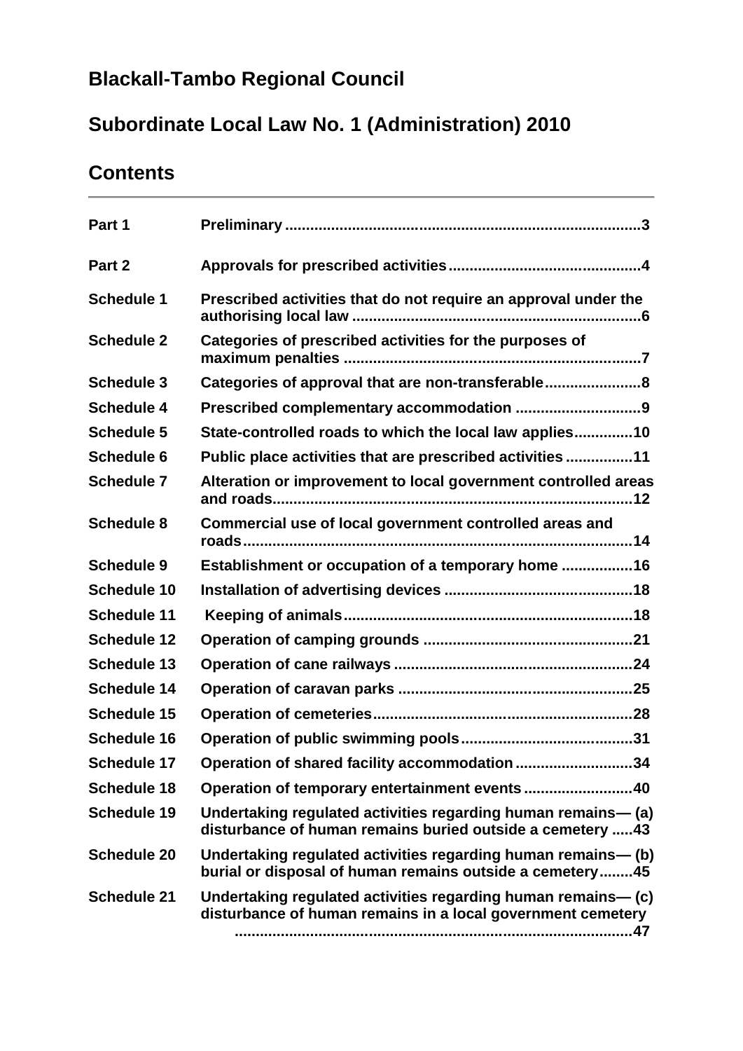# Blackall-Tambo Regional Council

# Subordinate Local Law No. 1 (Administration) 2010

## Contents

| | | |
|---|---|---|
| **Part 1** | **Preliminary** | **3** |
| **Part 2** | **Approvals for prescribed activities** | **4** |
| **Schedule 1** | **Prescribed activities that do not require an approval under the authorising local law** | **6** |
| **Schedule 2** | **Categories of prescribed activities for the purposes of maximum penalties** | **7** |
| **Schedule 3** | **Categories of approval that are non-transferable** | **8** |
| **Schedule 4** | **Prescribed complementary accommodation** | **9** |
| **Schedule 5** | **State-controlled roads to which the local law applies** | **10** |
| **Schedule 6** | **Public place activities that are prescribed activities** | **11** |
| **Schedule 7** | **Alteration or improvement to local government controlled areas and roads** | **12** |
| **Schedule 8** | **Commercial use of local government controlled areas and roads** | **14** |
| **Schedule 9** | **Establishment or occupation of a temporary home** | **16** |
| **Schedule 10** | **Installation of advertising devices** | **18** |
| **Schedule 11** | **Keeping of animals** | **18** |
| **Schedule 12** | **Operation of camping grounds** | **21** |
| **Schedule 13** | **Operation of cane railways** | **24** |
| **Schedule 14** | **Operation of caravan parks** | **25** |
| **Schedule 15** | **Operation of cemeteries** | **28** |
| **Schedule 16** | **Operation of public swimming pools** | **31** |
| **Schedule 17** | **Operation of shared facility accommodation** | **34** |
| **Schedule 18** | **Operation of temporary entertainment events** | **40** |
| **Schedule 19** | **Undertaking regulated activities regarding human remains— (a) disturbance of human remains buried outside a cemetery** | **43** |
| **Schedule 20** | **Undertaking regulated activities regarding human remains— (b) burial or disposal of human remains outside a cemetery** | **45** |
| **Schedule 21** | **Undertaking regulated activities regarding human remains— (c) disturbance of human remains in a local government cemetery** | **47** |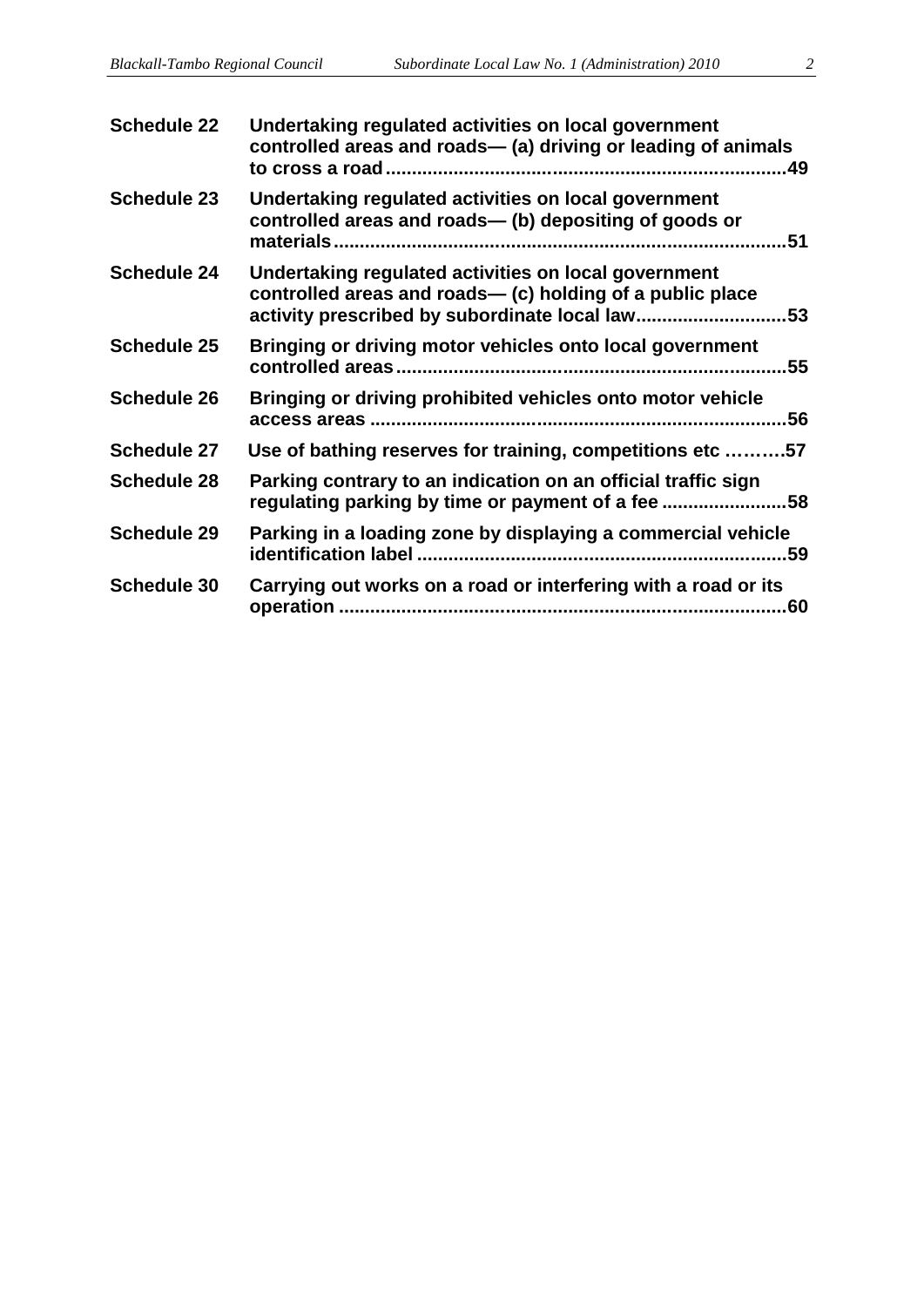| | | |
|---|---|---|
| **Schedule 22** | **Undertaking regulated activities on local government controlled areas and roads— (a) driving or leading of animals to cross a road** | **49** |
| **Schedule 23** | **Undertaking regulated activities on local government controlled areas and roads— (b) depositing of goods or materials** | **51** |
| **Schedule 24** | **Undertaking regulated activities on local government controlled areas and roads— (c) holding of a public place activity prescribed by subordinate local law** | **53** |
| **Schedule 25** | **Bringing or driving motor vehicles onto local government controlled areas** | **55** |
| **Schedule 26** | **Bringing or driving prohibited vehicles onto motor vehicle access areas** | **56** |
| **Schedule 27** | **Use of bathing reserves for training, competitions etc** | **57** |
| **Schedule 28** | **Parking contrary to an indication on an official traffic sign regulating parking by time or payment of a fee** | **58** |
| **Schedule 29** | **Parking in a loading zone by displaying a commercial vehicle identification label** | **59** |
| **Schedule 30** | **Carrying out works on a road or interfering with a road or its operation** | **60** |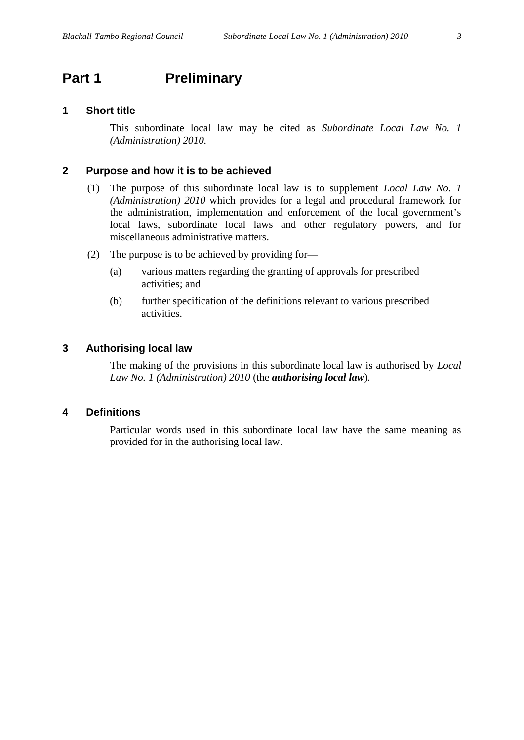# Part 1 Preliminary

## 1 Short title

This subordinate local law may be cited as *Subordinate Local Law No. 1 (Administration) 2010.*

## 2 Purpose and how it is to be achieved

(1) The purpose of this subordinate local law is to supplement *Local Law No. 1 (Administration) 2010* which provides for a legal and procedural framework for the administration, implementation and enforcement of the local government's local laws, subordinate local laws and other regulatory powers, and for miscellaneous administrative matters.

(2) The purpose is to be achieved by providing for—

(a) various matters regarding the granting of approvals for prescribed activities; and

(b) further specification of the definitions relevant to various prescribed activities.

## 3 Authorising local law

The making of the provisions in this subordinate local law is authorised by *Local Law No. 1 (Administration) 2010* (the ***authorising local law***).

## 4 Definitions

Particular words used in this subordinate local law have the same meaning as provided for in the authorising local law.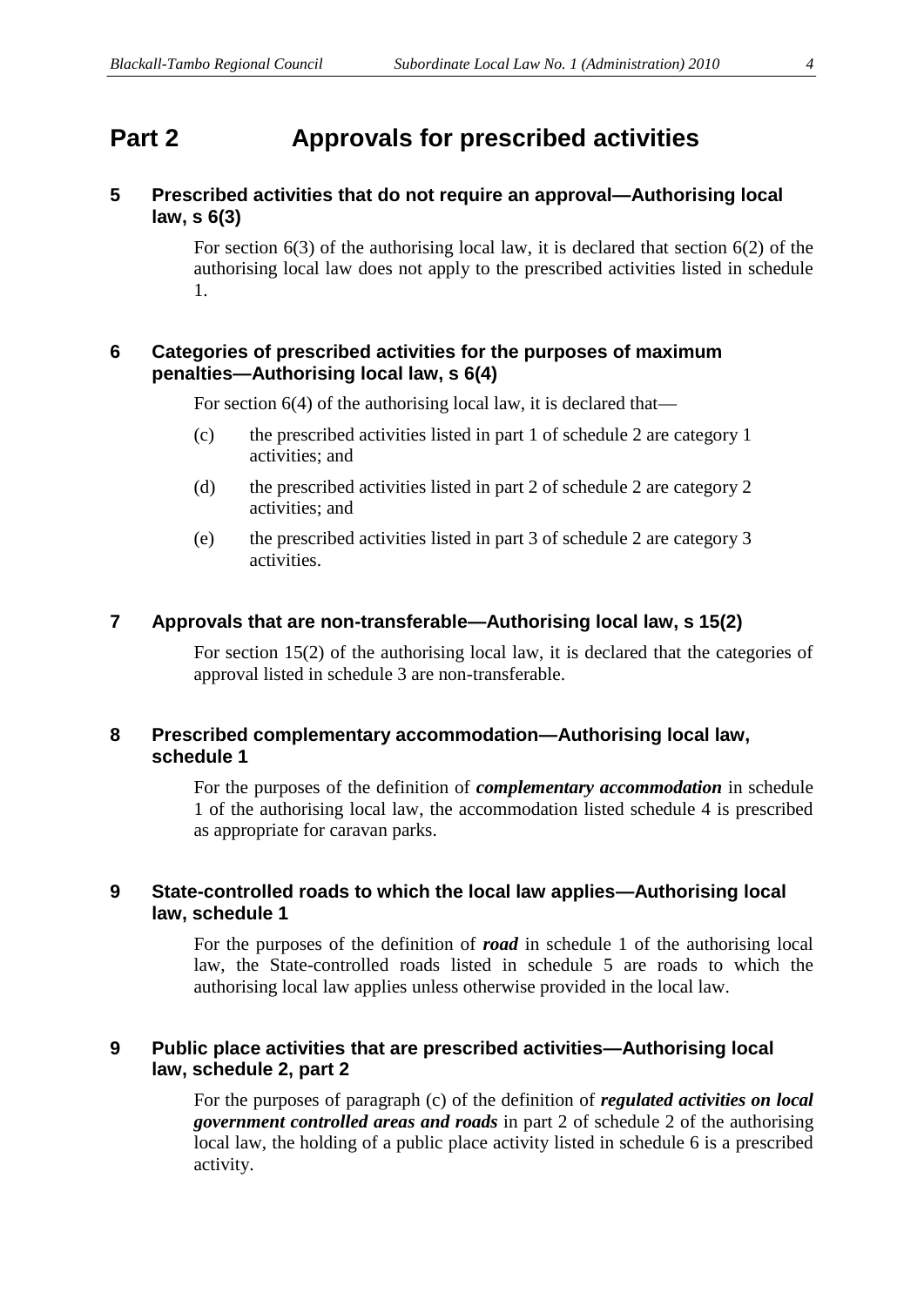# Part 2 Approvals for prescribed activities

### 5 Prescribed activities that do not require an approval—Authorising local law, s 6(3)

For section 6(3) of the authorising local law, it is declared that section 6(2) of the authorising local law does not apply to the prescribed activities listed in schedule 1.

### 6 Categories of prescribed activities for the purposes of maximum penalties—Authorising local law, s 6(4)

For section 6(4) of the authorising local law, it is declared that—

(c) the prescribed activities listed in part 1 of schedule 2 are category 1 activities; and

(d) the prescribed activities listed in part 2 of schedule 2 are category 2 activities; and

(e) the prescribed activities listed in part 3 of schedule 2 are category 3 activities.

### 7 Approvals that are non-transferable—Authorising local law, s 15(2)

For section 15(2) of the authorising local law, it is declared that the categories of approval listed in schedule 3 are non-transferable.

### 8 Prescribed complementary accommodation—Authorising local law, schedule 1

For the purposes of the definition of ***complementary accommodation*** in schedule 1 of the authorising local law, the accommodation listed schedule 4 is prescribed as appropriate for caravan parks.

### 9 State-controlled roads to which the local law applies—Authorising local law, schedule 1

For the purposes of the definition of ***road*** in schedule 1 of the authorising local law, the State-controlled roads listed in schedule 5 are roads to which the authorising local law applies unless otherwise provided in the local law.

### 9 Public place activities that are prescribed activities—Authorising local law, schedule 2, part 2

For the purposes of paragraph (c) of the definition of ***regulated activities on local government controlled areas and roads*** in part 2 of schedule 2 of the authorising local law, the holding of a public place activity listed in schedule 6 is a prescribed activity.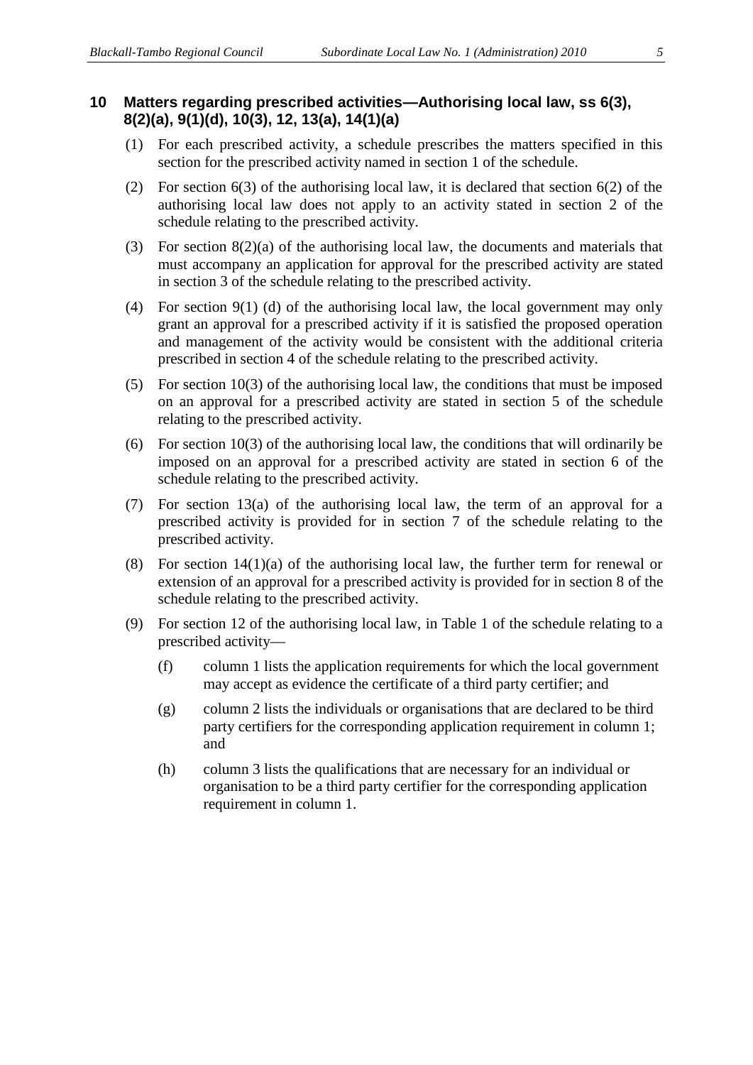## 10 Matters regarding prescribed activities—Authorising local law, ss 6(3), 8(2)(a), 9(1)(d), 10(3), 12, 13(a), 14(1)(a)

(1) For each prescribed activity, a schedule prescribes the matters specified in this section for the prescribed activity named in section 1 of the schedule.

(2) For section 6(3) of the authorising local law, it is declared that section 6(2) of the authorising local law does not apply to an activity stated in section 2 of the schedule relating to the prescribed activity.

(3) For section 8(2)(a) of the authorising local law, the documents and materials that must accompany an application for approval for the prescribed activity are stated in section 3 of the schedule relating to the prescribed activity.

(4) For section 9(1) (d) of the authorising local law, the local government may only grant an approval for a prescribed activity if it is satisfied the proposed operation and management of the activity would be consistent with the additional criteria prescribed in section 4 of the schedule relating to the prescribed activity.

(5) For section 10(3) of the authorising local law, the conditions that must be imposed on an approval for a prescribed activity are stated in section 5 of the schedule relating to the prescribed activity.

(6) For section 10(3) of the authorising local law, the conditions that will ordinarily be imposed on an approval for a prescribed activity are stated in section 6 of the schedule relating to the prescribed activity.

(7) For section 13(a) of the authorising local law, the term of an approval for a prescribed activity is provided for in section 7 of the schedule relating to the prescribed activity.

(8) For section 14(1)(a) of the authorising local law, the further term for renewal or extension of an approval for a prescribed activity is provided for in section 8 of the schedule relating to the prescribed activity.

(9) For section 12 of the authorising local law, in Table 1 of the schedule relating to a prescribed activity—

(f) column 1 lists the application requirements for which the local government may accept as evidence the certificate of a third party certifier; and

(g) column 2 lists the individuals or organisations that are declared to be third party certifiers for the corresponding application requirement in column 1; and

(h) column 3 lists the qualifications that are necessary for an individual or organisation to be a third party certifier for the corresponding application requirement in column 1.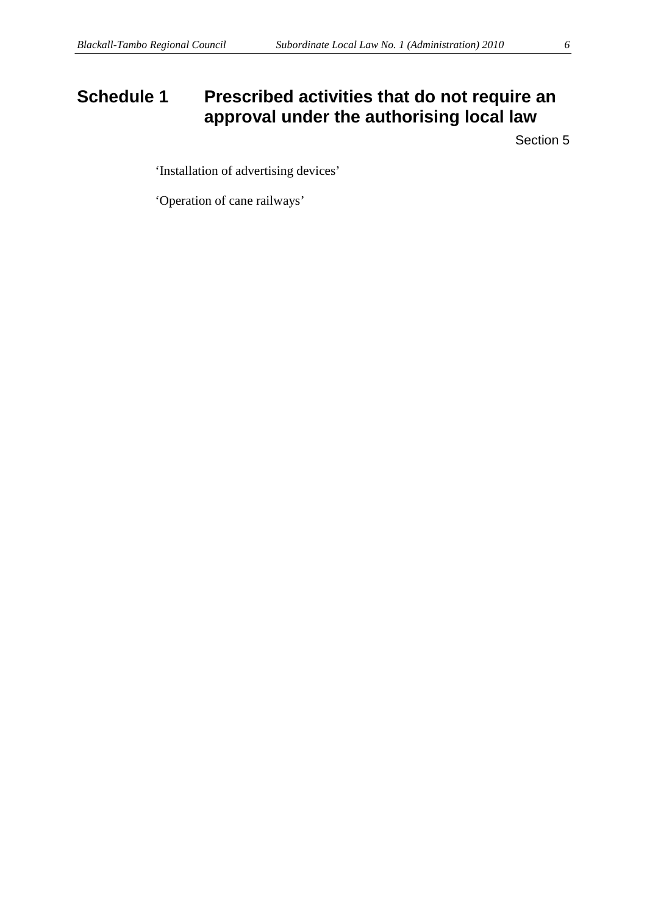# Schedule 1 Prescribed activities that do not require an approval under the authorising local law

Section 5

'Installation of advertising devices'

'Operation of cane railways'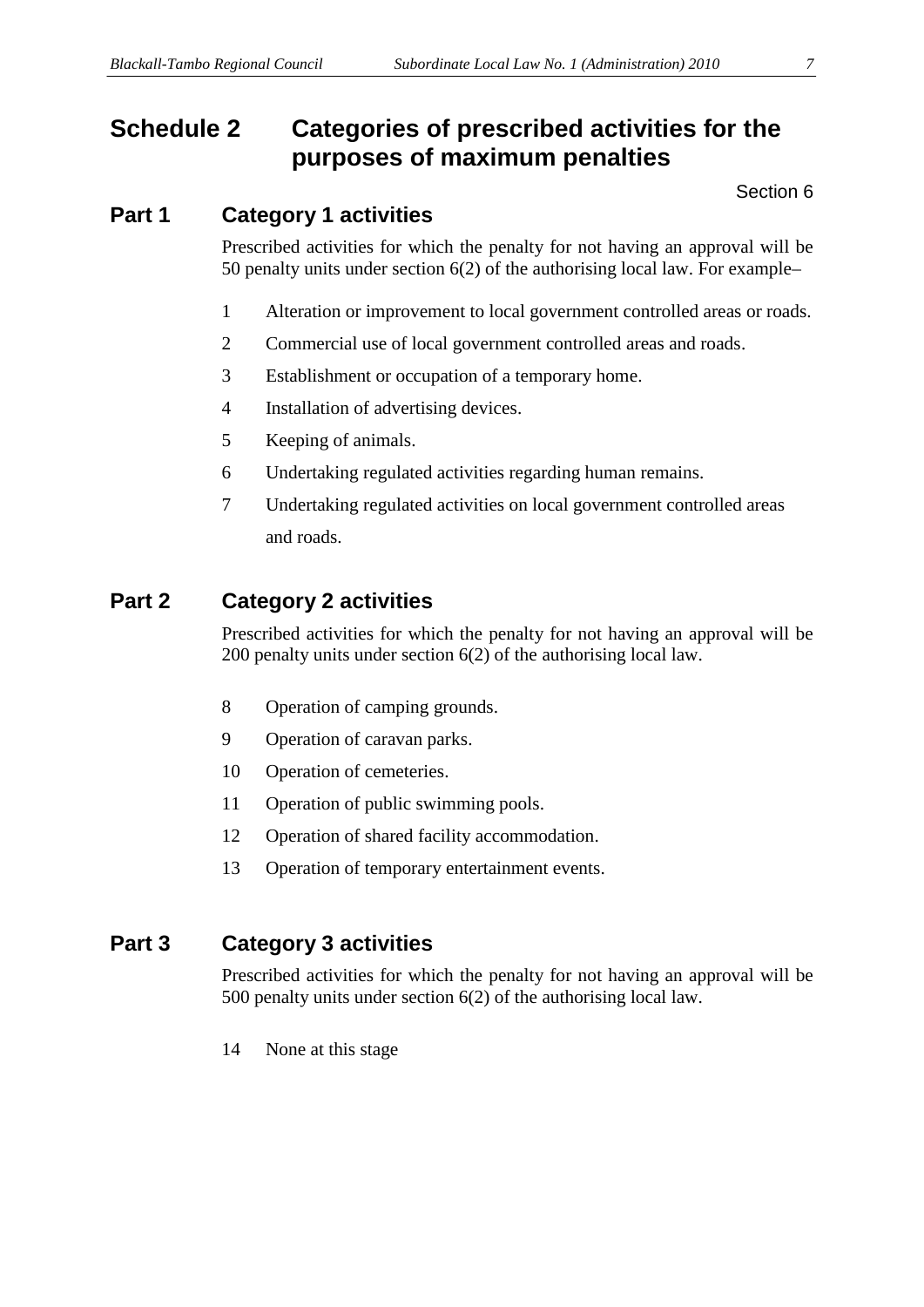# Schedule 2 Categories of prescribed activities for the purposes of maximum penalties

Section 6

## Part 1 Category 1 activities

Prescribed activities for which the penalty for not having an approval will be 50 penalty units under section 6(2) of the authorising local law. For example–

1 Alteration or improvement to local government controlled areas or roads.

2 Commercial use of local government controlled areas and roads.

3 Establishment or occupation of a temporary home.

4 Installation of advertising devices.

5 Keeping of animals.

6 Undertaking regulated activities regarding human remains.

7 Undertaking regulated activities on local government controlled areas and roads.

## Part 2 Category 2 activities

Prescribed activities for which the penalty for not having an approval will be 200 penalty units under section 6(2) of the authorising local law.

8 Operation of camping grounds.

9 Operation of caravan parks.

10 Operation of cemeteries.

11 Operation of public swimming pools.

12 Operation of shared facility accommodation.

13 Operation of temporary entertainment events.

## Part 3 Category 3 activities

Prescribed activities for which the penalty for not having an approval will be 500 penalty units under section 6(2) of the authorising local law.

14 None at this stage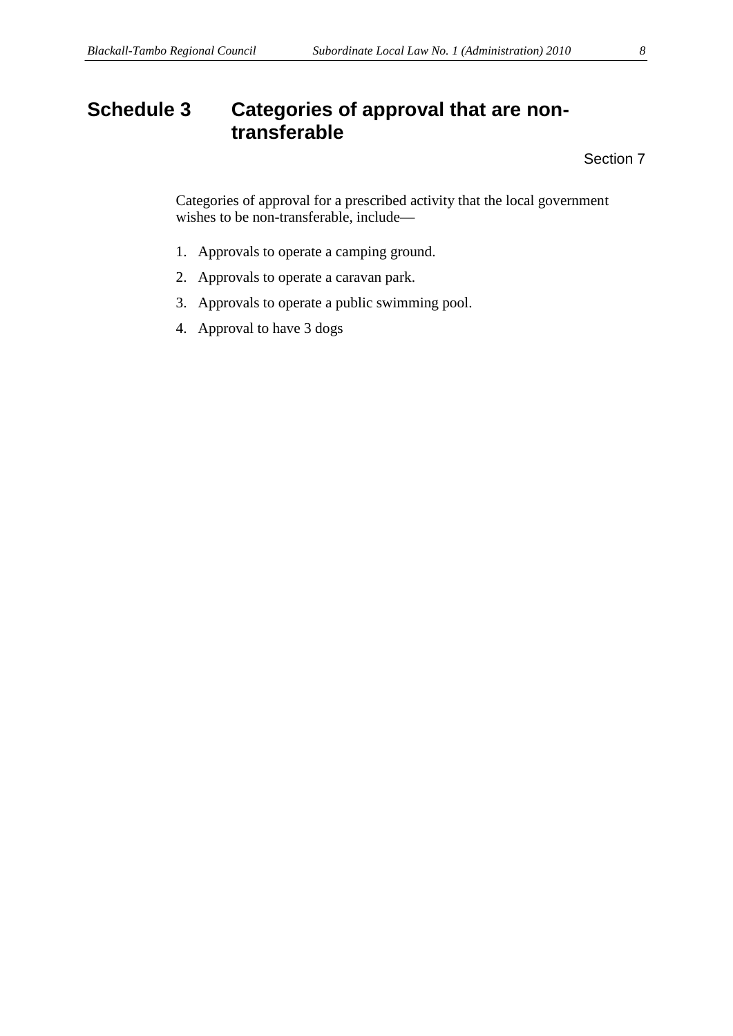# Schedule 3 Categories of approval that are non-transferable

Section 7

Categories of approval for a prescribed activity that the local government wishes to be non-transferable, include—

1. Approvals to operate a camping ground.
2. Approvals to operate a caravan park.
3. Approvals to operate a public swimming pool.
4. Approval to have 3 dogs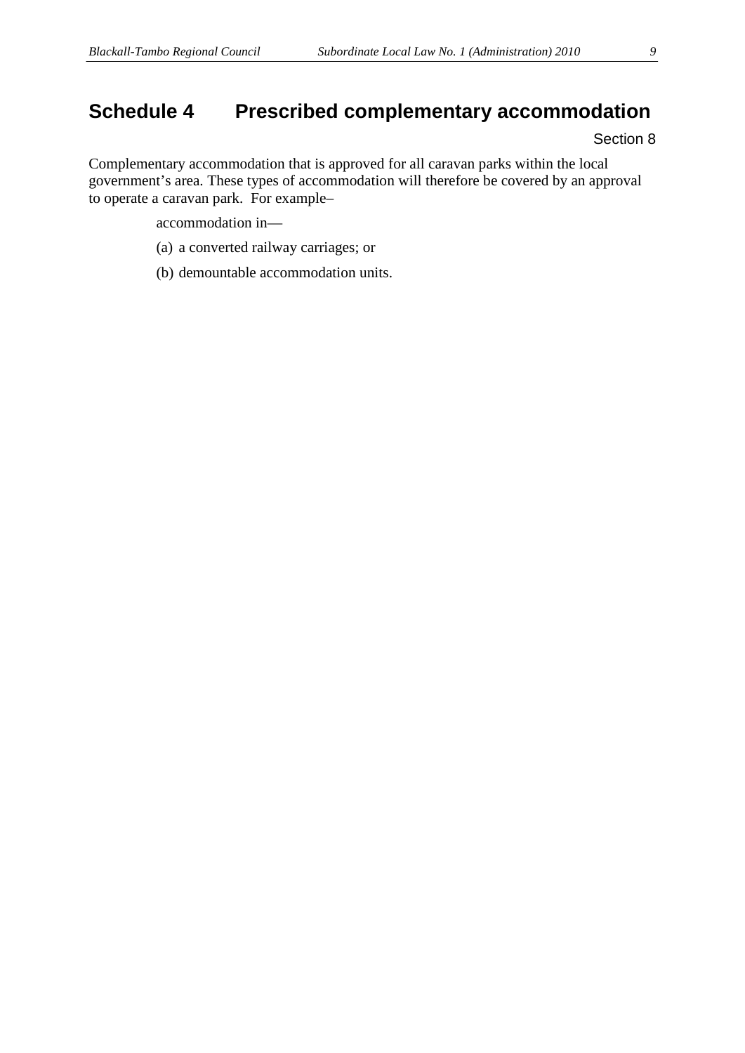# Schedule 4 Prescribed complementary accommodation

Section 8

Complementary accommodation that is approved for all caravan parks within the local government's area. These types of accommodation will therefore be covered by an approval to operate a caravan park. For example–

accommodation in—

(a) a converted railway carriages; or

(b) demountable accommodation units.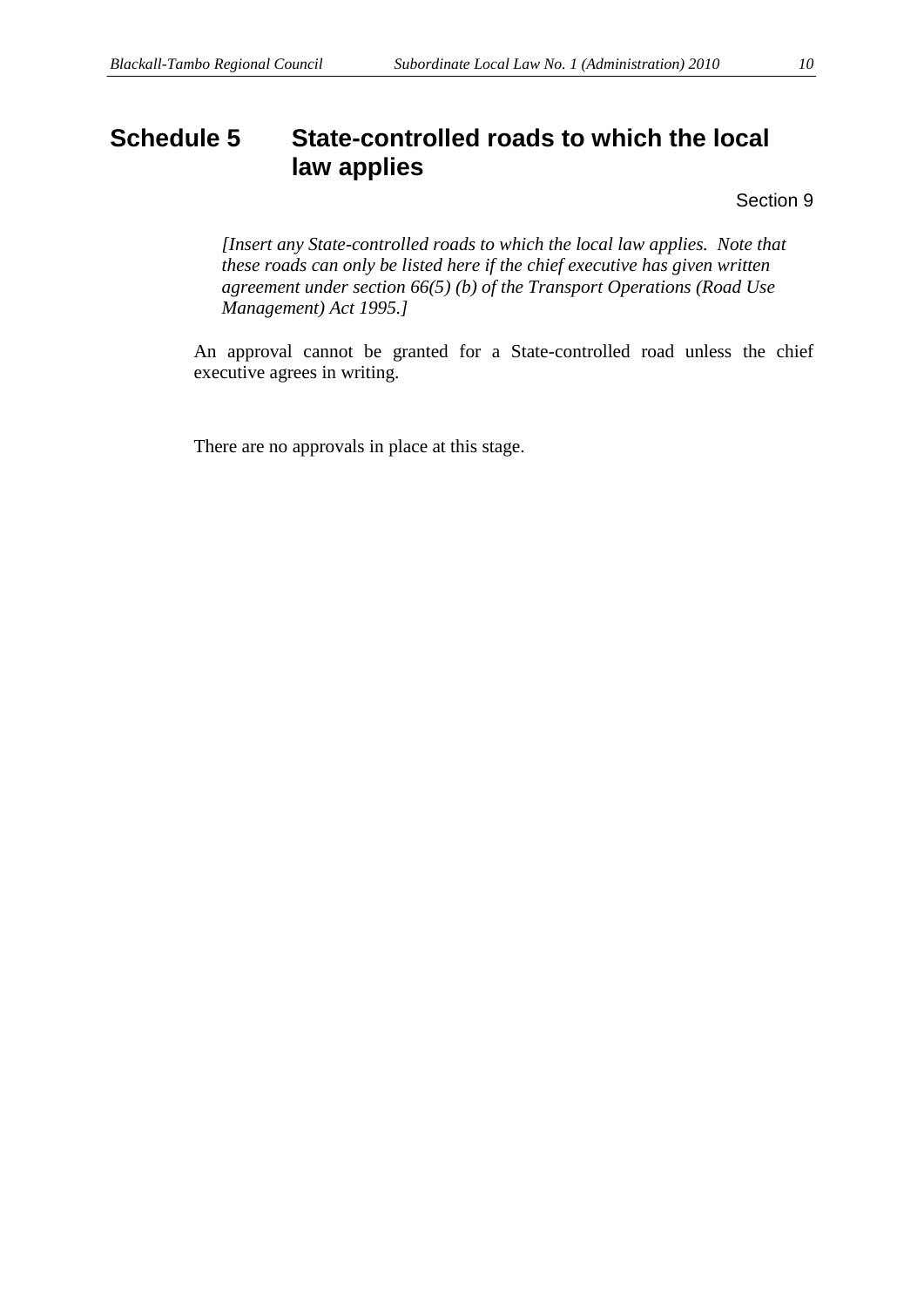# Schedule 5 State-controlled roads to which the local law applies

Section 9

*[Insert any State-controlled roads to which the local law applies. Note that these roads can only be listed here if the chief executive has given written agreement under section 66(5) (b) of the Transport Operations (Road Use Management) Act 1995.]*

An approval cannot be granted for a State-controlled road unless the chief executive agrees in writing.

There are no approvals in place at this stage.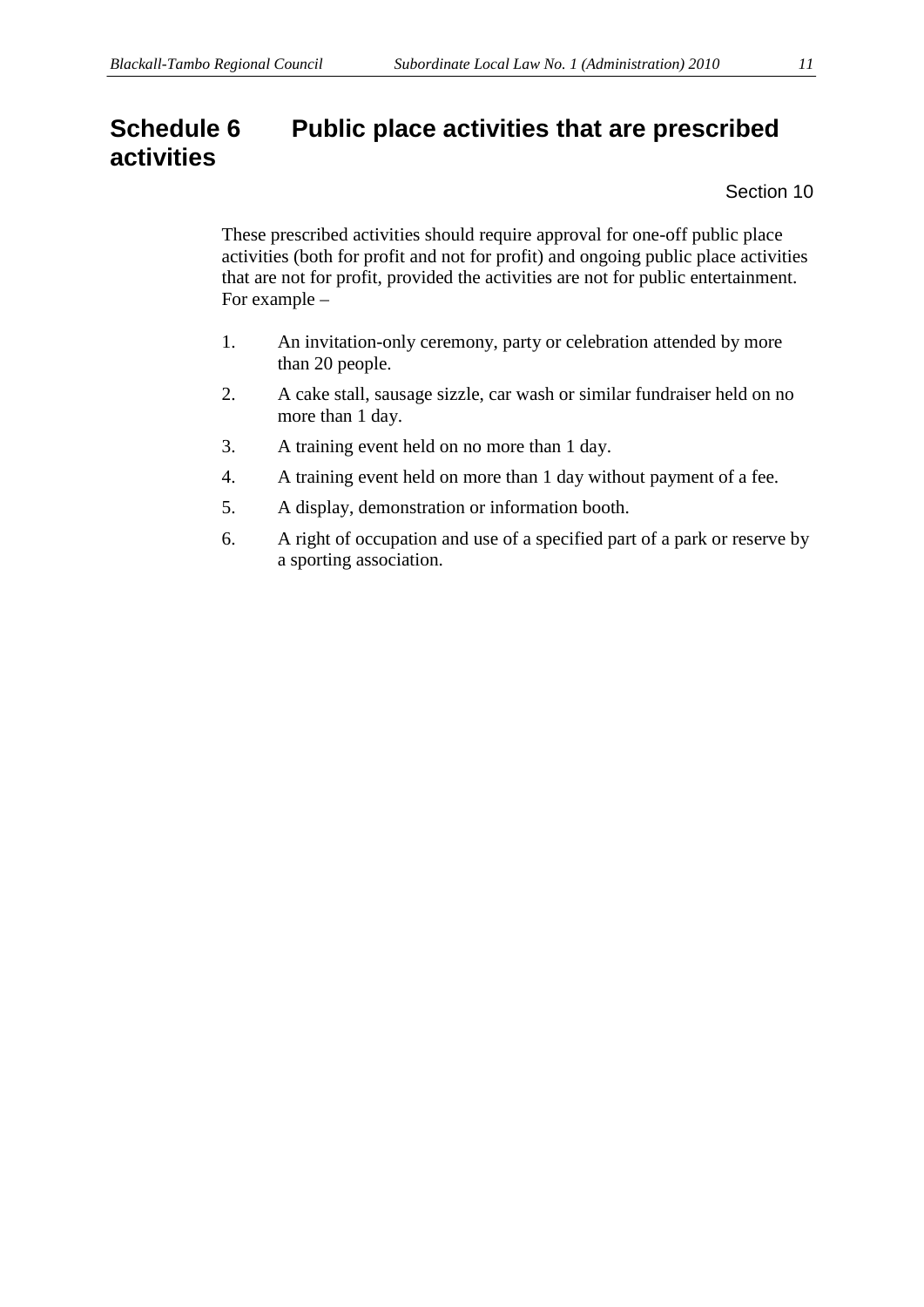# Schedule 6 Public place activities that are prescribed activities

Section 10

These prescribed activities should require approval for one-off public place activities (both for profit and not for profit) and ongoing public place activities that are not for profit, provided the activities are not for public entertainment. For example –

1. An invitation-only ceremony, party or celebration attended by more than 20 people.
2. A cake stall, sausage sizzle, car wash or similar fundraiser held on no more than 1 day.
3. A training event held on no more than 1 day.
4. A training event held on more than 1 day without payment of a fee.
5. A display, demonstration or information booth.
6. A right of occupation and use of a specified part of a park or reserve by a sporting association.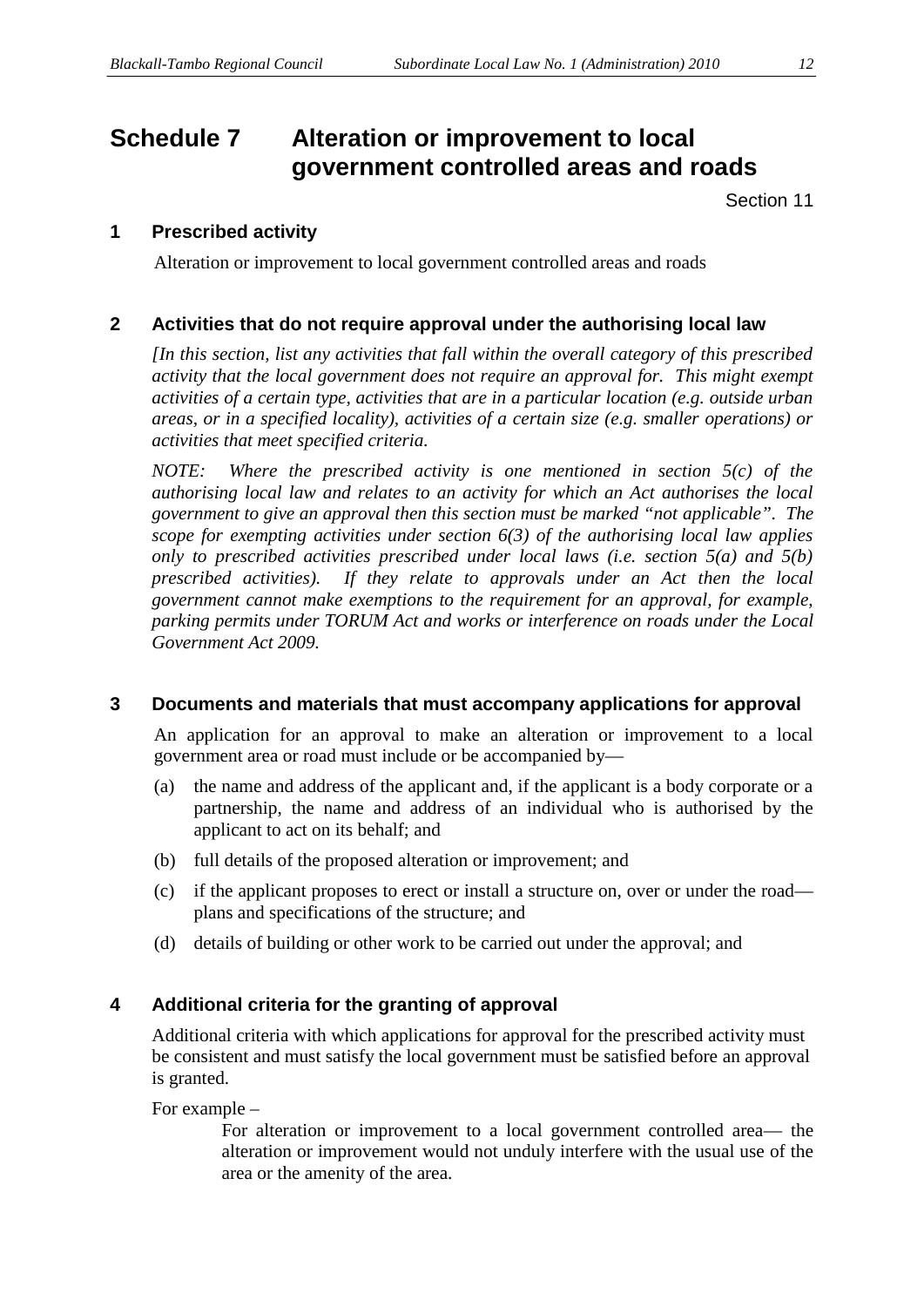# Schedule 7 Alteration or improvement to local government controlled areas and roads

Section 11

## 1 Prescribed activity

Alteration or improvement to local government controlled areas and roads

## 2 Activities that do not require approval under the authorising local law

*[In this section, list any activities that fall within the overall category of this prescribed activity that the local government does not require an approval for. This might exempt activities of a certain type, activities that are in a particular location (e.g. outside urban areas, or in a specified locality), activities of a certain size (e.g. smaller operations) or activities that meet specified criteria.*

*NOTE: Where the prescribed activity is one mentioned in section 5(c) of the authorising local law and relates to an activity for which an Act authorises the local government to give an approval then this section must be marked "not applicable". The scope for exempting activities under section 6(3) of the authorising local law applies only to prescribed activities prescribed under local laws (i.e. section 5(a) and 5(b) prescribed activities). If they relate to approvals under an Act then the local government cannot make exemptions to the requirement for an approval, for example, parking permits under TORUM Act and works or interference on roads under the Local Government Act 2009.*

## 3 Documents and materials that must accompany applications for approval

An application for an approval to make an alteration or improvement to a local government area or road must include or be accompanied by—

(a) the name and address of the applicant and, if the applicant is a body corporate or a partnership, the name and address of an individual who is authorised by the applicant to act on its behalf; and

(b) full details of the proposed alteration or improvement; and

(c) if the applicant proposes to erect or install a structure on, over or under the road—plans and specifications of the structure; and

(d) details of building or other work to be carried out under the approval; and

## 4 Additional criteria for the granting of approval

Additional criteria with which applications for approval for the prescribed activity must be consistent and must satisfy the local government must be satisfied before an approval is granted.

For example –

> For alteration or improvement to a local government controlled area— the alteration or improvement would not unduly interfere with the usual use of the area or the amenity of the area.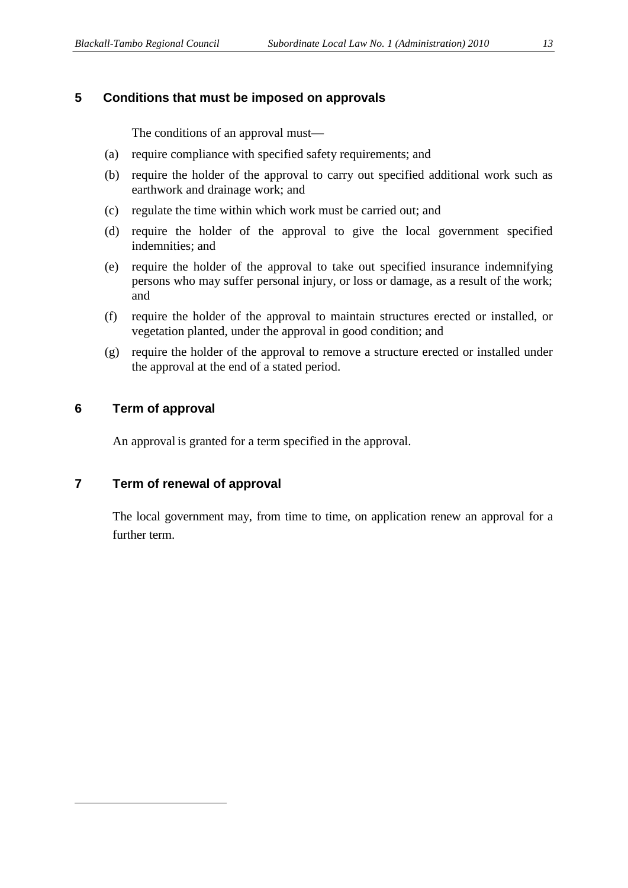## 5 Conditions that must be imposed on approvals

The conditions of an approval must—

(a) require compliance with specified safety requirements; and

(b) require the holder of the approval to carry out specified additional work such as earthwork and drainage work; and

(c) regulate the time within which work must be carried out; and

(d) require the holder of the approval to give the local government specified indemnities; and

(e) require the holder of the approval to take out specified insurance indemnifying persons who may suffer personal injury, or loss or damage, as a result of the work; and

(f) require the holder of the approval to maintain structures erected or installed, or vegetation planted, under the approval in good condition; and

(g) require the holder of the approval to remove a structure erected or installed under the approval at the end of a stated period.

## 6 Term of approval

An approval is granted for a term specified in the approval.

## 7 Term of renewal of approval

The local government may, from time to time, on application renew an approval for a further term.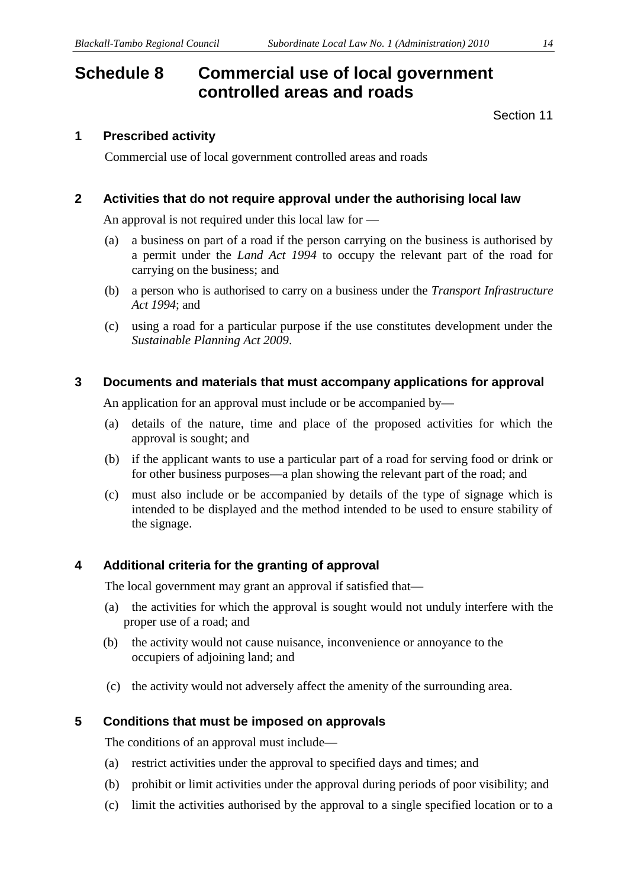# Schedule 8 Commercial use of local government controlled areas and roads

Section 11

## 1 Prescribed activity

Commercial use of local government controlled areas and roads

## 2 Activities that do not require approval under the authorising local law

An approval is not required under this local law for —

(a) a business on part of a road if the person carrying on the business is authorised by a permit under the *Land Act 1994* to occupy the relevant part of the road for carrying on the business; and

(b) a person who is authorised to carry on a business under the *Transport Infrastructure Act 1994*; and

(c) using a road for a particular purpose if the use constitutes development under the *Sustainable Planning Act 2009*.

## 3 Documents and materials that must accompany applications for approval

An application for an approval must include or be accompanied by—

(a) details of the nature, time and place of the proposed activities for which the approval is sought; and

(b) if the applicant wants to use a particular part of a road for serving food or drink or for other business purposes—a plan showing the relevant part of the road; and

(c) must also include or be accompanied by details of the type of signage which is intended to be displayed and the method intended to be used to ensure stability of the signage.

## 4 Additional criteria for the granting of approval

The local government may grant an approval if satisfied that—

(a) the activities for which the approval is sought would not unduly interfere with the proper use of a road; and

(b) the activity would not cause nuisance, inconvenience or annoyance to the occupiers of adjoining land; and

(c) the activity would not adversely affect the amenity of the surrounding area.

## 5 Conditions that must be imposed on approvals

The conditions of an approval must include—

(a) restrict activities under the approval to specified days and times; and

(b) prohibit or limit activities under the approval during periods of poor visibility; and

(c) limit the activities authorised by the approval to a single specified location or to a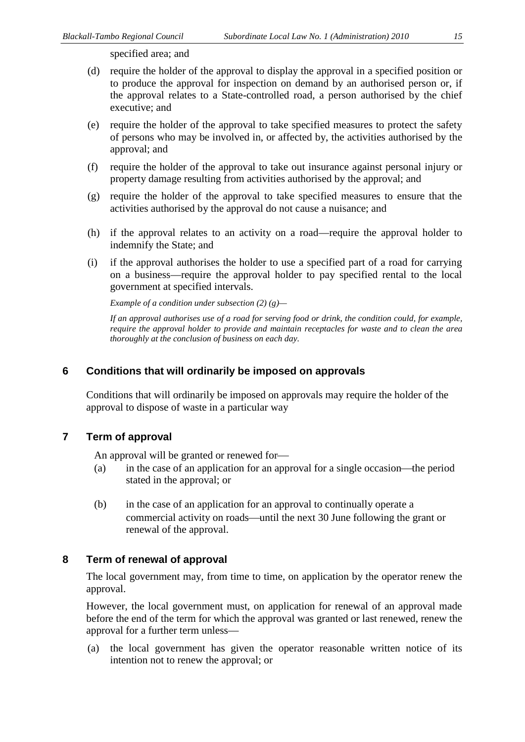specified area; and

(d) require the holder of the approval to display the approval in a specified position or to produce the approval for inspection on demand by an authorised person or, if the approval relates to a State-controlled road, a person authorised by the chief executive; and

(e) require the holder of the approval to take specified measures to protect the safety of persons who may be involved in, or affected by, the activities authorised by the approval; and

(f) require the holder of the approval to take out insurance against personal injury or property damage resulting from activities authorised by the approval; and

(g) require the holder of the approval to take specified measures to ensure that the activities authorised by the approval do not cause a nuisance; and

(h) if the approval relates to an activity on a road—require the approval holder to indemnify the State; and

(i) if the approval authorises the holder to use a specified part of a road for carrying on a business—require the approval holder to pay specified rental to the local government at specified intervals.

*Example of a condition under subsection (2) (g)—*

*If an approval authorises use of a road for serving food or drink, the condition could, for example, require the approval holder to provide and maintain receptacles for waste and to clean the area thoroughly at the conclusion of business on each day.*

## 6 Conditions that will ordinarily be imposed on approvals

Conditions that will ordinarily be imposed on approvals may require the holder of the approval to dispose of waste in a particular way

## 7 Term of approval

An approval will be granted or renewed for—

(a) in the case of an application for an approval for a single occasion—the period stated in the approval; or

(b) in the case of an application for an approval to continually operate a commercial activity on roads—until the next 30 June following the grant or renewal of the approval.

## 8 Term of renewal of approval

The local government may, from time to time, on application by the operator renew the approval.

However, the local government must, on application for renewal of an approval made before the end of the term for which the approval was granted or last renewed, renew the approval for a further term unless—

(a) the local government has given the operator reasonable written notice of its intention not to renew the approval; or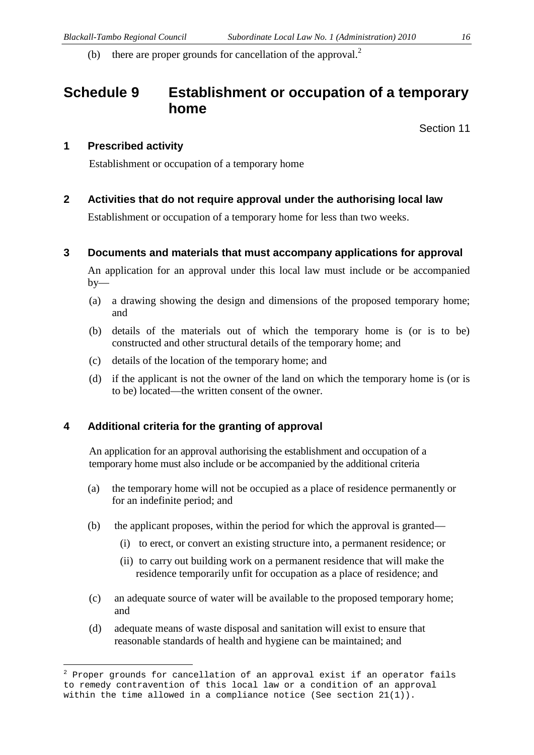(b) there are proper grounds for cancellation of the approval.[2]

# Schedule 9 Establishment or occupation of a temporary home

Section 11

## 1 Prescribed activity

Establishment or occupation of a temporary home

## 2 Activities that do not require approval under the authorising local law

Establishment or occupation of a temporary home for less than two weeks.

## 3 Documents and materials that must accompany applications for approval

An application for an approval under this local law must include or be accompanied by—

(a) a drawing showing the design and dimensions of the proposed temporary home; and

(b) details of the materials out of which the temporary home is (or is to be) constructed and other structural details of the temporary home; and

(c) details of the location of the temporary home; and

(d) if the applicant is not the owner of the land on which the temporary home is (or is to be) located—the written consent of the owner.

## 4 Additional criteria for the granting of approval

An application for an approval authorising the establishment and occupation of a temporary home must also include or be accompanied by the additional criteria

(a) the temporary home will not be occupied as a place of residence permanently or for an indefinite period; and

(b) the applicant proposes, within the period for which the approval is granted—

(i) to erect, or convert an existing structure into, a permanent residence; or

(ii) to carry out building work on a permanent residence that will make the residence temporarily unfit for occupation as a place of residence; and

(c) an adequate source of water will be available to the proposed temporary home; and

(d) adequate means of waste disposal and sanitation will exist to ensure that reasonable standards of health and hygiene can be maintained; and

---

[2] Proper grounds for cancellation of an approval exist if an operator fails to remedy contravention of this local law or a condition of an approval within the time allowed in a compliance notice (See section 21(1)).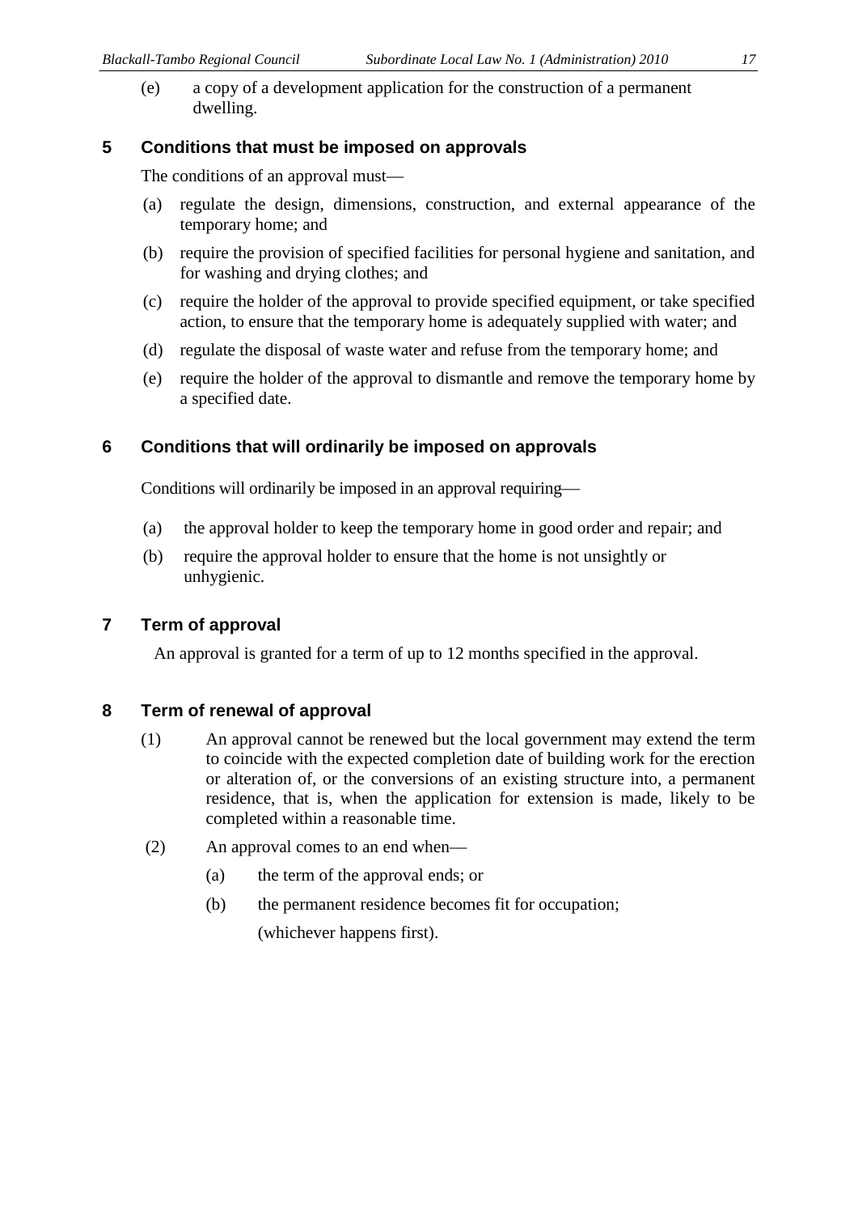(e) a copy of a development application for the construction of a permanent dwelling.

## 5 Conditions that must be imposed on approvals

The conditions of an approval must—

(a) regulate the design, dimensions, construction, and external appearance of the temporary home; and

(b) require the provision of specified facilities for personal hygiene and sanitation, and for washing and drying clothes; and

(c) require the holder of the approval to provide specified equipment, or take specified action, to ensure that the temporary home is adequately supplied with water; and

(d) regulate the disposal of waste water and refuse from the temporary home; and

(e) require the holder of the approval to dismantle and remove the temporary home by a specified date.

## 6 Conditions that will ordinarily be imposed on approvals

Conditions will ordinarily be imposed in an approval requiring—

(a) the approval holder to keep the temporary home in good order and repair; and

(b) require the approval holder to ensure that the home is not unsightly or unhygienic.

## 7 Term of approval

An approval is granted for a term of up to 12 months specified in the approval.

## 8 Term of renewal of approval

(1) An approval cannot be renewed but the local government may extend the term to coincide with the expected completion date of building work for the erection or alteration of, or the conversions of an existing structure into, a permanent residence, that is, when the application for extension is made, likely to be completed within a reasonable time.

(2) An approval comes to an end when—

(a) the term of the approval ends; or

(b) the permanent residence becomes fit for occupation;

(whichever happens first).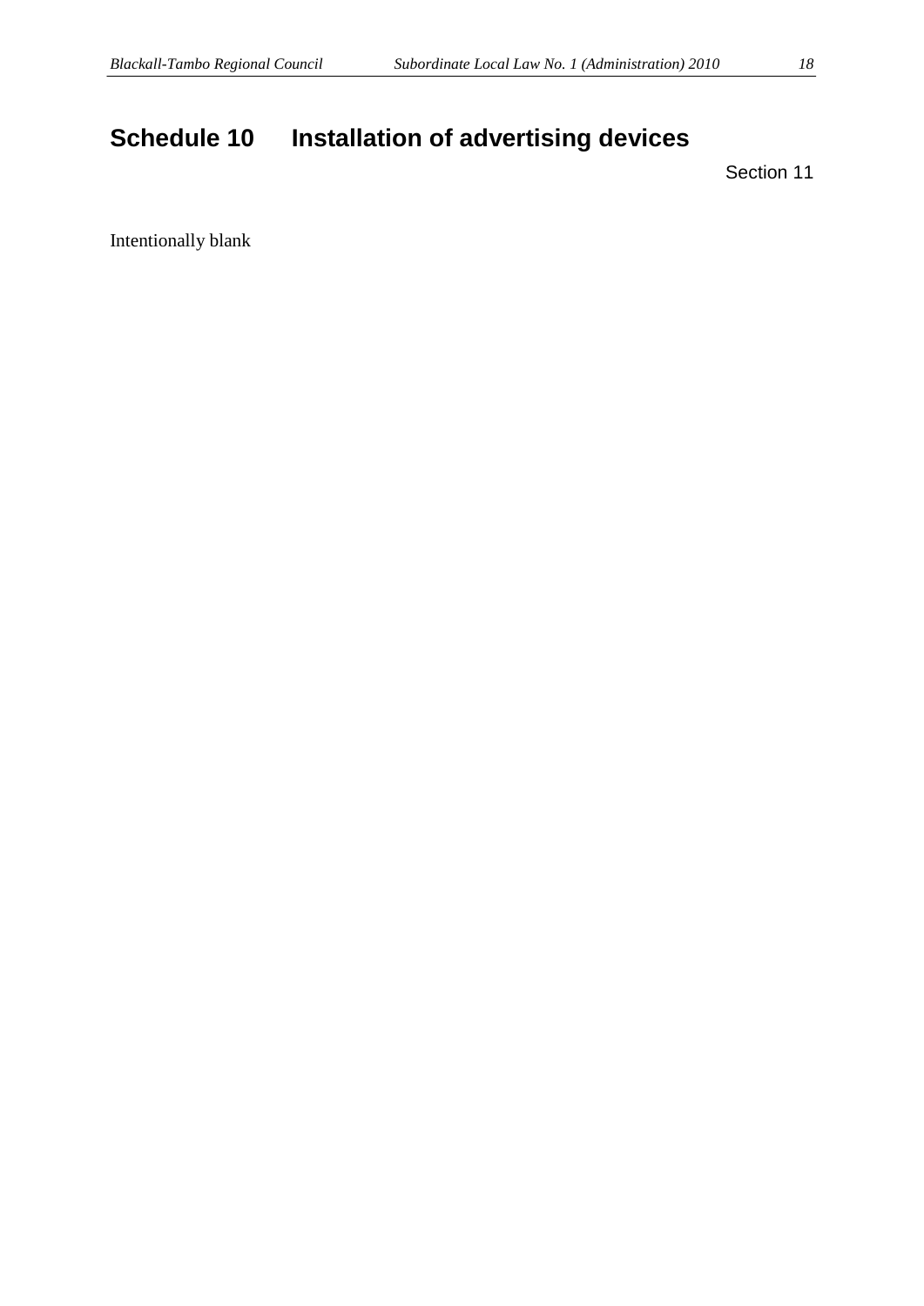# Schedule 10 Installation of advertising devices

Section 11

Intentionally blank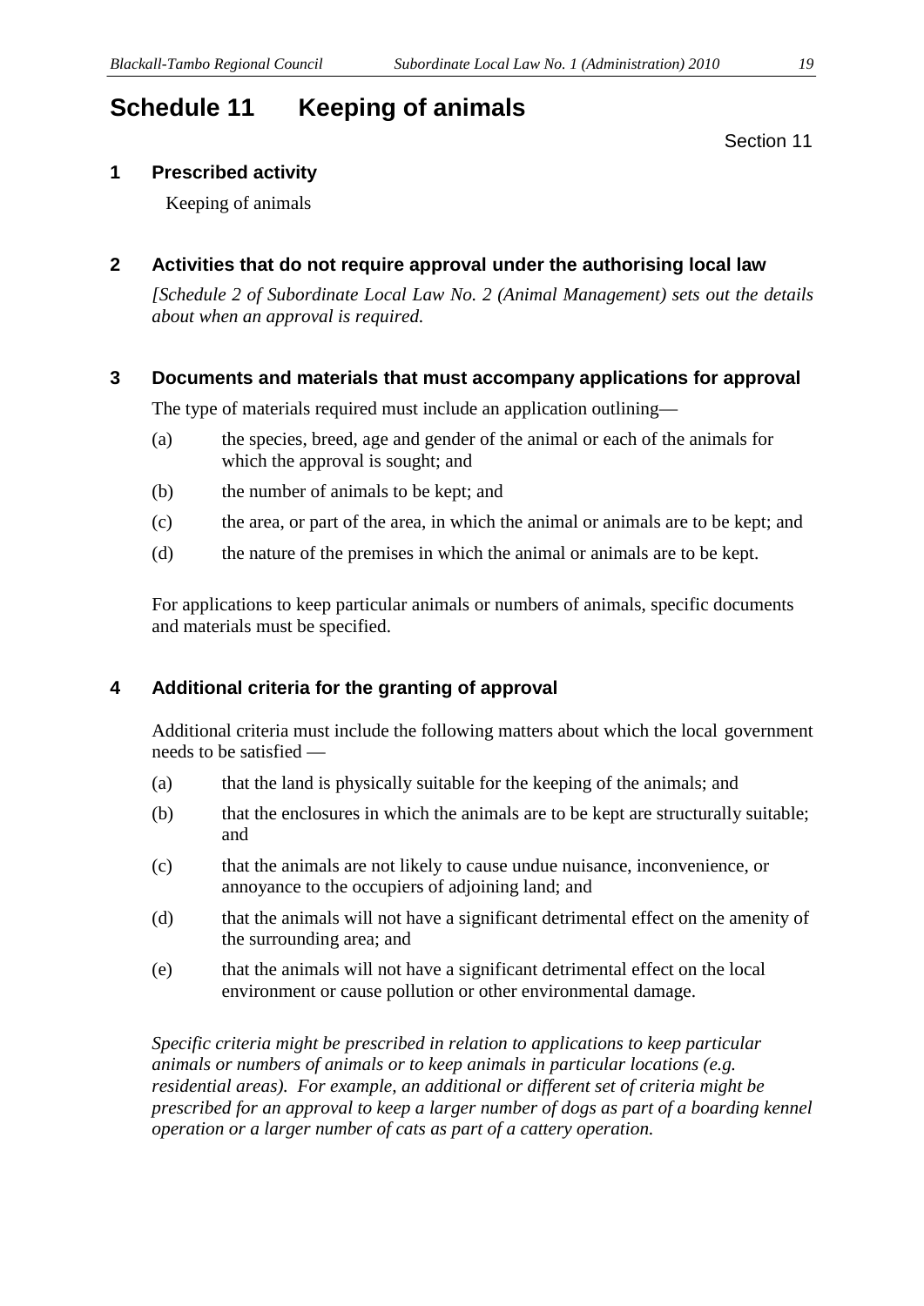# Schedule 11 Keeping of animals

Section 11

## 1 Prescribed activity

Keeping of animals

## 2 Activities that do not require approval under the authorising local law

*[Schedule 2 of Subordinate Local Law No. 2 (Animal Management) sets out the details about when an approval is required.*

## 3 Documents and materials that must accompany applications for approval

The type of materials required must include an application outlining—

(a) the species, breed, age and gender of the animal or each of the animals for which the approval is sought; and

(b) the number of animals to be kept; and

(c) the area, or part of the area, in which the animal or animals are to be kept; and

(d) the nature of the premises in which the animal or animals are to be kept.

For applications to keep particular animals or numbers of animals, specific documents and materials must be specified.

## 4 Additional criteria for the granting of approval

Additional criteria must include the following matters about which the local government needs to be satisfied —

(a) that the land is physically suitable for the keeping of the animals; and

(b) that the enclosures in which the animals are to be kept are structurally suitable; and

(c) that the animals are not likely to cause undue nuisance, inconvenience, or annoyance to the occupiers of adjoining land; and

(d) that the animals will not have a significant detrimental effect on the amenity of the surrounding area; and

(e) that the animals will not have a significant detrimental effect on the local environment or cause pollution or other environmental damage.

*Specific criteria might be prescribed in relation to applications to keep particular animals or numbers of animals or to keep animals in particular locations (e.g. residential areas). For example, an additional or different set of criteria might be prescribed for an approval to keep a larger number of dogs as part of a boarding kennel operation or a larger number of cats as part of a cattery operation.*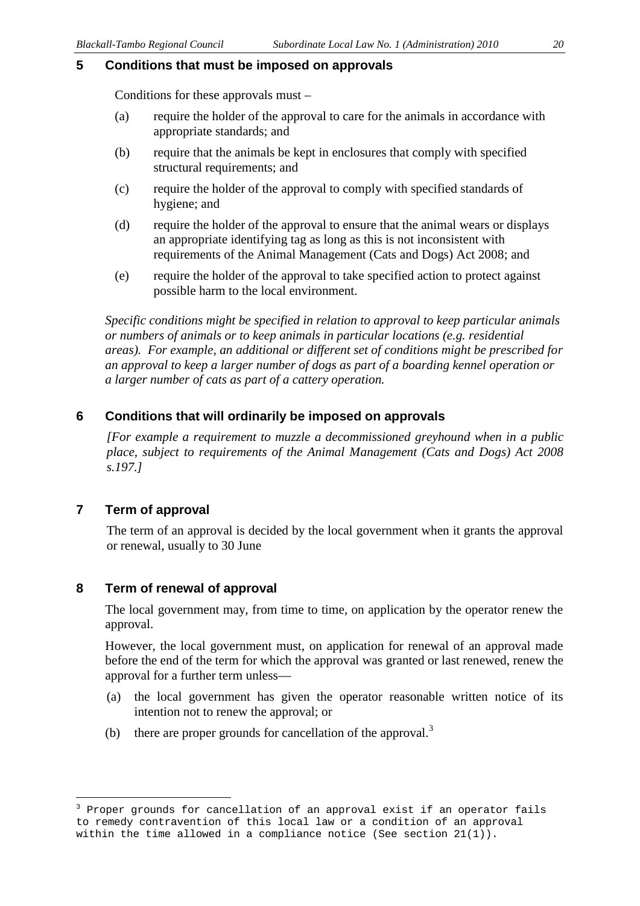## 5 Conditions that must be imposed on approvals

Conditions for these approvals must –

(a) require the holder of the approval to care for the animals in accordance with appropriate standards; and

(b) require that the animals be kept in enclosures that comply with specified structural requirements; and

(c) require the holder of the approval to comply with specified standards of hygiene; and

(d) require the holder of the approval to ensure that the animal wears or displays an appropriate identifying tag as long as this is not inconsistent with requirements of the Animal Management (Cats and Dogs) Act 2008; and

(e) require the holder of the approval to take specified action to protect against possible harm to the local environment.

*Specific conditions might be specified in relation to approval to keep particular animals or numbers of animals or to keep animals in particular locations (e.g. residential areas). For example, an additional or different set of conditions might be prescribed for an approval to keep a larger number of dogs as part of a boarding kennel operation or a larger number of cats as part of a cattery operation.*

## 6 Conditions that will ordinarily be imposed on approvals

*[For example a requirement to muzzle a decommissioned greyhound when in a public place, subject to requirements of the Animal Management (Cats and Dogs) Act 2008 s.197.]*

## 7 Term of approval

The term of an approval is decided by the local government when it grants the approval or renewal, usually to 30 June

## 8 Term of renewal of approval

The local government may, from time to time, on application by the operator renew the approval.

However, the local government must, on application for renewal of an approval made before the end of the term for which the approval was granted or last renewed, renew the approval for a further term unless—

(a) the local government has given the operator reasonable written notice of its intention not to renew the approval; or

(b) there are proper grounds for cancellation of the approval.[3]

---

[3] Proper grounds for cancellation of an approval exist if an operator fails to remedy contravention of this local law or a condition of an approval within the time allowed in a compliance notice (See section 21(1)).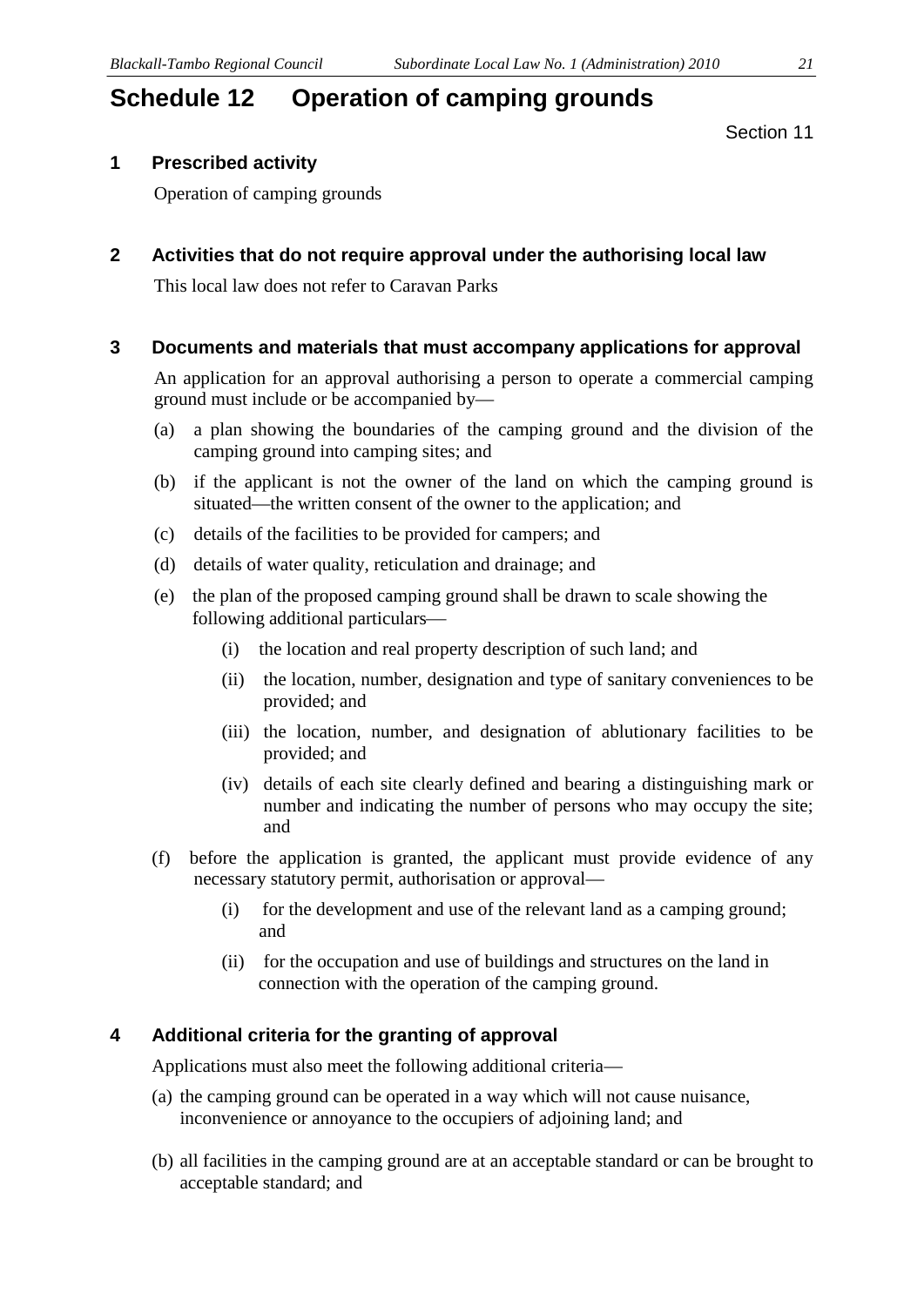# Schedule 12 Operation of camping grounds

Section 11

## 1 Prescribed activity

Operation of camping grounds

## 2 Activities that do not require approval under the authorising local law

This local law does not refer to Caravan Parks

## 3 Documents and materials that must accompany applications for approval

An application for an approval authorising a person to operate a commercial camping ground must include or be accompanied by—

(a) a plan showing the boundaries of the camping ground and the division of the camping ground into camping sites; and

(b) if the applicant is not the owner of the land on which the camping ground is situated—the written consent of the owner to the application; and

(c) details of the facilities to be provided for campers; and

(d) details of water quality, reticulation and drainage; and

(e) the plan of the proposed camping ground shall be drawn to scale showing the following additional particulars—

(i) the location and real property description of such land; and

(ii) the location, number, designation and type of sanitary conveniences to be provided; and

(iii) the location, number, and designation of ablutionary facilities to be provided; and

(iv) details of each site clearly defined and bearing a distinguishing mark or number and indicating the number of persons who may occupy the site; and

(f) before the application is granted, the applicant must provide evidence of any necessary statutory permit, authorisation or approval—

(i) for the development and use of the relevant land as a camping ground; and

(ii) for the occupation and use of buildings and structures on the land in connection with the operation of the camping ground.

## 4 Additional criteria for the granting of approval

Applications must also meet the following additional criteria—

(a) the camping ground can be operated in a way which will not cause nuisance, inconvenience or annoyance to the occupiers of adjoining land; and

(b) all facilities in the camping ground are at an acceptable standard or can be brought to acceptable standard; and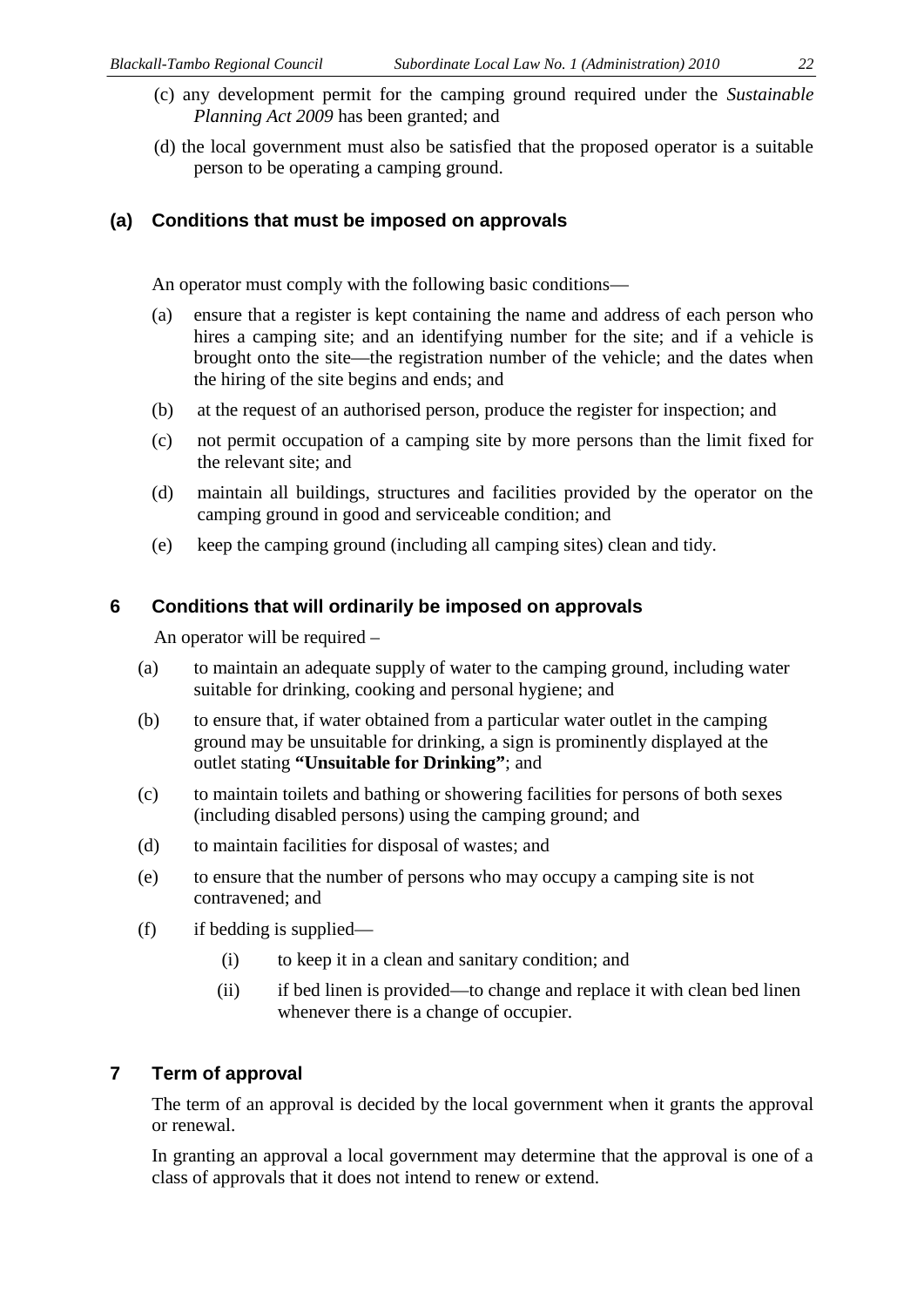(c) any development permit for the camping ground required under the *Sustainable Planning Act 2009* has been granted; and

(d) the local government must also be satisfied that the proposed operator is a suitable person to be operating a camping ground.

### (a) Conditions that must be imposed on approvals

An operator must comply with the following basic conditions—

(a) ensure that a register is kept containing the name and address of each person who hires a camping site; and an identifying number for the site; and if a vehicle is brought onto the site—the registration number of the vehicle; and the dates when the hiring of the site begins and ends; and

(b) at the request of an authorised person, produce the register for inspection; and

(c) not permit occupation of a camping site by more persons than the limit fixed for the relevant site; and

(d) maintain all buildings, structures and facilities provided by the operator on the camping ground in good and serviceable condition; and

(e) keep the camping ground (including all camping sites) clean and tidy.

### 6 Conditions that will ordinarily be imposed on approvals

An operator will be required –

(a) to maintain an adequate supply of water to the camping ground, including water suitable for drinking, cooking and personal hygiene; and

(b) to ensure that, if water obtained from a particular water outlet in the camping ground may be unsuitable for drinking, a sign is prominently displayed at the outlet stating **"Unsuitable for Drinking"**; and

(c) to maintain toilets and bathing or showering facilities for persons of both sexes (including disabled persons) using the camping ground; and

(d) to maintain facilities for disposal of wastes; and

(e) to ensure that the number of persons who may occupy a camping site is not contravened; and

(f) if bedding is supplied—

(i) to keep it in a clean and sanitary condition; and

(ii) if bed linen is provided—to change and replace it with clean bed linen whenever there is a change of occupier.

### 7 Term of approval

The term of an approval is decided by the local government when it grants the approval or renewal.

In granting an approval a local government may determine that the approval is one of a class of approvals that it does not intend to renew or extend.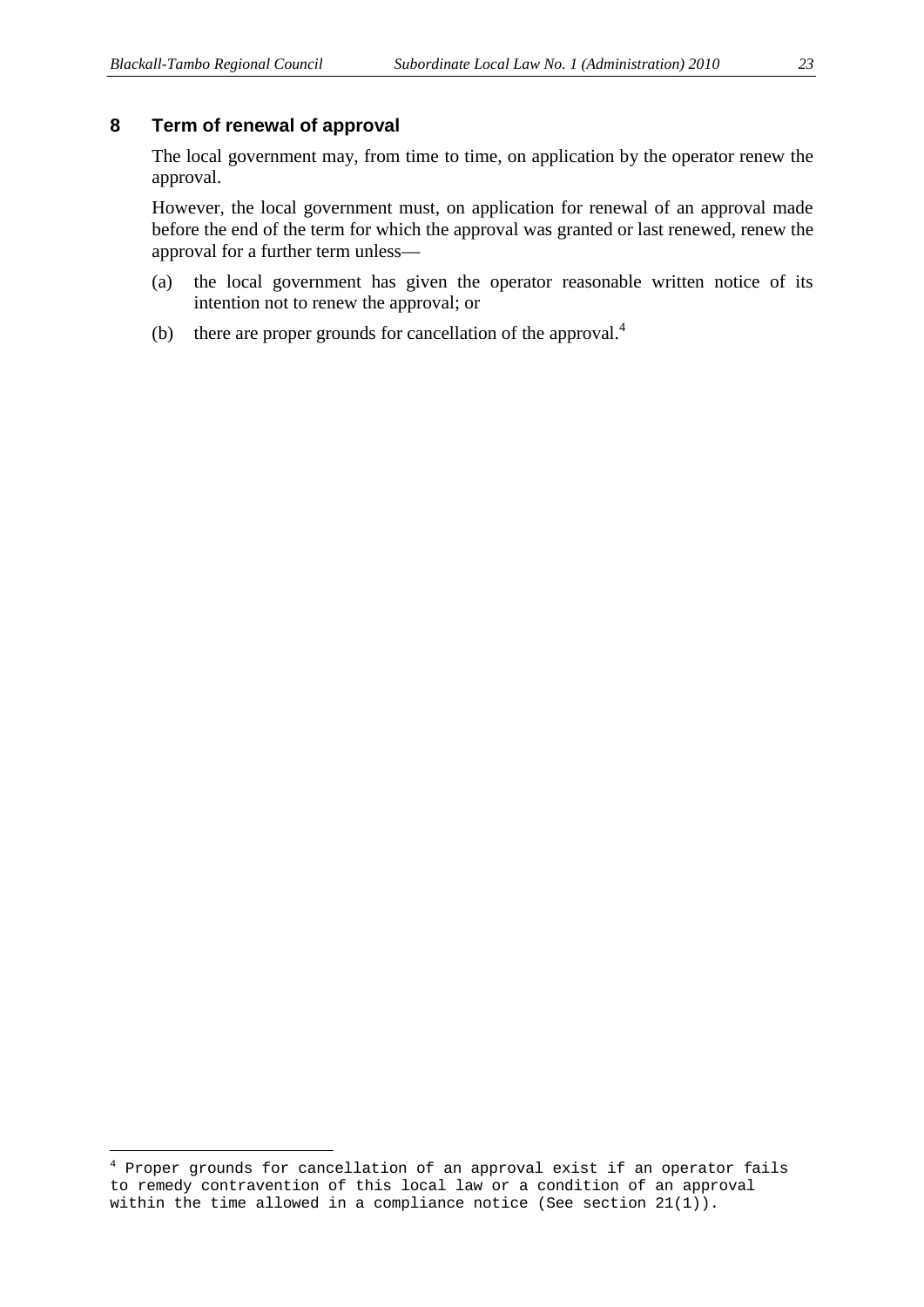## 8 Term of renewal of approval

The local government may, from time to time, on application by the operator renew the approval.

However, the local government must, on application for renewal of an approval made before the end of the term for which the approval was granted or last renewed, renew the approval for a further term unless—

(a) the local government has given the operator reasonable written notice of its intention not to renew the approval; or

(b) there are proper grounds for cancellation of the approval.[4]

---

[4] Proper grounds for cancellation of an approval exist if an operator fails to remedy contravention of this local law or a condition of an approval within the time allowed in a compliance notice (See section 21(1)).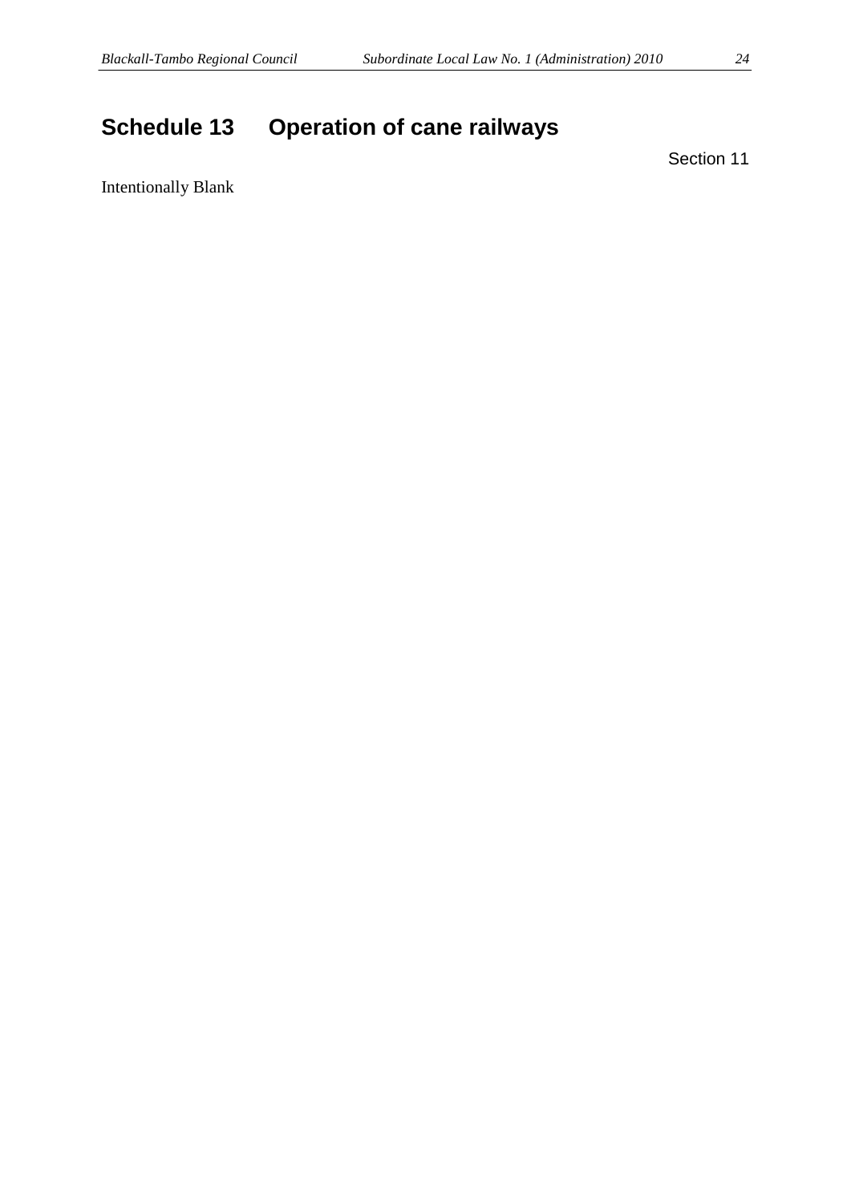# Schedule 13 Operation of cane railways

Section 11

Intentionally Blank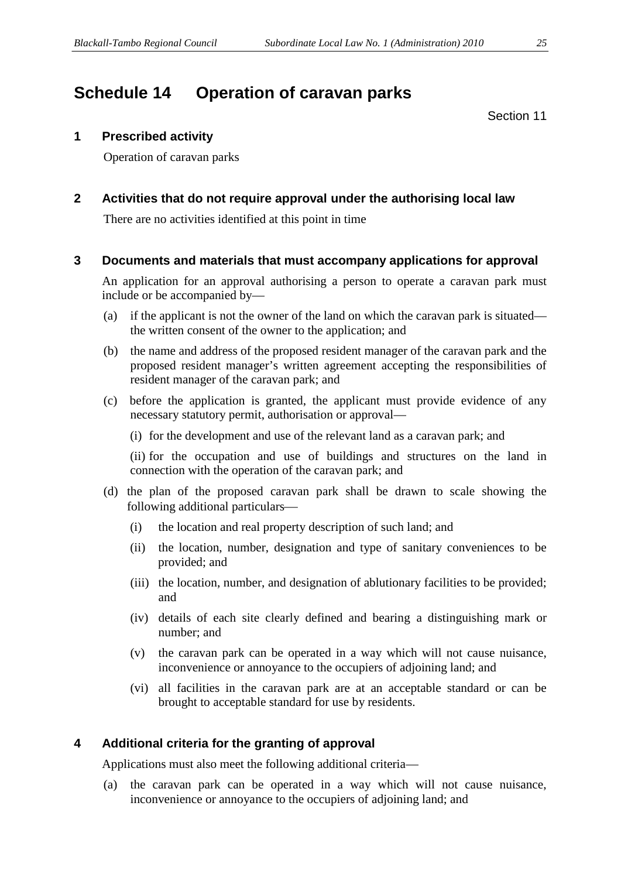# Schedule 14 Operation of caravan parks

Section 11

### 1 Prescribed activity

Operation of caravan parks

### 2 Activities that do not require approval under the authorising local law

There are no activities identified at this point in time

### 3 Documents and materials that must accompany applications for approval

An application for an approval authorising a person to operate a caravan park must include or be accompanied by—

(a) if the applicant is not the owner of the land on which the caravan park is situated—the written consent of the owner to the application; and

(b) the name and address of the proposed resident manager of the caravan park and the proposed resident manager's written agreement accepting the responsibilities of resident manager of the caravan park; and

(c) before the application is granted, the applicant must provide evidence of any necessary statutory permit, authorisation or approval—

(i) for the development and use of the relevant land as a caravan park; and

(ii) for the occupation and use of buildings and structures on the land in connection with the operation of the caravan park; and

(d) the plan of the proposed caravan park shall be drawn to scale showing the following additional particulars—

(i) the location and real property description of such land; and

(ii) the location, number, designation and type of sanitary conveniences to be provided; and

(iii) the location, number, and designation of ablutionary facilities to be provided; and

(iv) details of each site clearly defined and bearing a distinguishing mark or number; and

(v) the caravan park can be operated in a way which will not cause nuisance, inconvenience or annoyance to the occupiers of adjoining land; and

(vi) all facilities in the caravan park are at an acceptable standard or can be brought to acceptable standard for use by residents.

### 4 Additional criteria for the granting of approval

Applications must also meet the following additional criteria—

(a) the caravan park can be operated in a way which will not cause nuisance, inconvenience or annoyance to the occupiers of adjoining land; and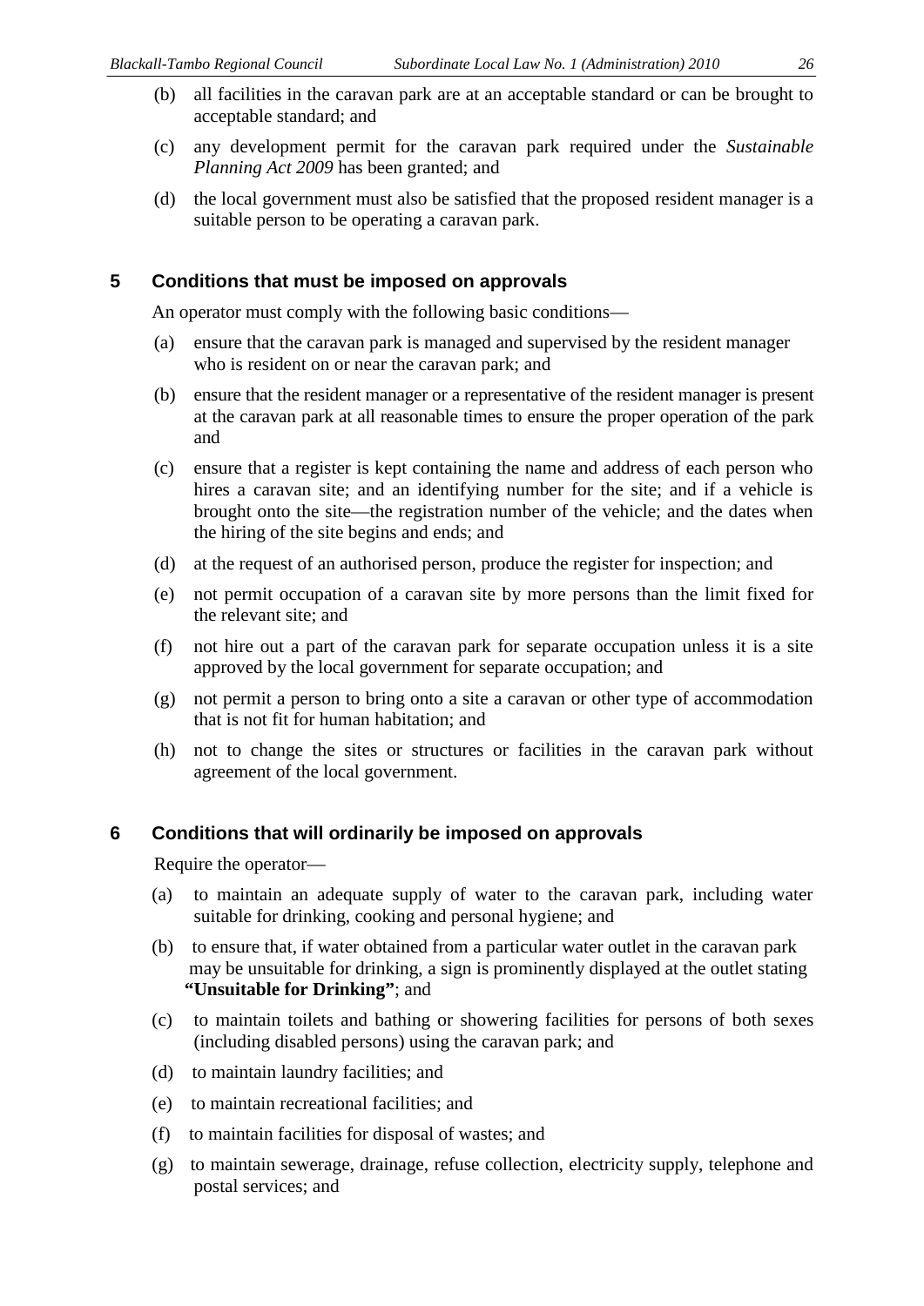(b) all facilities in the caravan park are at an acceptable standard or can be brought to acceptable standard; and

(c) any development permit for the caravan park required under the *Sustainable Planning Act 2009* has been granted; and

(d) the local government must also be satisfied that the proposed resident manager is a suitable person to be operating a caravan park.

## 5 Conditions that must be imposed on approvals

An operator must comply with the following basic conditions—

(a) ensure that the caravan park is managed and supervised by the resident manager who is resident on or near the caravan park; and

(b) ensure that the resident manager or a representative of the resident manager is present at the caravan park at all reasonable times to ensure the proper operation of the park and

(c) ensure that a register is kept containing the name and address of each person who hires a caravan site; and an identifying number for the site; and if a vehicle is brought onto the site—the registration number of the vehicle; and the dates when the hiring of the site begins and ends; and

(d) at the request of an authorised person, produce the register for inspection; and

(e) not permit occupation of a caravan site by more persons than the limit fixed for the relevant site; and

(f) not hire out a part of the caravan park for separate occupation unless it is a site approved by the local government for separate occupation; and

(g) not permit a person to bring onto a site a caravan or other type of accommodation that is not fit for human habitation; and

(h) not to change the sites or structures or facilities in the caravan park without agreement of the local government.

## 6 Conditions that will ordinarily be imposed on approvals

Require the operator—

(a) to maintain an adequate supply of water to the caravan park, including water suitable for drinking, cooking and personal hygiene; and

(b) to ensure that, if water obtained from a particular water outlet in the caravan park may be unsuitable for drinking, a sign is prominently displayed at the outlet stating **"Unsuitable for Drinking"**; and

(c) to maintain toilets and bathing or showering facilities for persons of both sexes (including disabled persons) using the caravan park; and

(d) to maintain laundry facilities; and

(e) to maintain recreational facilities; and

(f) to maintain facilities for disposal of wastes; and

(g) to maintain sewerage, drainage, refuse collection, electricity supply, telephone and postal services; and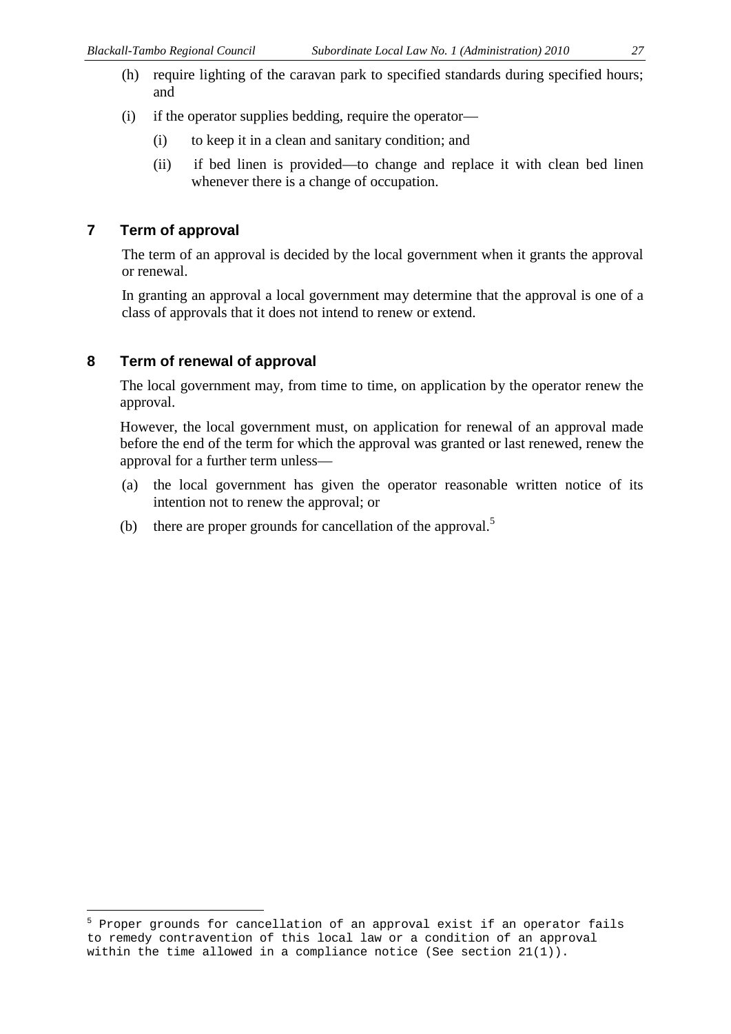(h) require lighting of the caravan park to specified standards during specified hours; and

(i) if the operator supplies bedding, require the operator—

   (i) to keep it in a clean and sanitary condition; and

   (ii) if bed linen is provided—to change and replace it with clean bed linen whenever there is a change of occupation.

## 7 Term of approval

The term of an approval is decided by the local government when it grants the approval or renewal.

In granting an approval a local government may determine that the approval is one of a class of approvals that it does not intend to renew or extend.

## 8 Term of renewal of approval

The local government may, from time to time, on application by the operator renew the approval.

However, the local government must, on application for renewal of an approval made before the end of the term for which the approval was granted or last renewed, renew the approval for a further term unless—

(a) the local government has given the operator reasonable written notice of its intention not to renew the approval; or

(b) there are proper grounds for cancellation of the approval.[5]

---

[5] Proper grounds for cancellation of an approval exist if an operator fails to remedy contravention of this local law or a condition of an approval within the time allowed in a compliance notice (See section 21(1)).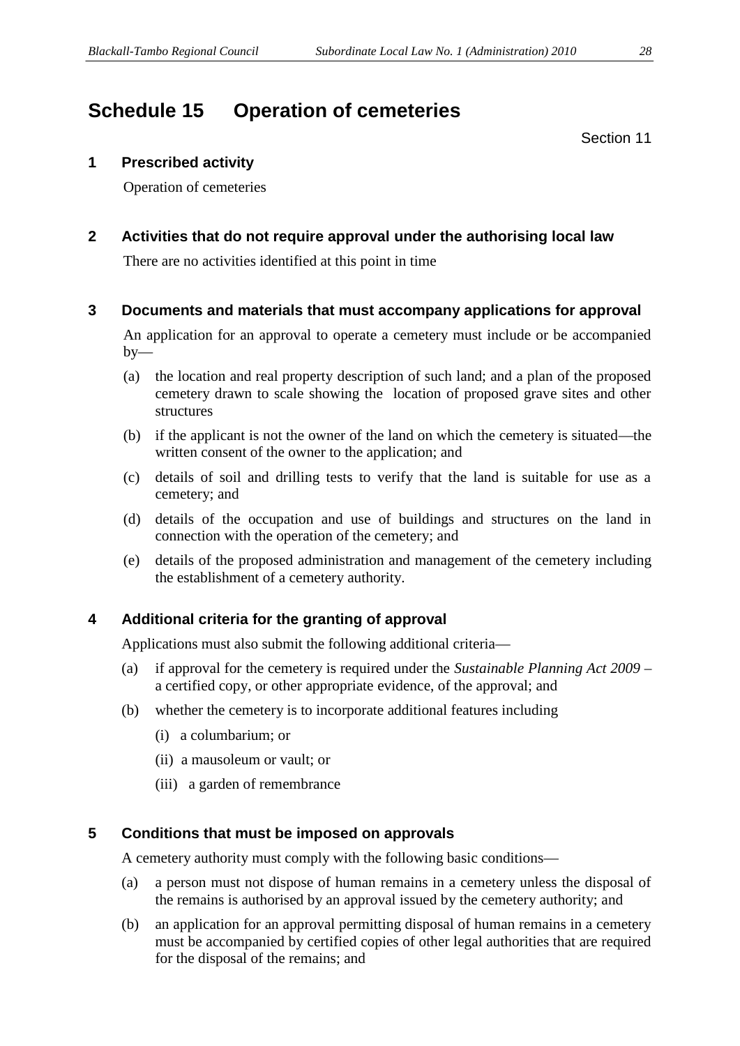# Schedule 15 Operation of cemeteries

Section 11

## 1 Prescribed activity

Operation of cemeteries

## 2 Activities that do not require approval under the authorising local law

There are no activities identified at this point in time

## 3 Documents and materials that must accompany applications for approval

An application for an approval to operate a cemetery must include or be accompanied by—

(a) the location and real property description of such land; and a plan of the proposed cemetery drawn to scale showing the location of proposed grave sites and other structures

(b) if the applicant is not the owner of the land on which the cemetery is situated—the written consent of the owner to the application; and

(c) details of soil and drilling tests to verify that the land is suitable for use as a cemetery; and

(d) details of the occupation and use of buildings and structures on the land in connection with the operation of the cemetery; and

(e) details of the proposed administration and management of the cemetery including the establishment of a cemetery authority.

## 4 Additional criteria for the granting of approval

Applications must also submit the following additional criteria—

(a) if approval for the cemetery is required under the *Sustainable Planning Act 2009* – a certified copy, or other appropriate evidence, of the approval; and

(b) whether the cemetery is to incorporate additional features including

(i) a columbarium; or

(ii) a mausoleum or vault; or

(iii) a garden of remembrance

## 5 Conditions that must be imposed on approvals

A cemetery authority must comply with the following basic conditions—

(a) a person must not dispose of human remains in a cemetery unless the disposal of the remains is authorised by an approval issued by the cemetery authority; and

(b) an application for an approval permitting disposal of human remains in a cemetery must be accompanied by certified copies of other legal authorities that are required for the disposal of the remains; and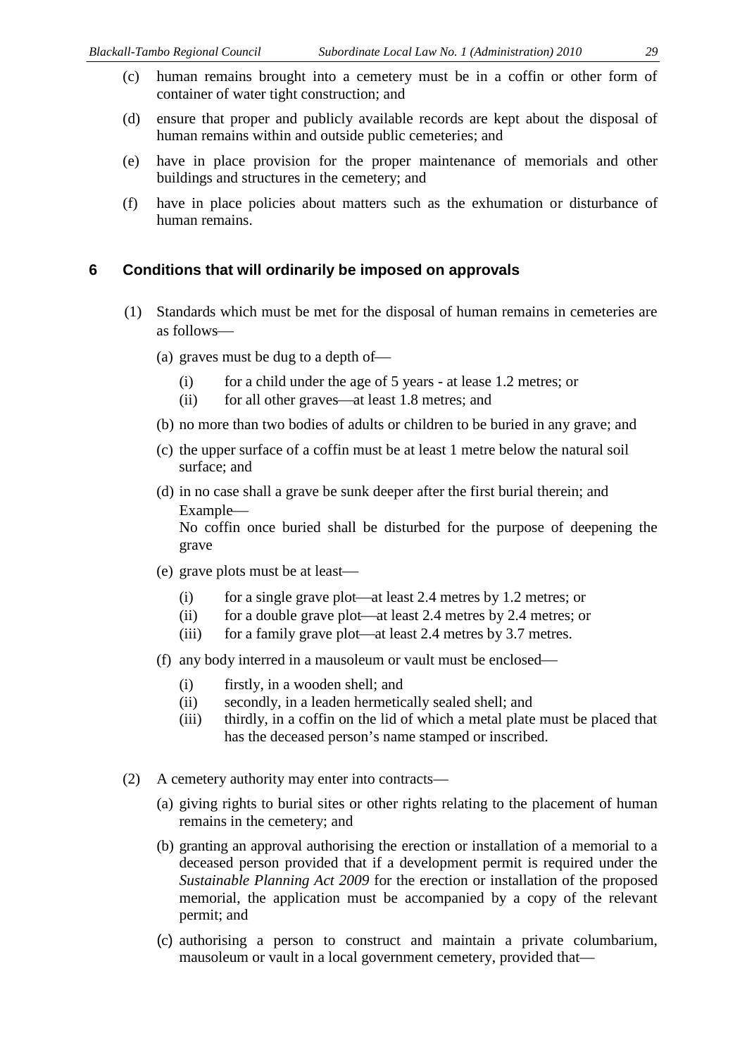(c) human remains brought into a cemetery must be in a coffin or other form of container of water tight construction; and

(d) ensure that proper and publicly available records are kept about the disposal of human remains within and outside public cemeteries; and

(e) have in place provision for the proper maintenance of memorials and other buildings and structures in the cemetery; and

(f) have in place policies about matters such as the exhumation or disturbance of human remains.

## 6 Conditions that will ordinarily be imposed on approvals

(1) Standards which must be met for the disposal of human remains in cemeteries are as follows—

(a) graves must be dug to a depth of—

(i) for a child under the age of 5 years - at lease 1.2 metres; or

(ii) for all other graves—at least 1.8 metres; and

(b) no more than two bodies of adults or children to be buried in any grave; and

(c) the upper surface of a coffin must be at least 1 metre below the natural soil surface; and

(d) in no case shall a grave be sunk deeper after the first burial therein; and

Example—

No coffin once buried shall be disturbed for the purpose of deepening the grave

(e) grave plots must be at least—

(i) for a single grave plot—at least 2.4 metres by 1.2 metres; or

(ii) for a double grave plot—at least 2.4 metres by 2.4 metres; or

(iii) for a family grave plot—at least 2.4 metres by 3.7 metres.

(f) any body interred in a mausoleum or vault must be enclosed—

(i) firstly, in a wooden shell; and

(ii) secondly, in a leaden hermetically sealed shell; and

(iii) thirdly, in a coffin on the lid of which a metal plate must be placed that has the deceased person's name stamped or inscribed.

(2) A cemetery authority may enter into contracts—

(a) giving rights to burial sites or other rights relating to the placement of human remains in the cemetery; and

(b) granting an approval authorising the erection or installation of a memorial to a deceased person provided that if a development permit is required under the *Sustainable Planning Act 2009* for the erection or installation of the proposed memorial, the application must be accompanied by a copy of the relevant permit; and

(c) authorising a person to construct and maintain a private columbarium, mausoleum or vault in a local government cemetery, provided that—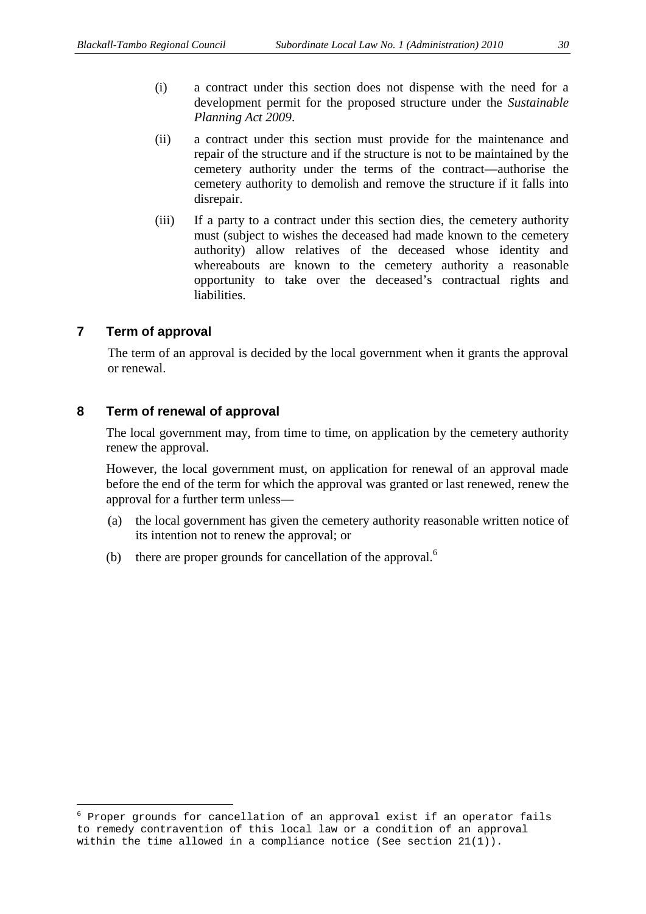(i) a contract under this section does not dispense with the need for a development permit for the proposed structure under the *Sustainable Planning Act 2009*.

(ii) a contract under this section must provide for the maintenance and repair of the structure and if the structure is not to be maintained by the cemetery authority under the terms of the contract—authorise the cemetery authority to demolish and remove the structure if it falls into disrepair.

(iii) If a party to a contract under this section dies, the cemetery authority must (subject to wishes the deceased had made known to the cemetery authority) allow relatives of the deceased whose identity and whereabouts are known to the cemetery authority a reasonable opportunity to take over the deceased's contractual rights and liabilities.

## 7 Term of approval

The term of an approval is decided by the local government when it grants the approval or renewal.

## 8 Term of renewal of approval

The local government may, from time to time, on application by the cemetery authority renew the approval.

However, the local government must, on application for renewal of an approval made before the end of the term for which the approval was granted or last renewed, renew the approval for a further term unless—

(a) the local government has given the cemetery authority reasonable written notice of its intention not to renew the approval; or

(b) there are proper grounds for cancellation of the approval.[6]

---

[6] Proper grounds for cancellation of an approval exist if an operator fails to remedy contravention of this local law or a condition of an approval within the time allowed in a compliance notice (See section 21(1)).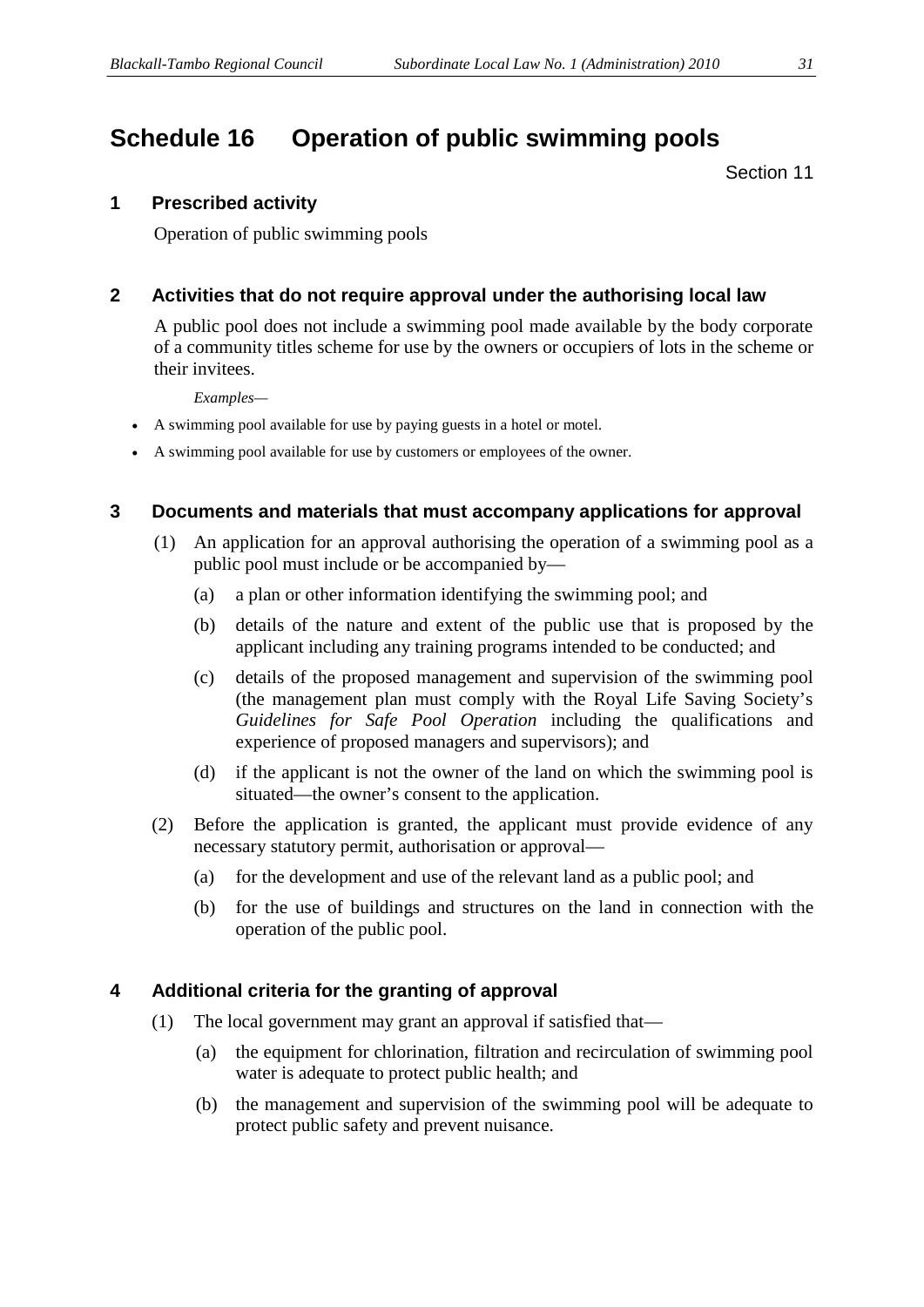# Schedule 16 Operation of public swimming pools

Section 11

## 1 Prescribed activity

Operation of public swimming pools

## 2 Activities that do not require approval under the authorising local law

A public pool does not include a swimming pool made available by the body corporate of a community titles scheme for use by the owners or occupiers of lots in the scheme or their invitees.

*Examples—*

- A swimming pool available for use by paying guests in a hotel or motel.
- A swimming pool available for use by customers or employees of the owner.

## 3 Documents and materials that must accompany applications for approval

(1) An application for an approval authorising the operation of a swimming pool as a public pool must include or be accompanied by—

   (a) a plan or other information identifying the swimming pool; and

   (b) details of the nature and extent of the public use that is proposed by the applicant including any training programs intended to be conducted; and

   (c) details of the proposed management and supervision of the swimming pool (the management plan must comply with the Royal Life Saving Society's *Guidelines for Safe Pool Operation* including the qualifications and experience of proposed managers and supervisors); and

   (d) if the applicant is not the owner of the land on which the swimming pool is situated—the owner's consent to the application.

(2) Before the application is granted, the applicant must provide evidence of any necessary statutory permit, authorisation or approval—

   (a) for the development and use of the relevant land as a public pool; and

   (b) for the use of buildings and structures on the land in connection with the operation of the public pool.

## 4 Additional criteria for the granting of approval

(1) The local government may grant an approval if satisfied that—

   (a) the equipment for chlorination, filtration and recirculation of swimming pool water is adequate to protect public health; and

   (b) the management and supervision of the swimming pool will be adequate to protect public safety and prevent nuisance.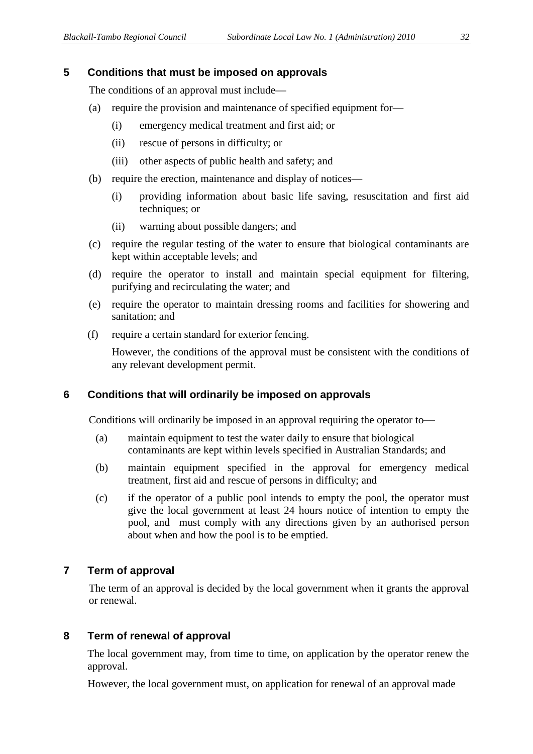## 5 Conditions that must be imposed on approvals

The conditions of an approval must include—

(a) require the provision and maintenance of specified equipment for—

  (i) emergency medical treatment and first aid; or

  (ii) rescue of persons in difficulty; or

  (iii) other aspects of public health and safety; and

(b) require the erection, maintenance and display of notices—

  (i) providing information about basic life saving, resuscitation and first aid techniques; or

  (ii) warning about possible dangers; and

(c) require the regular testing of the water to ensure that biological contaminants are kept within acceptable levels; and

(d) require the operator to install and maintain special equipment for filtering, purifying and recirculating the water; and

(e) require the operator to maintain dressing rooms and facilities for showering and sanitation; and

(f) require a certain standard for exterior fencing.

However, the conditions of the approval must be consistent with the conditions of any relevant development permit.

## 6 Conditions that will ordinarily be imposed on approvals

Conditions will ordinarily be imposed in an approval requiring the operator to—

(a) maintain equipment to test the water daily to ensure that biological contaminants are kept within levels specified in Australian Standards; and

(b) maintain equipment specified in the approval for emergency medical treatment, first aid and rescue of persons in difficulty; and

(c) if the operator of a public pool intends to empty the pool, the operator must give the local government at least 24 hours notice of intention to empty the pool, and must comply with any directions given by an authorised person about when and how the pool is to be emptied.

## 7 Term of approval

The term of an approval is decided by the local government when it grants the approval or renewal.

## 8 Term of renewal of approval

The local government may, from time to time, on application by the operator renew the approval.

However, the local government must, on application for renewal of an approval made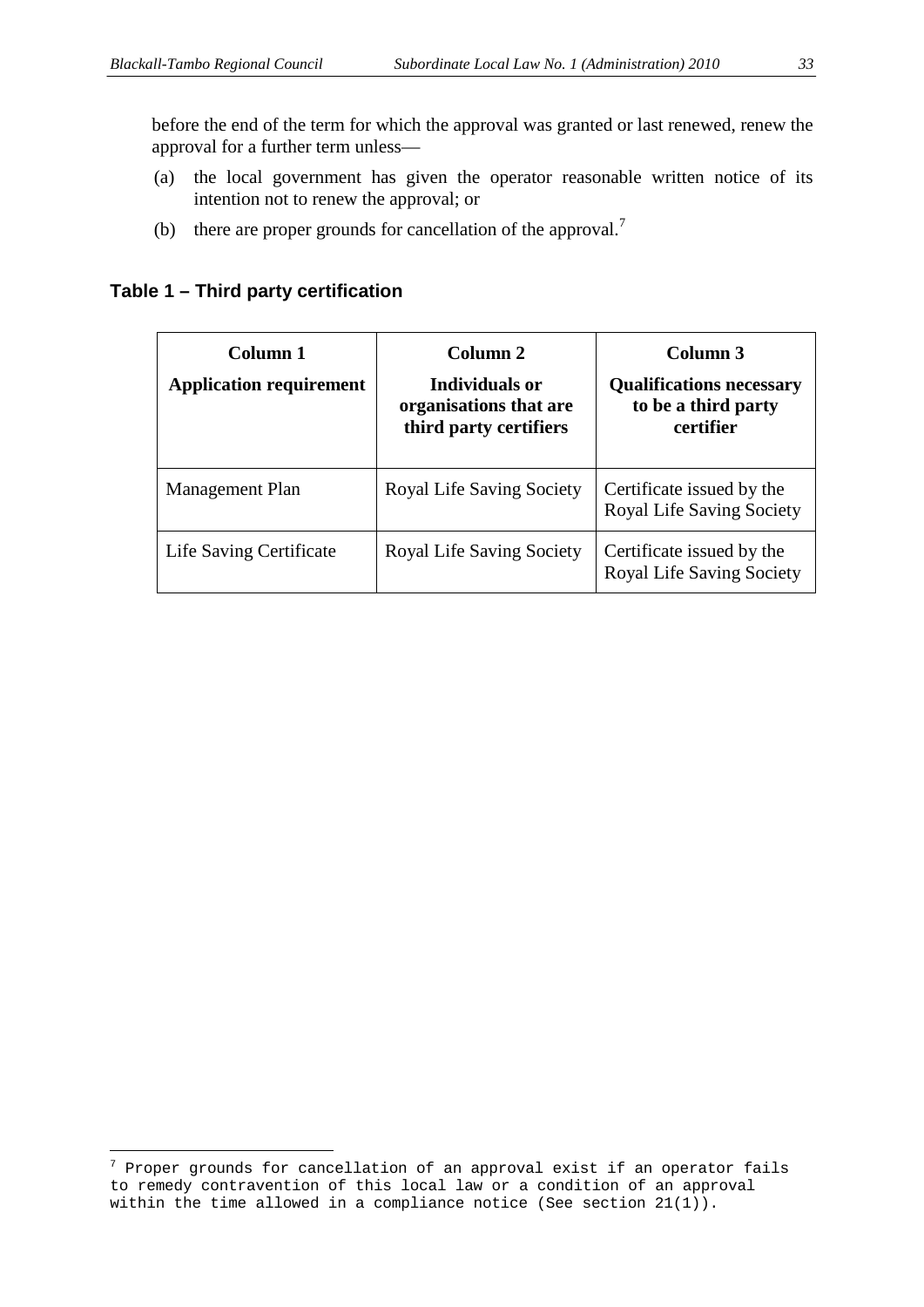before the end of the term for which the approval was granted or last renewed, renew the approval for a further term unless—

(a) the local government has given the operator reasonable written notice of its intention not to renew the approval; or

(b) there are proper grounds for cancellation of the approval.[7]

#### Table 1 – Third party certification

| Column 1<br>Application requirement | Column 2<br>Individuals or organisations that are third party certifiers | Column 3<br>Qualifications necessary to be a third party certifier |
|---|---|---|
| Management Plan | Royal Life Saving Society | Certificate issued by the Royal Life Saving Society |
| Life Saving Certificate | Royal Life Saving Society | Certificate issued by the Royal Life Saving Society |

---

[7] Proper grounds for cancellation of an approval exist if an operator fails to remedy contravention of this local law or a condition of an approval within the time allowed in a compliance notice (See section 21(1)).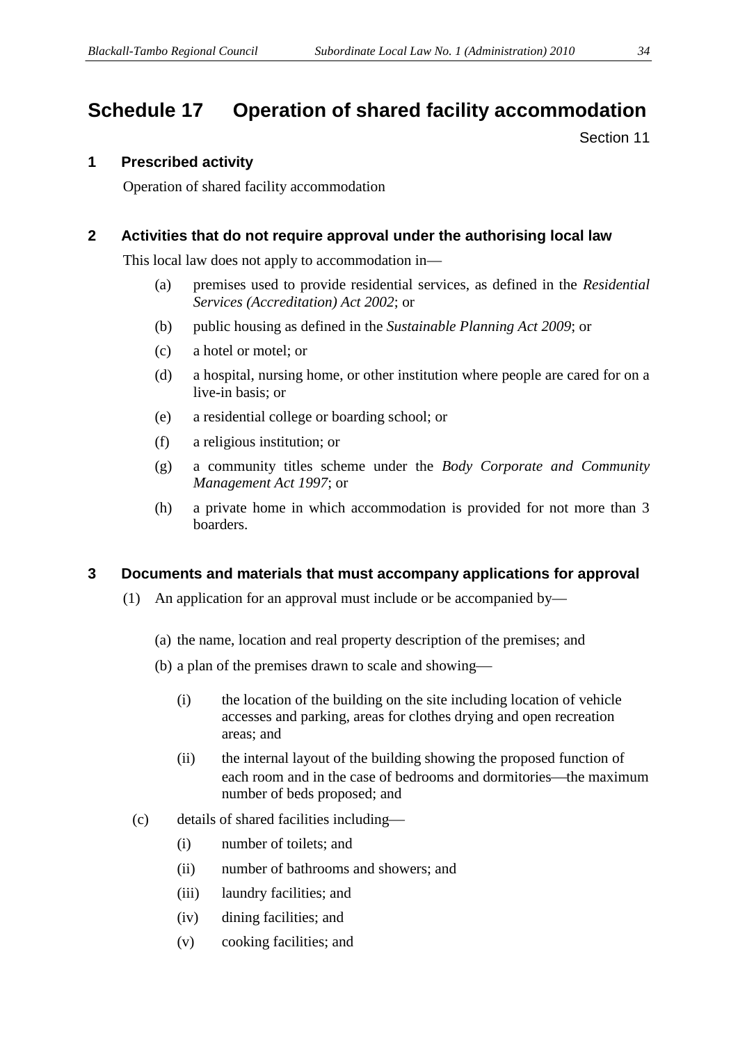# Schedule 17 Operation of shared facility accommodation

Section 11

## 1 Prescribed activity

Operation of shared facility accommodation

## 2 Activities that do not require approval under the authorising local law

This local law does not apply to accommodation in—

(a) premises used to provide residential services, as defined in the *Residential Services (Accreditation) Act 2002*; or

(b) public housing as defined in the *Sustainable Planning Act 2009*; or

(c) a hotel or motel; or

(d) a hospital, nursing home, or other institution where people are cared for on a live-in basis; or

(e) a residential college or boarding school; or

(f) a religious institution; or

(g) a community titles scheme under the *Body Corporate and Community Management Act 1997*; or

(h) a private home in which accommodation is provided for not more than 3 boarders.

## 3 Documents and materials that must accompany applications for approval

(1) An application for an approval must include or be accompanied by—

(a) the name, location and real property description of the premises; and

(b) a plan of the premises drawn to scale and showing—

(i) the location of the building on the site including location of vehicle accesses and parking, areas for clothes drying and open recreation areas; and

(ii) the internal layout of the building showing the proposed function of each room and in the case of bedrooms and dormitories—the maximum number of beds proposed; and

(c) details of shared facilities including—

(i) number of toilets; and

(ii) number of bathrooms and showers; and

(iii) laundry facilities; and

(iv) dining facilities; and

(v) cooking facilities; and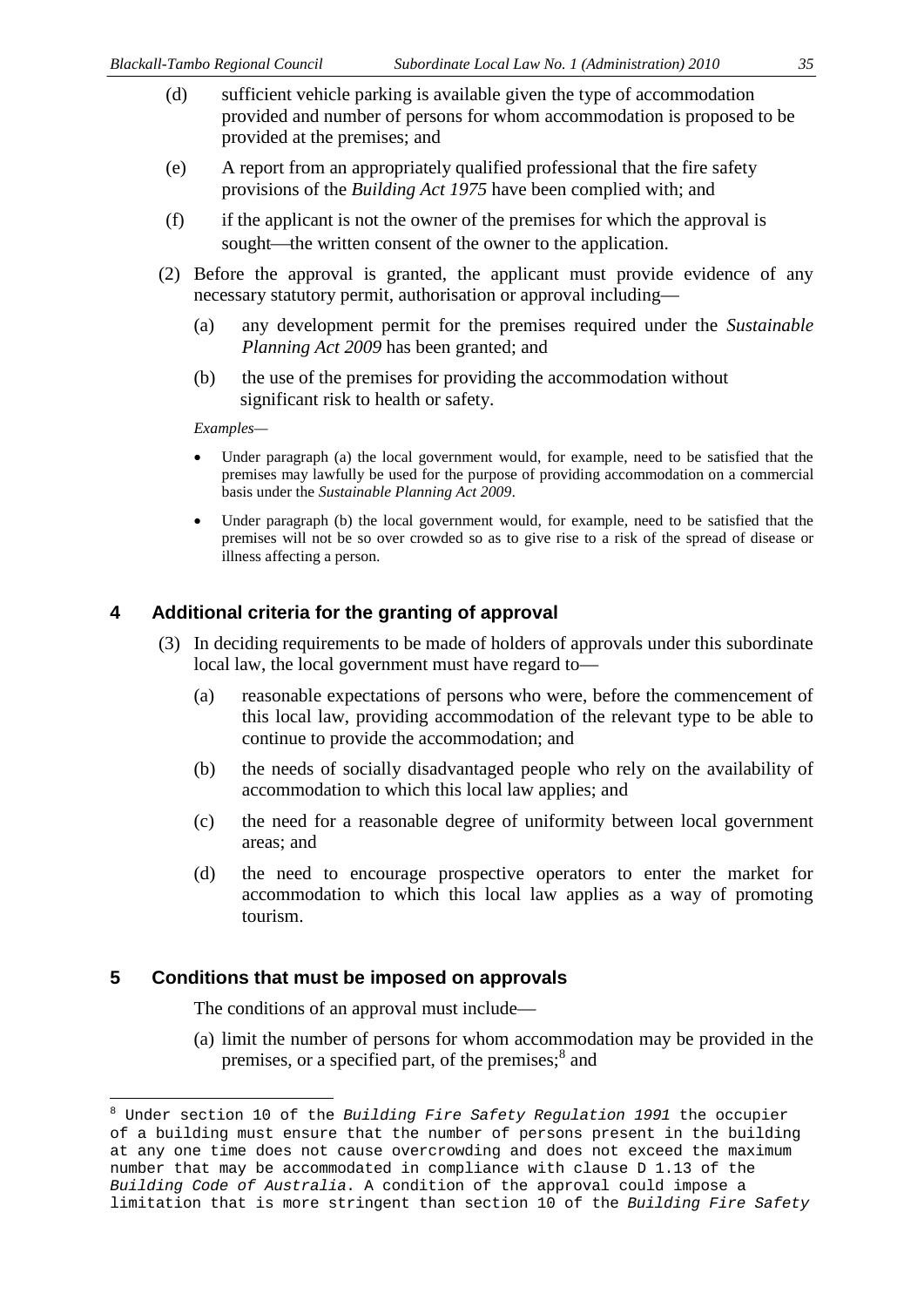(d) sufficient vehicle parking is available given the type of accommodation provided and number of persons for whom accommodation is proposed to be provided at the premises; and

(e) A report from an appropriately qualified professional that the fire safety provisions of the *Building Act 1975* have been complied with; and

(f) if the applicant is not the owner of the premises for which the approval is sought—the written consent of the owner to the application.

(2) Before the approval is granted, the applicant must provide evidence of any necessary statutory permit, authorisation or approval including—

(a) any development permit for the premises required under the *Sustainable Planning Act 2009* has been granted; and

(b) the use of the premises for providing the accommodation without significant risk to health or safety.

*Examples—*

- Under paragraph (a) the local government would, for example, need to be satisfied that the premises may lawfully be used for the purpose of providing accommodation on a commercial basis under the *Sustainable Planning Act 2009*.
- Under paragraph (b) the local government would, for example, need to be satisfied that the premises will not be so over crowded so as to give rise to a risk of the spread of disease or illness affecting a person.

## 4 Additional criteria for the granting of approval

(3) In deciding requirements to be made of holders of approvals under this subordinate local law, the local government must have regard to—

(a) reasonable expectations of persons who were, before the commencement of this local law, providing accommodation of the relevant type to be able to continue to provide the accommodation; and

(b) the needs of socially disadvantaged people who rely on the availability of accommodation to which this local law applies; and

(c) the need for a reasonable degree of uniformity between local government areas; and

(d) the need to encourage prospective operators to enter the market for accommodation to which this local law applies as a way of promoting tourism.

## 5 Conditions that must be imposed on approvals

The conditions of an approval must include—

(a) limit the number of persons for whom accommodation may be provided in the premises, or a specified part, of the premises;[8] and

[8] Under section 10 of the *Building Fire Safety Regulation 1991* the occupier of a building must ensure that the number of persons present in the building at any one time does not cause overcrowding and does not exceed the maximum number that may be accommodated in compliance with clause D 1.13 of the *Building Code of Australia*. A condition of the approval could impose a limitation that is more stringent than section 10 of the *Building Fire Safety*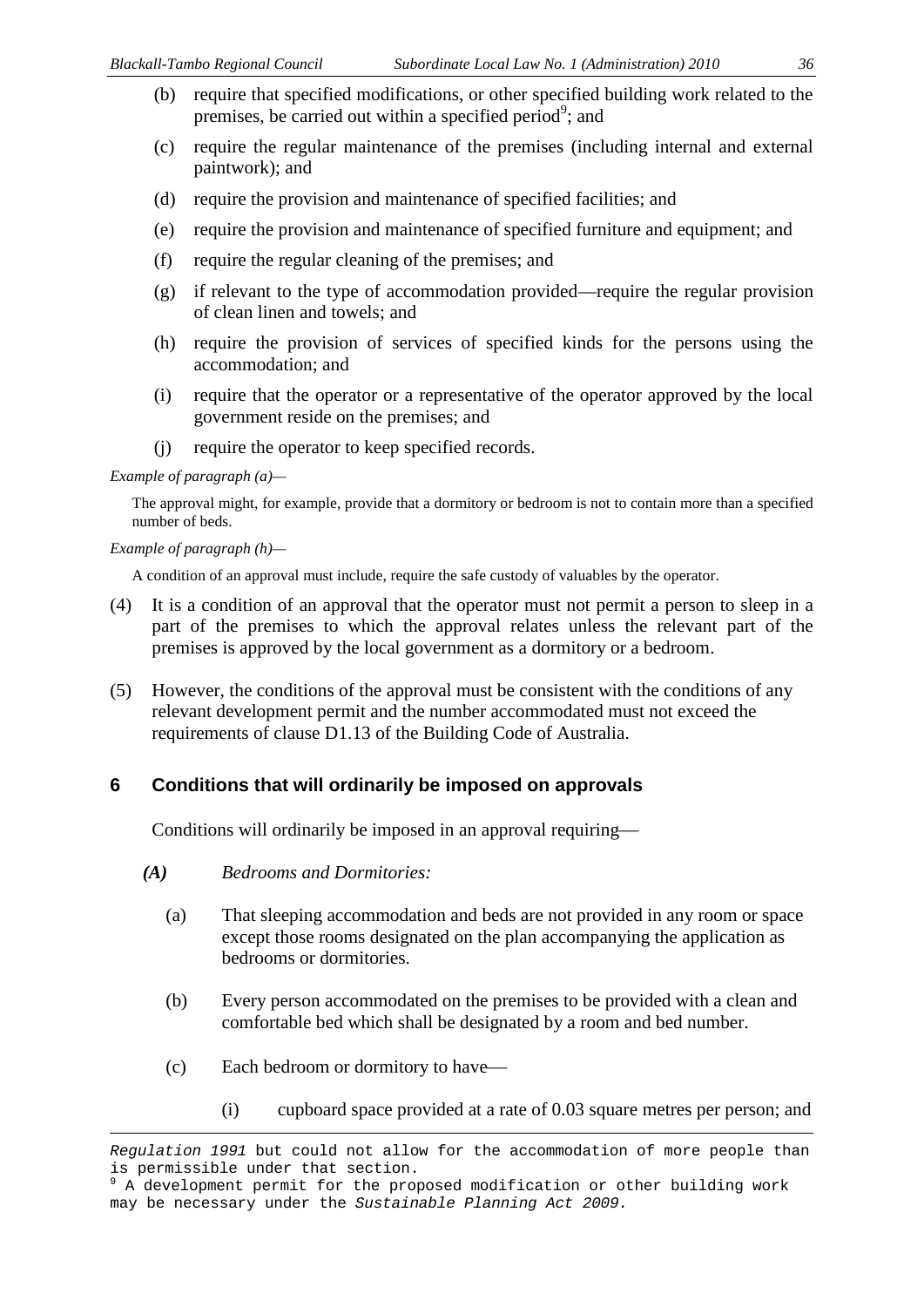(b) require that specified modifications, or other specified building work related to the premises, be carried out within a specified period[9]; and

(c) require the regular maintenance of the premises (including internal and external paintwork); and

(d) require the provision and maintenance of specified facilities; and

(e) require the provision and maintenance of specified furniture and equipment; and

(f) require the regular cleaning of the premises; and

(g) if relevant to the type of accommodation provided—require the regular provision of clean linen and towels; and

(h) require the provision of services of specified kinds for the persons using the accommodation; and

(i) require that the operator or a representative of the operator approved by the local government reside on the premises; and

(j) require the operator to keep specified records.

*Example of paragraph (a)—*

The approval might, for example, provide that a dormitory or bedroom is not to contain more than a specified number of beds.

*Example of paragraph (h)—*

A condition of an approval must include, require the safe custody of valuables by the operator.

(4) It is a condition of an approval that the operator must not permit a person to sleep in a part of the premises to which the approval relates unless the relevant part of the premises is approved by the local government as a dormitory or a bedroom.

(5) However, the conditions of the approval must be consistent with the conditions of any relevant development permit and the number accommodated must not exceed the requirements of clause D1.13 of the Building Code of Australia.

## 6 Conditions that will ordinarily be imposed on approvals

Conditions will ordinarily be imposed in an approval requiring—

***(A)*** *Bedrooms and Dormitories:*

(a) That sleeping accommodation and beds are not provided in any room or space except those rooms designated on the plan accompanying the application as bedrooms or dormitories.

(b) Every person accommodated on the premises to be provided with a clean and comfortable bed which shall be designated by a room and bed number.

(c) Each bedroom or dormitory to have—

(i) cupboard space provided at a rate of 0.03 square metres per person; and

---

*Regulation 1991* but could not allow for the accommodation of more people than is permissible under that section.

[9] A development permit for the proposed modification or other building work may be necessary under the *Sustainable Planning Act 2009*.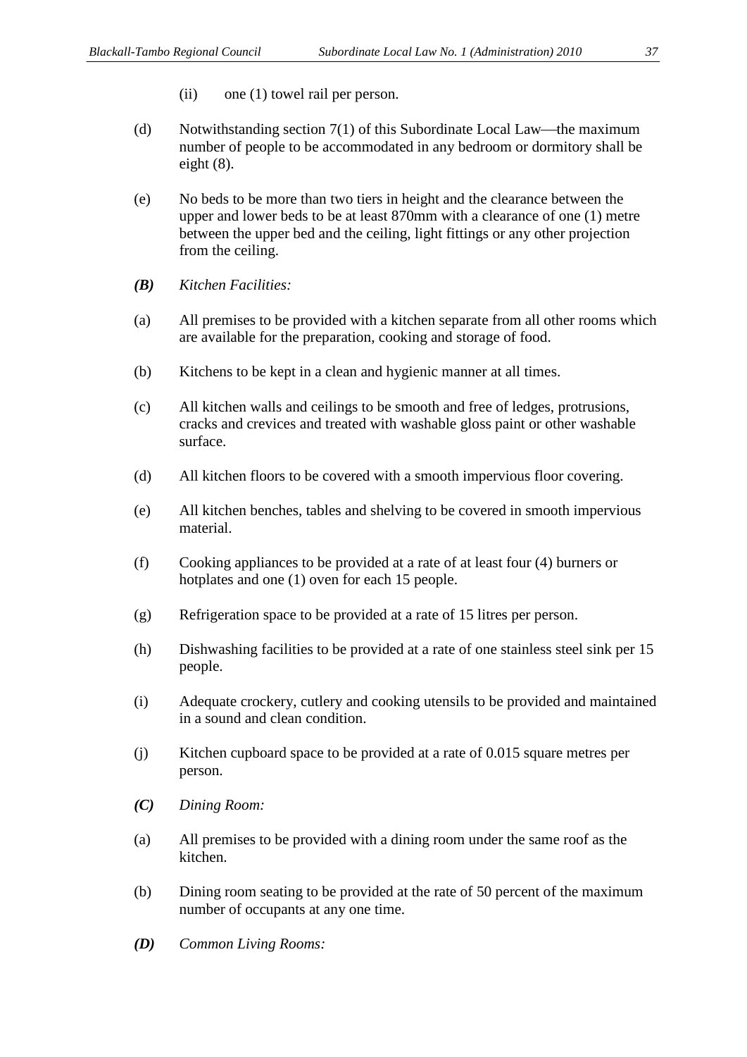(ii) one (1) towel rail per person.

(d) Notwithstanding section 7(1) of this Subordinate Local Law—the maximum number of people to be accommodated in any bedroom or dormitory shall be eight (8).

(e) No beds to be more than two tiers in height and the clearance between the upper and lower beds to be at least 870mm with a clearance of one (1) metre between the upper bed and the ceiling, light fittings or any other projection from the ceiling.

***(B)*** *Kitchen Facilities:*

(a) All premises to be provided with a kitchen separate from all other rooms which are available for the preparation, cooking and storage of food.

(b) Kitchens to be kept in a clean and hygienic manner at all times.

(c) All kitchen walls and ceilings to be smooth and free of ledges, protrusions, cracks and crevices and treated with washable gloss paint or other washable surface.

(d) All kitchen floors to be covered with a smooth impervious floor covering.

(e) All kitchen benches, tables and shelving to be covered in smooth impervious material.

(f) Cooking appliances to be provided at a rate of at least four (4) burners or hotplates and one (1) oven for each 15 people.

(g) Refrigeration space to be provided at a rate of 15 litres per person.

(h) Dishwashing facilities to be provided at a rate of one stainless steel sink per 15 people.

(i) Adequate crockery, cutlery and cooking utensils to be provided and maintained in a sound and clean condition.

(j) Kitchen cupboard space to be provided at a rate of 0.015 square metres per person.

***(C)*** *Dining Room:*

(a) All premises to be provided with a dining room under the same roof as the kitchen.

(b) Dining room seating to be provided at the rate of 50 percent of the maximum number of occupants at any one time.

***(D)*** *Common Living Rooms:*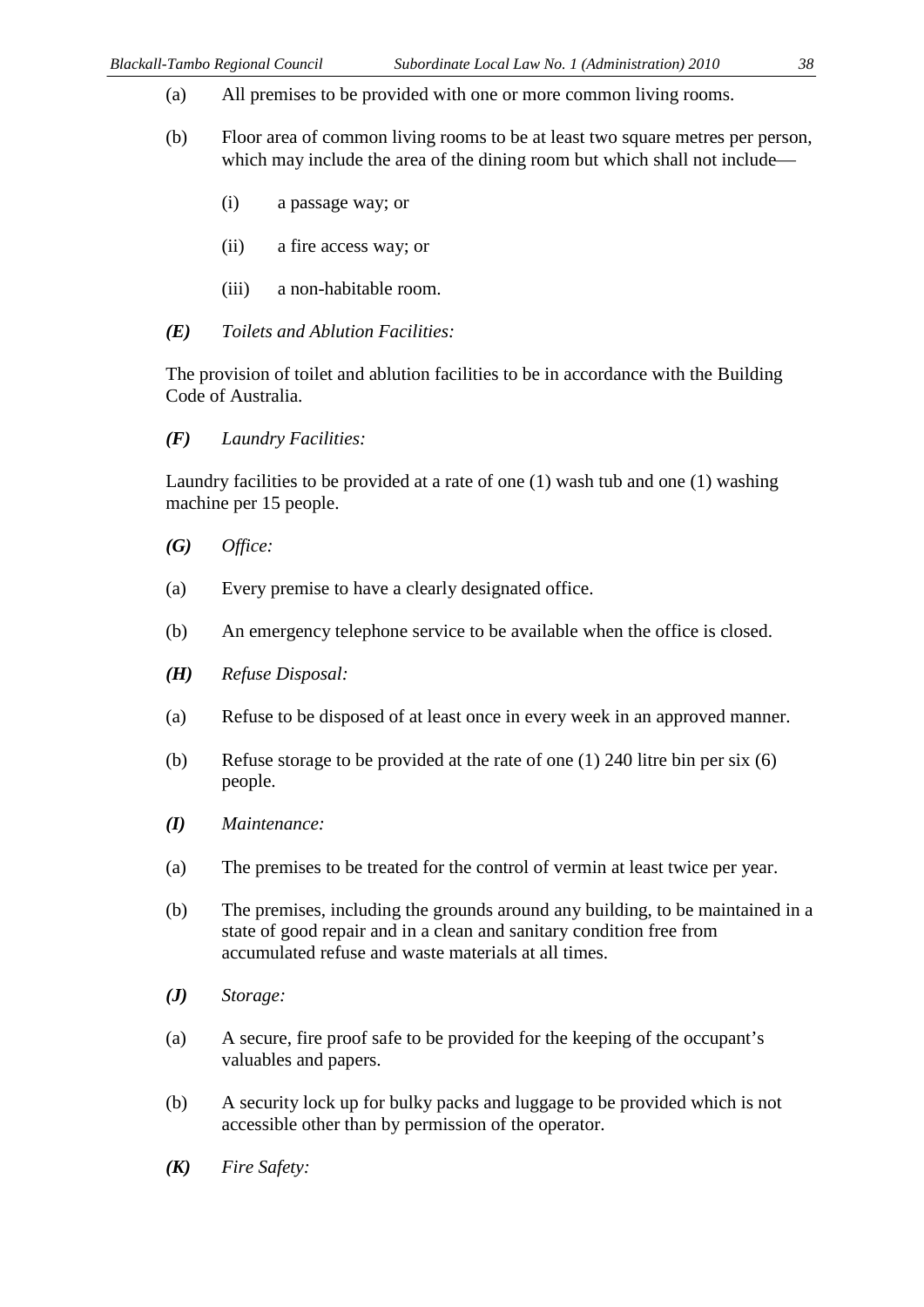(a) All premises to be provided with one or more common living rooms.

(b) Floor area of common living rooms to be at least two square metres per person, which may include the area of the dining room but which shall not include—

(i) a passage way; or

(ii) a fire access way; or

(iii) a non-habitable room.

***(E)*** *Toilets and Ablution Facilities:*

The provision of toilet and ablution facilities to be in accordance with the Building Code of Australia.

***(F)*** *Laundry Facilities:*

Laundry facilities to be provided at a rate of one (1) wash tub and one (1) washing machine per 15 people.

***(G)*** *Office:*

(a) Every premise to have a clearly designated office.

(b) An emergency telephone service to be available when the office is closed.

***(H)*** *Refuse Disposal:*

(a) Refuse to be disposed of at least once in every week in an approved manner.

(b) Refuse storage to be provided at the rate of one (1) 240 litre bin per six (6) people.

***(I)*** *Maintenance:*

(a) The premises to be treated for the control of vermin at least twice per year.

(b) The premises, including the grounds around any building, to be maintained in a state of good repair and in a clean and sanitary condition free from accumulated refuse and waste materials at all times.

***(J)*** *Storage:*

(a) A secure, fire proof safe to be provided for the keeping of the occupant's valuables and papers.

(b) A security lock up for bulky packs and luggage to be provided which is not accessible other than by permission of the operator.

***(K)*** *Fire Safety:*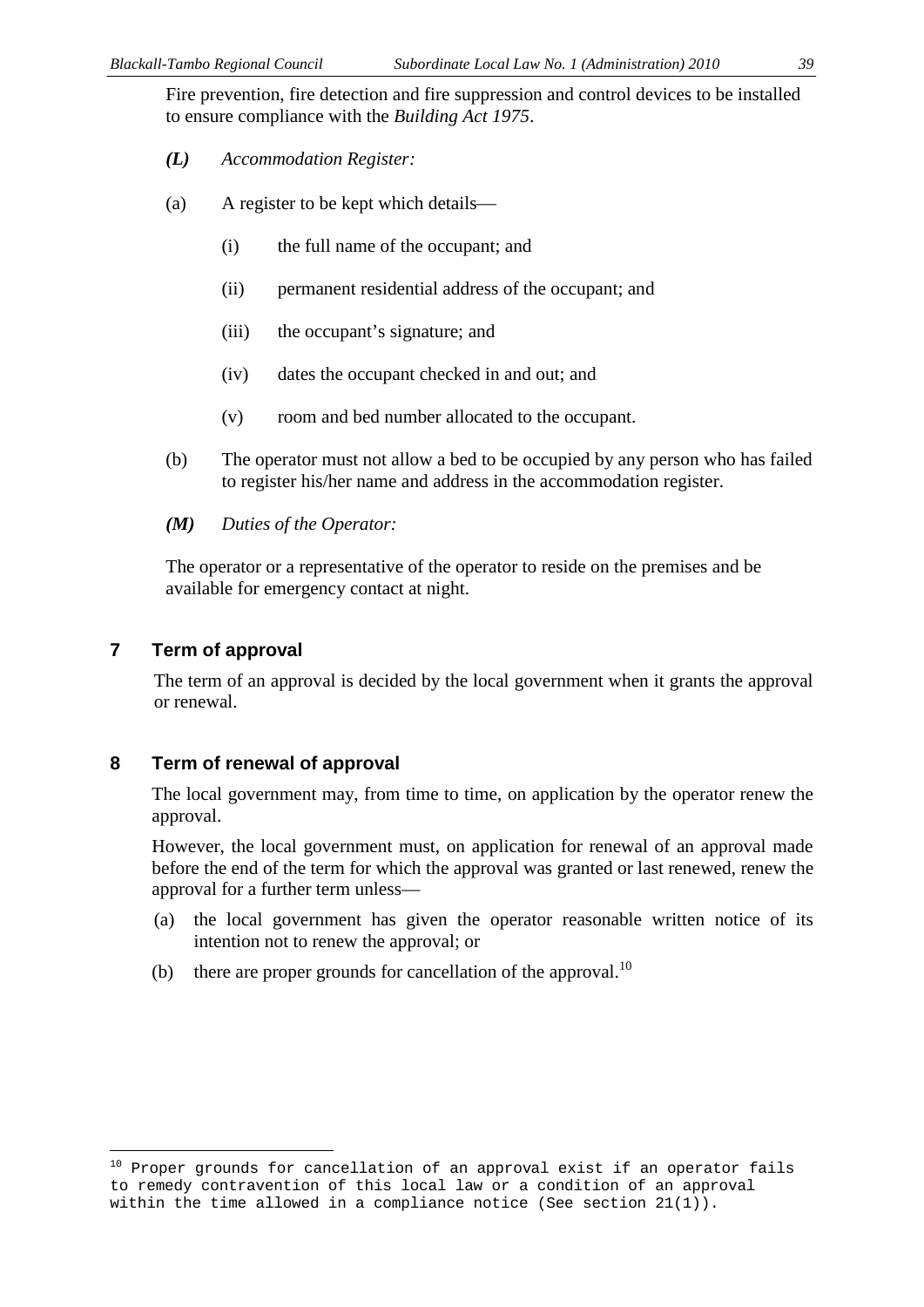Fire prevention, fire detection and fire suppression and control devices to be installed to ensure compliance with the *Building Act 1975*.

***(L)*** *Accommodation Register:*

(a) A register to be kept which details—

  (i) the full name of the occupant; and

  (ii) permanent residential address of the occupant; and

  (iii) the occupant's signature; and

  (iv) dates the occupant checked in and out; and

  (v) room and bed number allocated to the occupant.

(b) The operator must not allow a bed to be occupied by any person who has failed to register his/her name and address in the accommodation register.

***(M)*** *Duties of the Operator:*

The operator or a representative of the operator to reside on the premises and be available for emergency contact at night.

## 7 Term of approval

The term of an approval is decided by the local government when it grants the approval or renewal.

## 8 Term of renewal of approval

The local government may, from time to time, on application by the operator renew the approval.

However, the local government must, on application for renewal of an approval made before the end of the term for which the approval was granted or last renewed, renew the approval for a further term unless—

(a) the local government has given the operator reasonable written notice of its intention not to renew the approval; or

(b) there are proper grounds for cancellation of the approval.[10]

---

[10] Proper grounds for cancellation of an approval exist if an operator fails to remedy contravention of this local law or a condition of an approval within the time allowed in a compliance notice (See section 21(1)).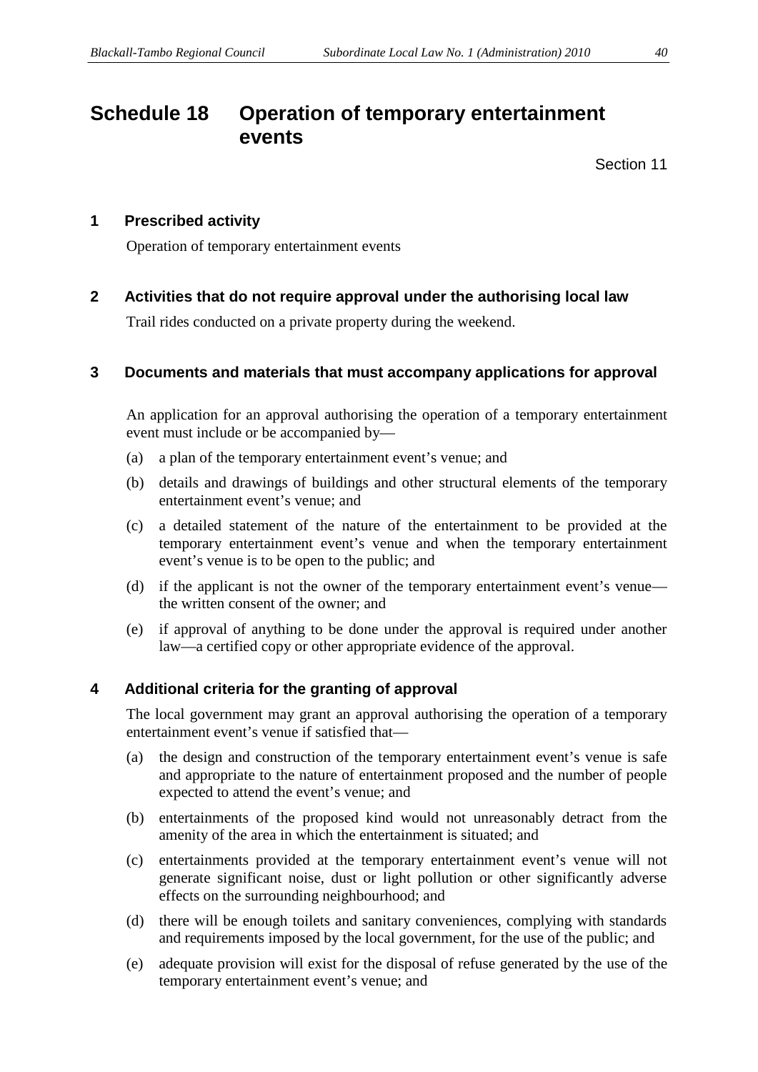# Schedule 18 Operation of temporary entertainment events

Section 11

## 1 Prescribed activity

Operation of temporary entertainment events

## 2 Activities that do not require approval under the authorising local law

Trail rides conducted on a private property during the weekend.

## 3 Documents and materials that must accompany applications for approval

An application for an approval authorising the operation of a temporary entertainment event must include or be accompanied by—

(a) a plan of the temporary entertainment event's venue; and

(b) details and drawings of buildings and other structural elements of the temporary entertainment event's venue; and

(c) a detailed statement of the nature of the entertainment to be provided at the temporary entertainment event's venue and when the temporary entertainment event's venue is to be open to the public; and

(d) if the applicant is not the owner of the temporary entertainment event's venue—the written consent of the owner; and

(e) if approval of anything to be done under the approval is required under another law—a certified copy or other appropriate evidence of the approval.

## 4 Additional criteria for the granting of approval

The local government may grant an approval authorising the operation of a temporary entertainment event's venue if satisfied that—

(a) the design and construction of the temporary entertainment event's venue is safe and appropriate to the nature of entertainment proposed and the number of people expected to attend the event's venue; and

(b) entertainments of the proposed kind would not unreasonably detract from the amenity of the area in which the entertainment is situated; and

(c) entertainments provided at the temporary entertainment event's venue will not generate significant noise, dust or light pollution or other significantly adverse effects on the surrounding neighbourhood; and

(d) there will be enough toilets and sanitary conveniences, complying with standards and requirements imposed by the local government, for the use of the public; and

(e) adequate provision will exist for the disposal of refuse generated by the use of the temporary entertainment event's venue; and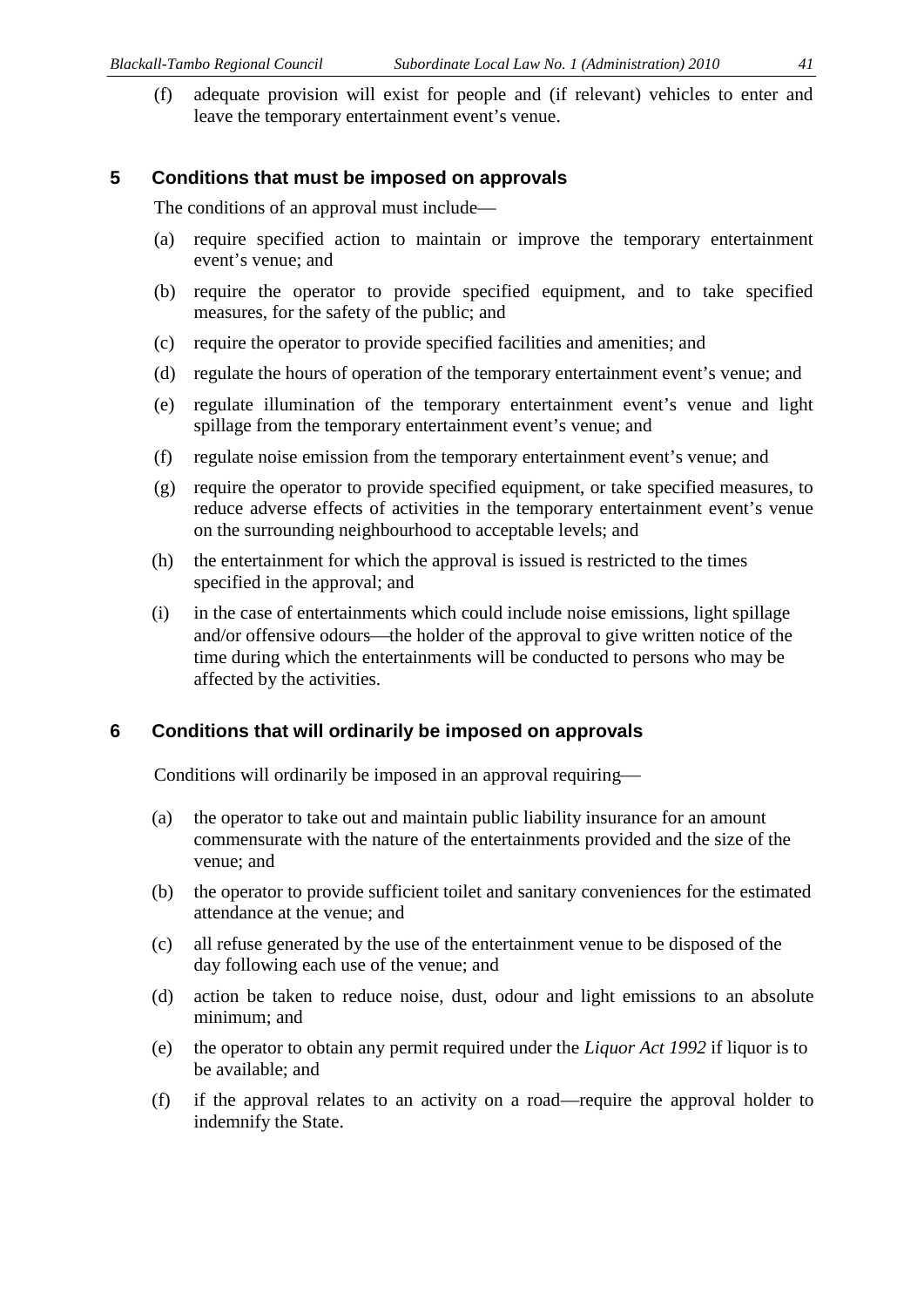(f) adequate provision will exist for people and (if relevant) vehicles to enter and leave the temporary entertainment event's venue.

## 5 Conditions that must be imposed on approvals

The conditions of an approval must include—

(a) require specified action to maintain or improve the temporary entertainment event's venue; and

(b) require the operator to provide specified equipment, and to take specified measures, for the safety of the public; and

(c) require the operator to provide specified facilities and amenities; and

(d) regulate the hours of operation of the temporary entertainment event's venue; and

(e) regulate illumination of the temporary entertainment event's venue and light spillage from the temporary entertainment event's venue; and

(f) regulate noise emission from the temporary entertainment event's venue; and

(g) require the operator to provide specified equipment, or take specified measures, to reduce adverse effects of activities in the temporary entertainment event's venue on the surrounding neighbourhood to acceptable levels; and

(h) the entertainment for which the approval is issued is restricted to the times specified in the approval; and

(i) in the case of entertainments which could include noise emissions, light spillage and/or offensive odours—the holder of the approval to give written notice of the time during which the entertainments will be conducted to persons who may be affected by the activities.

## 6 Conditions that will ordinarily be imposed on approvals

Conditions will ordinarily be imposed in an approval requiring—

(a) the operator to take out and maintain public liability insurance for an amount commensurate with the nature of the entertainments provided and the size of the venue; and

(b) the operator to provide sufficient toilet and sanitary conveniences for the estimated attendance at the venue; and

(c) all refuse generated by the use of the entertainment venue to be disposed of the day following each use of the venue; and

(d) action be taken to reduce noise, dust, odour and light emissions to an absolute minimum; and

(e) the operator to obtain any permit required under the *Liquor Act 1992* if liquor is to be available; and

(f) if the approval relates to an activity on a road—require the approval holder to indemnify the State.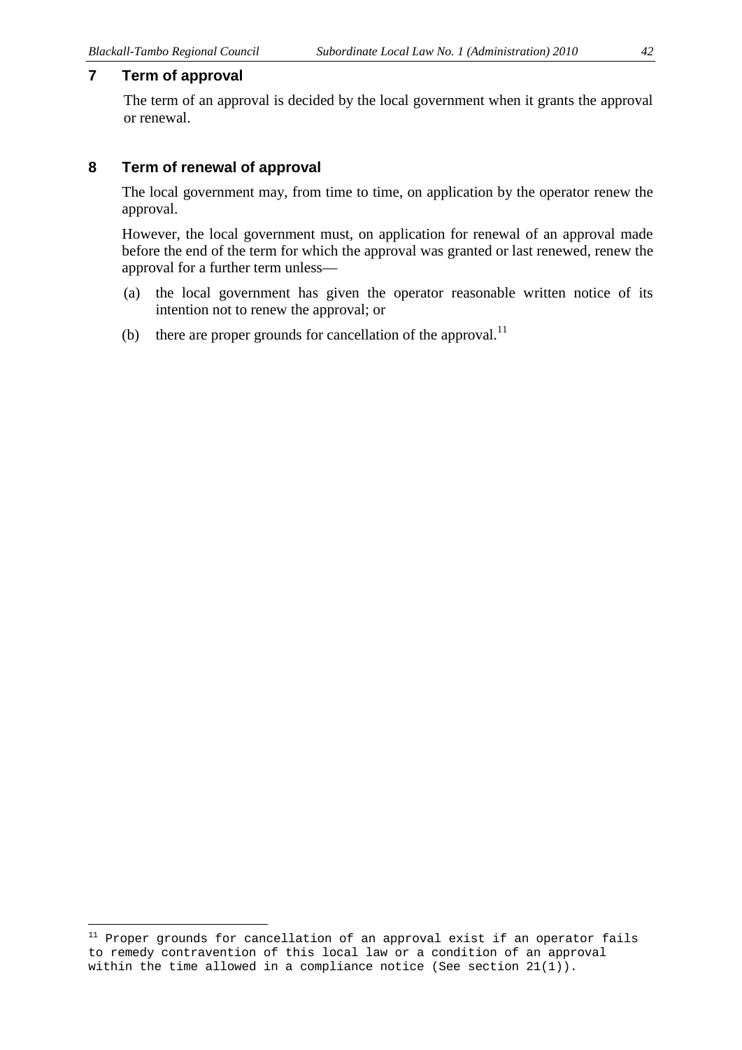## 7 Term of approval

The term of an approval is decided by the local government when it grants the approval or renewal.

## 8 Term of renewal of approval

The local government may, from time to time, on application by the operator renew the approval.

However, the local government must, on application for renewal of an approval made before the end of the term for which the approval was granted or last renewed, renew the approval for a further term unless—

(a) the local government has given the operator reasonable written notice of its intention not to renew the approval; or

(b) there are proper grounds for cancellation of the approval.[11]

---

[11] Proper grounds for cancellation of an approval exist if an operator fails to remedy contravention of this local law or a condition of an approval within the time allowed in a compliance notice (See section 21(1)).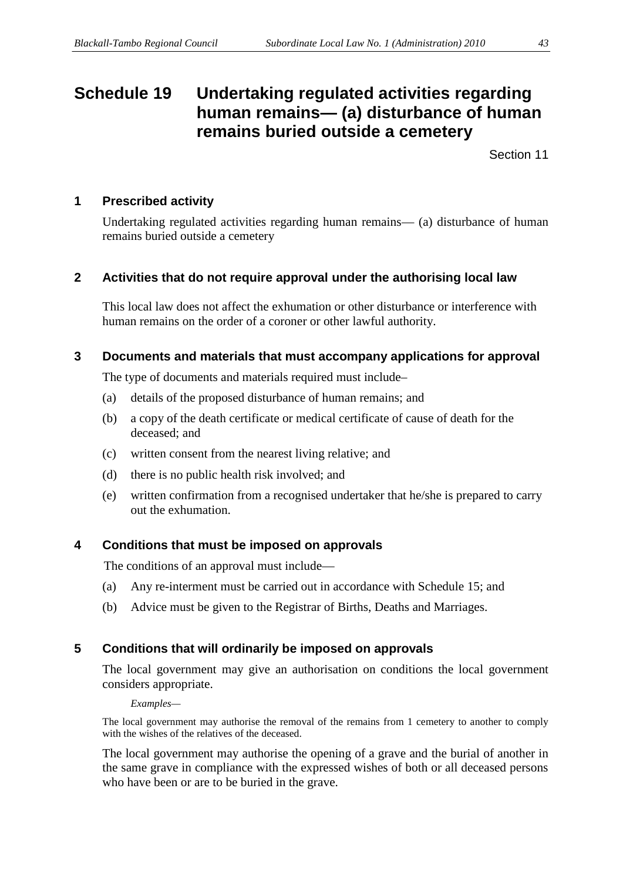# Schedule 19 Undertaking regulated activities regarding human remains— (a) disturbance of human remains buried outside a cemetery

Section 11

## 1 Prescribed activity

Undertaking regulated activities regarding human remains— (a) disturbance of human remains buried outside a cemetery

## 2 Activities that do not require approval under the authorising local law

This local law does not affect the exhumation or other disturbance or interference with human remains on the order of a coroner or other lawful authority.

## 3 Documents and materials that must accompany applications for approval

The type of documents and materials required must include–

(a) details of the proposed disturbance of human remains; and

(b) a copy of the death certificate or medical certificate of cause of death for the deceased; and

(c) written consent from the nearest living relative; and

(d) there is no public health risk involved; and

(e) written confirmation from a recognised undertaker that he/she is prepared to carry out the exhumation.

## 4 Conditions that must be imposed on approvals

The conditions of an approval must include—

(a) Any re-interment must be carried out in accordance with Schedule 15; and

(b) Advice must be given to the Registrar of Births, Deaths and Marriages.

## 5 Conditions that will ordinarily be imposed on approvals

The local government may give an authorisation on conditions the local government considers appropriate.

*Examples—*

The local government may authorise the removal of the remains from 1 cemetery to another to comply with the wishes of the relatives of the deceased.

The local government may authorise the opening of a grave and the burial of another in the same grave in compliance with the expressed wishes of both or all deceased persons who have been or are to be buried in the grave.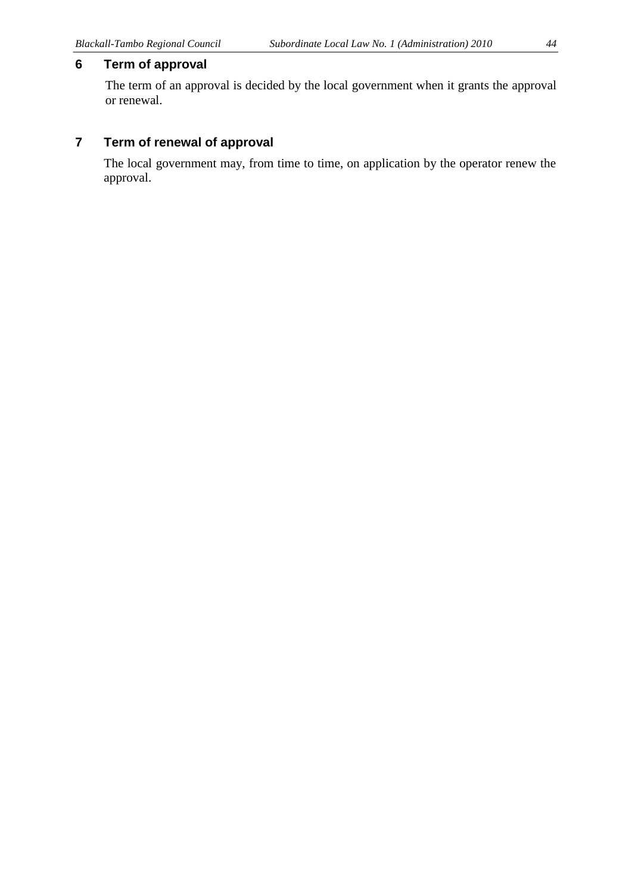## 6 Term of approval

The term of an approval is decided by the local government when it grants the approval or renewal.

## 7 Term of renewal of approval

The local government may, from time to time, on application by the operator renew the approval.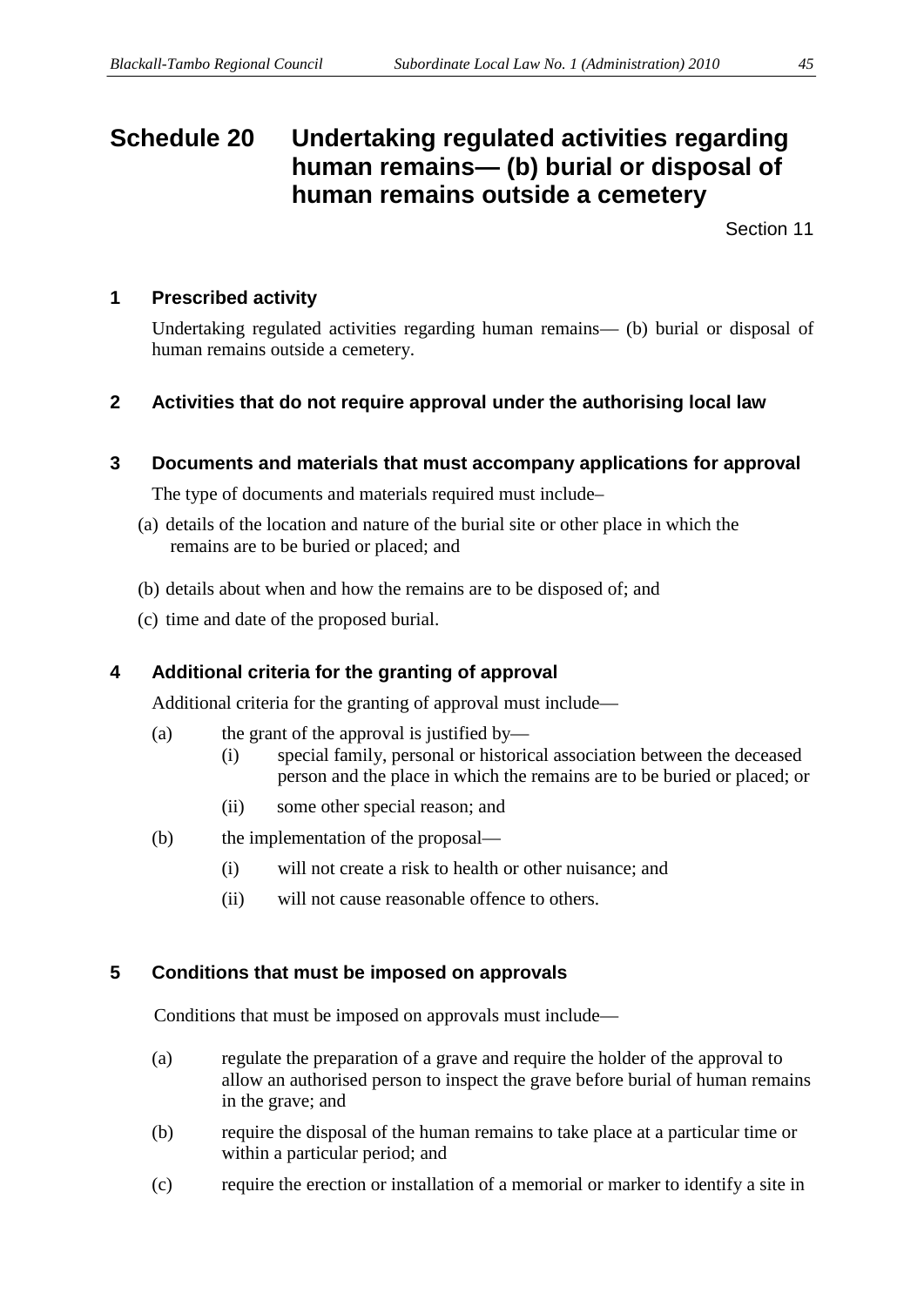# Schedule 20 Undertaking regulated activities regarding human remains— (b) burial or disposal of human remains outside a cemetery

Section 11

## 1 Prescribed activity

Undertaking regulated activities regarding human remains— (b) burial or disposal of human remains outside a cemetery.

## 2 Activities that do not require approval under the authorising local law

## 3 Documents and materials that must accompany applications for approval

The type of documents and materials required must include–

(a) details of the location and nature of the burial site or other place in which the remains are to be buried or placed; and

(b) details about when and how the remains are to be disposed of; and

(c) time and date of the proposed burial.

## 4 Additional criteria for the granting of approval

Additional criteria for the granting of approval must include—

(a) the grant of the approval is justified by—

(i) special family, personal or historical association between the deceased person and the place in which the remains are to be buried or placed; or

(ii) some other special reason; and

(b) the implementation of the proposal—

(i) will not create a risk to health or other nuisance; and

(ii) will not cause reasonable offence to others.

## 5 Conditions that must be imposed on approvals

Conditions that must be imposed on approvals must include—

(a) regulate the preparation of a grave and require the holder of the approval to allow an authorised person to inspect the grave before burial of human remains in the grave; and

(b) require the disposal of the human remains to take place at a particular time or within a particular period; and

(c) require the erection or installation of a memorial or marker to identify a site in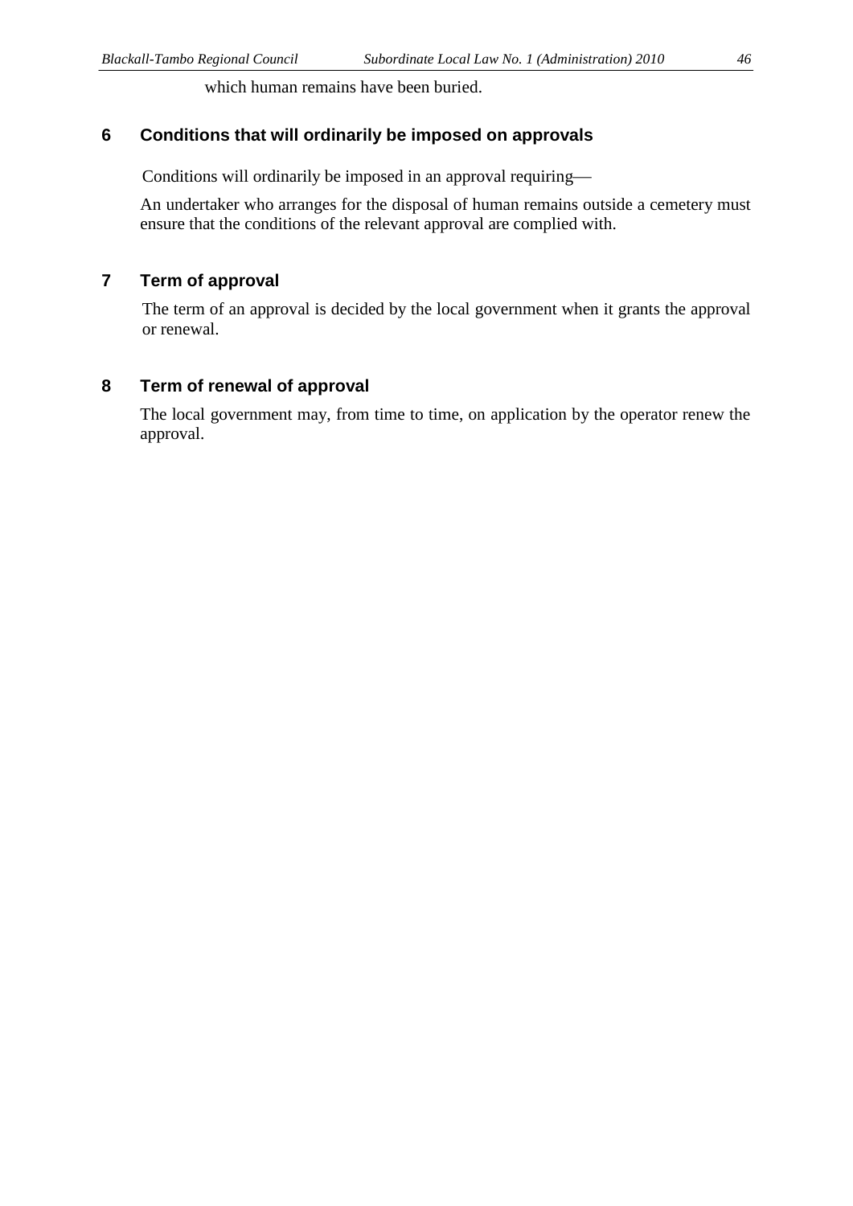which human remains have been buried.

## 6 Conditions that will ordinarily be imposed on approvals

Conditions will ordinarily be imposed in an approval requiring—

An undertaker who arranges for the disposal of human remains outside a cemetery must ensure that the conditions of the relevant approval are complied with.

## 7 Term of approval

The term of an approval is decided by the local government when it grants the approval or renewal.

## 8 Term of renewal of approval

The local government may, from time to time, on application by the operator renew the approval.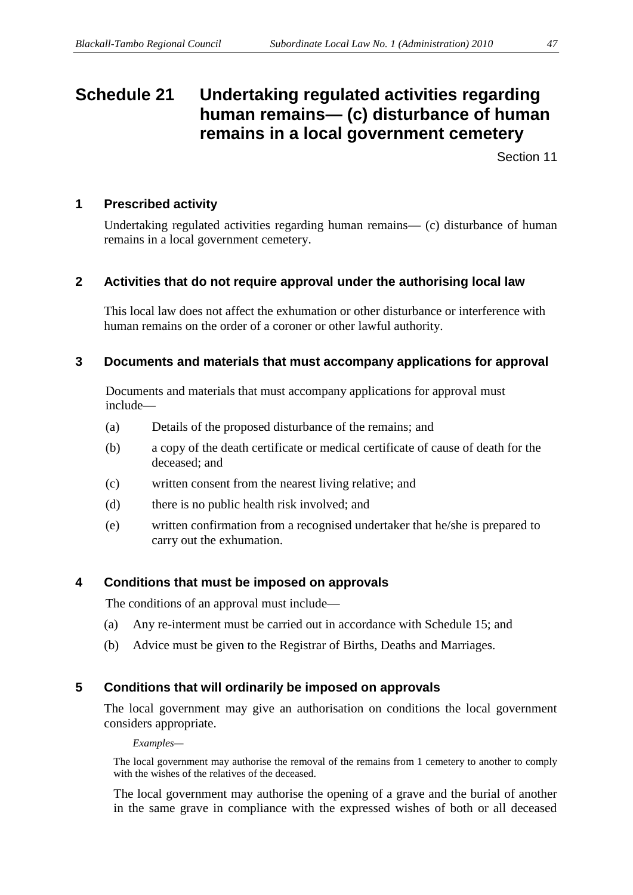# Schedule 21 Undertaking regulated activities regarding human remains— (c) disturbance of human remains in a local government cemetery

Section 11

## 1 Prescribed activity

Undertaking regulated activities regarding human remains— (c) disturbance of human remains in a local government cemetery.

## 2 Activities that do not require approval under the authorising local law

This local law does not affect the exhumation or other disturbance or interference with human remains on the order of a coroner or other lawful authority.

## 3 Documents and materials that must accompany applications for approval

Documents and materials that must accompany applications for approval must include—

(a) Details of the proposed disturbance of the remains; and

(b) a copy of the death certificate or medical certificate of cause of death for the deceased; and

(c) written consent from the nearest living relative; and

(d) there is no public health risk involved; and

(e) written confirmation from a recognised undertaker that he/she is prepared to carry out the exhumation.

## 4 Conditions that must be imposed on approvals

The conditions of an approval must include—

(a) Any re-interment must be carried out in accordance with Schedule 15; and

(b) Advice must be given to the Registrar of Births, Deaths and Marriages.

## 5 Conditions that will ordinarily be imposed on approvals

The local government may give an authorisation on conditions the local government considers appropriate.

*Examples—*

The local government may authorise the removal of the remains from 1 cemetery to another to comply with the wishes of the relatives of the deceased.

The local government may authorise the opening of a grave and the burial of another in the same grave in compliance with the expressed wishes of both or all deceased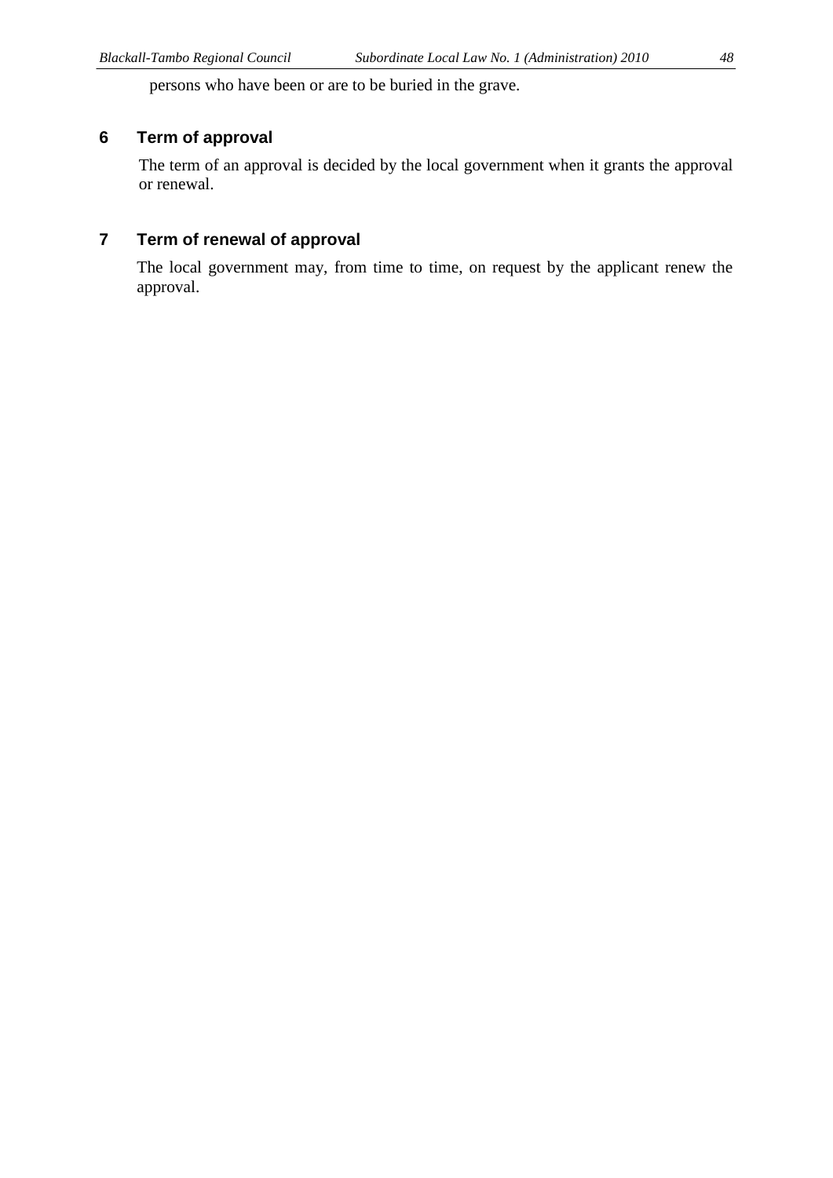persons who have been or are to be buried in the grave.

## 6 Term of approval

The term of an approval is decided by the local government when it grants the approval or renewal.

## 7 Term of renewal of approval

The local government may, from time to time, on request by the applicant renew the approval.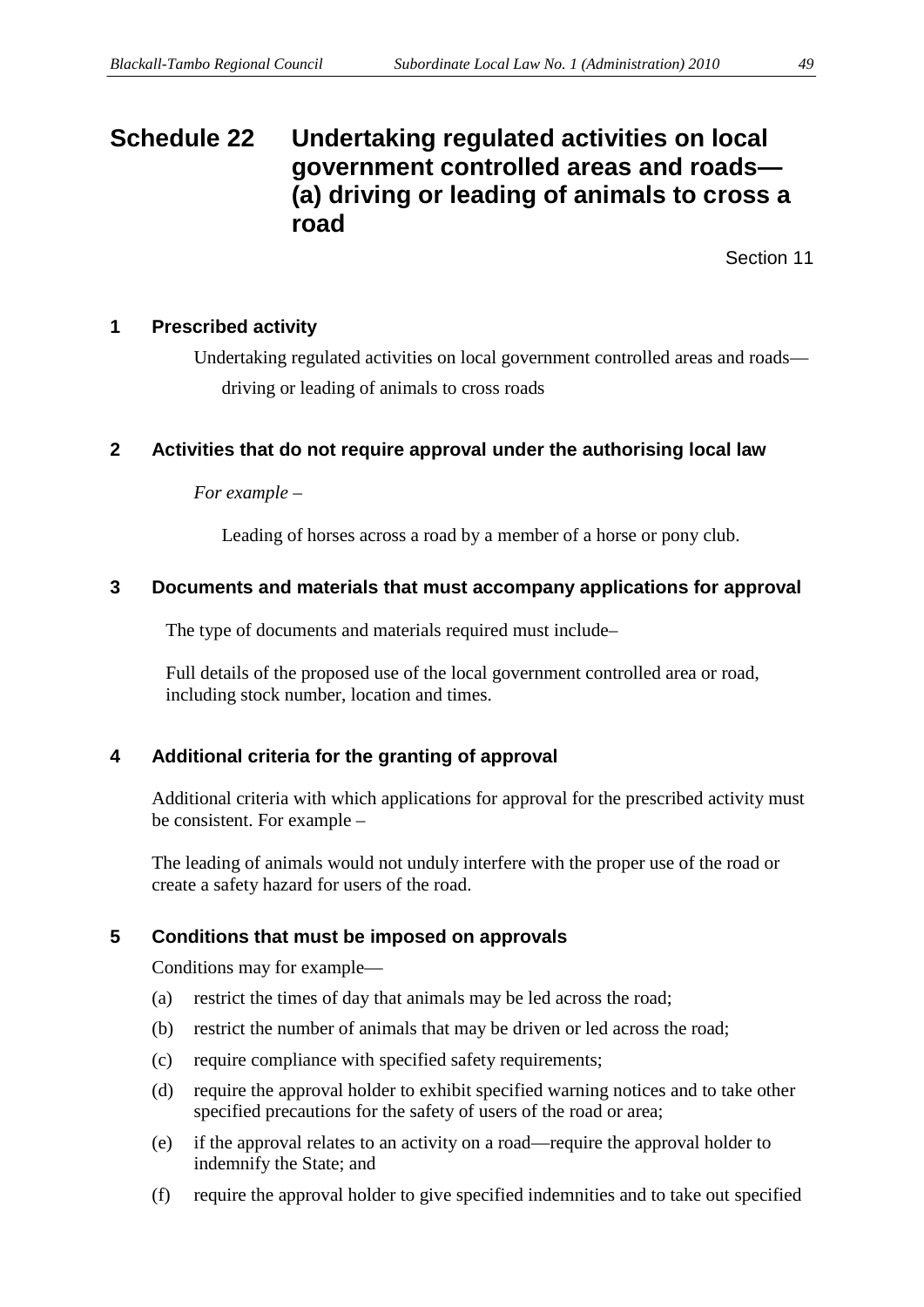# Schedule 22 Undertaking regulated activities on local government controlled areas and roads—(a) driving or leading of animals to cross a road

Section 11

## 1 Prescribed activity

Undertaking regulated activities on local government controlled areas and roads—driving or leading of animals to cross roads

## 2 Activities that do not require approval under the authorising local law

*For example* –

Leading of horses across a road by a member of a horse or pony club.

## 3 Documents and materials that must accompany applications for approval

The type of documents and materials required must include–

Full details of the proposed use of the local government controlled area or road, including stock number, location and times.

## 4 Additional criteria for the granting of approval

Additional criteria with which applications for approval for the prescribed activity must be consistent. For example –

The leading of animals would not unduly interfere with the proper use of the road or create a safety hazard for users of the road.

## 5 Conditions that must be imposed on approvals

Conditions may for example—

(a) restrict the times of day that animals may be led across the road;

(b) restrict the number of animals that may be driven or led across the road;

(c) require compliance with specified safety requirements;

(d) require the approval holder to exhibit specified warning notices and to take other specified precautions for the safety of users of the road or area;

(e) if the approval relates to an activity on a road—require the approval holder to indemnify the State; and

(f) require the approval holder to give specified indemnities and to take out specified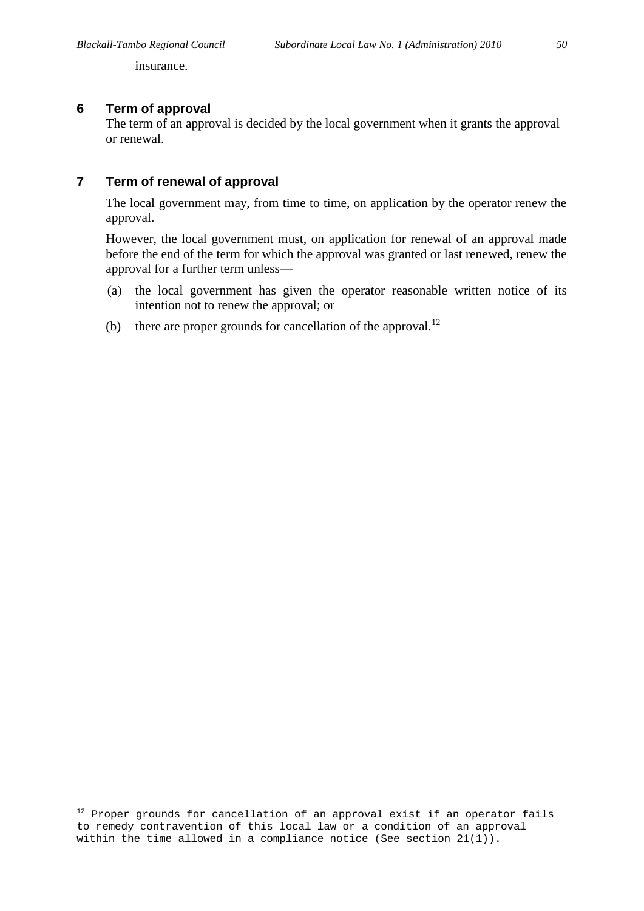insurance.

## 6 Term of approval

The term of an approval is decided by the local government when it grants the approval or renewal.

## 7 Term of renewal of approval

The local government may, from time to time, on application by the operator renew the approval.

However, the local government must, on application for renewal of an approval made before the end of the term for which the approval was granted or last renewed, renew the approval for a further term unless—

(a) the local government has given the operator reasonable written notice of its intention not to renew the approval; or

(b) there are proper grounds for cancellation of the approval.[12]

---

[12] Proper grounds for cancellation of an approval exist if an operator fails to remedy contravention of this local law or a condition of an approval within the time allowed in a compliance notice (See section 21(1)).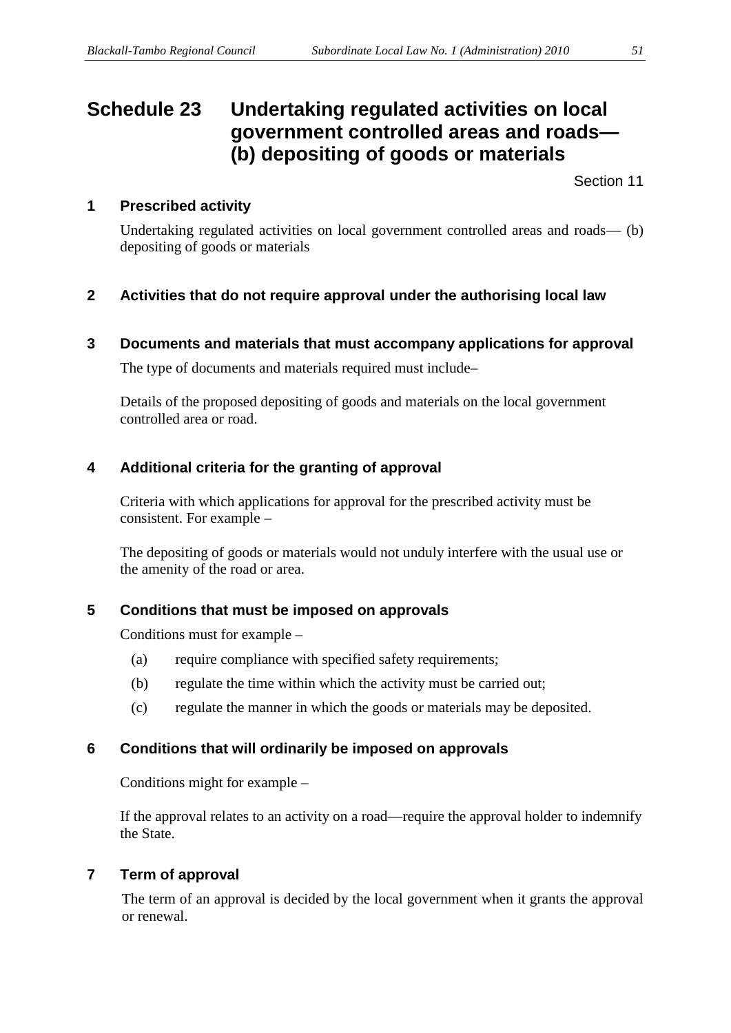# Schedule 23 Undertaking regulated activities on local government controlled areas and roads—(b) depositing of goods or materials

Section 11

## 1 Prescribed activity

Undertaking regulated activities on local government controlled areas and roads— (b) depositing of goods or materials

## 2 Activities that do not require approval under the authorising local law

## 3 Documents and materials that must accompany applications for approval

The type of documents and materials required must include–

Details of the proposed depositing of goods and materials on the local government controlled area or road.

## 4 Additional criteria for the granting of approval

Criteria with which applications for approval for the prescribed activity must be consistent. For example –

The depositing of goods or materials would not unduly interfere with the usual use or the amenity of the road or area.

## 5 Conditions that must be imposed on approvals

Conditions must for example –

(a) require compliance with specified safety requirements;

(b) regulate the time within which the activity must be carried out;

(c) regulate the manner in which the goods or materials may be deposited.

## 6 Conditions that will ordinarily be imposed on approvals

Conditions might for example –

If the approval relates to an activity on a road—require the approval holder to indemnify the State.

## 7 Term of approval

The term of an approval is decided by the local government when it grants the approval or renewal.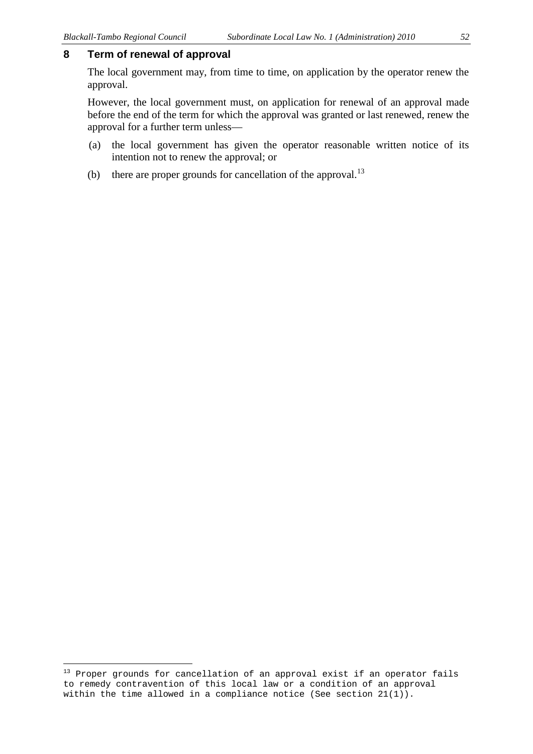## 8 Term of renewal of approval

The local government may, from time to time, on application by the operator renew the approval.

However, the local government must, on application for renewal of an approval made before the end of the term for which the approval was granted or last renewed, renew the approval for a further term unless—

(a) the local government has given the operator reasonable written notice of its intention not to renew the approval; or

(b) there are proper grounds for cancellation of the approval.[13]

[13] Proper grounds for cancellation of an approval exist if an operator fails to remedy contravention of this local law or a condition of an approval within the time allowed in a compliance notice (See section 21(1)).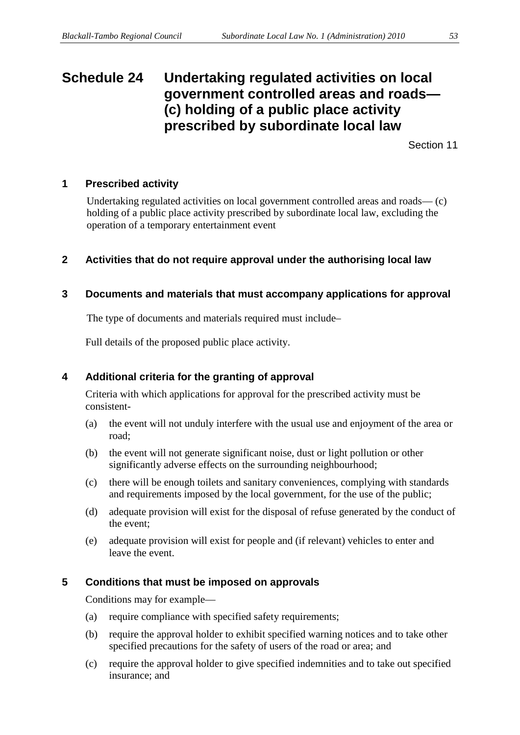# Schedule 24 Undertaking regulated activities on local government controlled areas and roads—(c) holding of a public place activity prescribed by subordinate local law

Section 11

### 1 Prescribed activity

Undertaking regulated activities on local government controlled areas and roads— (c) holding of a public place activity prescribed by subordinate local law, excluding the operation of a temporary entertainment event

### 2 Activities that do not require approval under the authorising local law

### 3 Documents and materials that must accompany applications for approval

The type of documents and materials required must include–

Full details of the proposed public place activity.

### 4 Additional criteria for the granting of approval

Criteria with which applications for approval for the prescribed activity must be consistent-

(a) the event will not unduly interfere with the usual use and enjoyment of the area or road;

(b) the event will not generate significant noise, dust or light pollution or other significantly adverse effects on the surrounding neighbourhood;

(c) there will be enough toilets and sanitary conveniences, complying with standards and requirements imposed by the local government, for the use of the public;

(d) adequate provision will exist for the disposal of refuse generated by the conduct of the event;

(e) adequate provision will exist for people and (if relevant) vehicles to enter and leave the event.

### 5 Conditions that must be imposed on approvals

Conditions may for example—

(a) require compliance with specified safety requirements;

(b) require the approval holder to exhibit specified warning notices and to take other specified precautions for the safety of users of the road or area; and

(c) require the approval holder to give specified indemnities and to take out specified insurance; and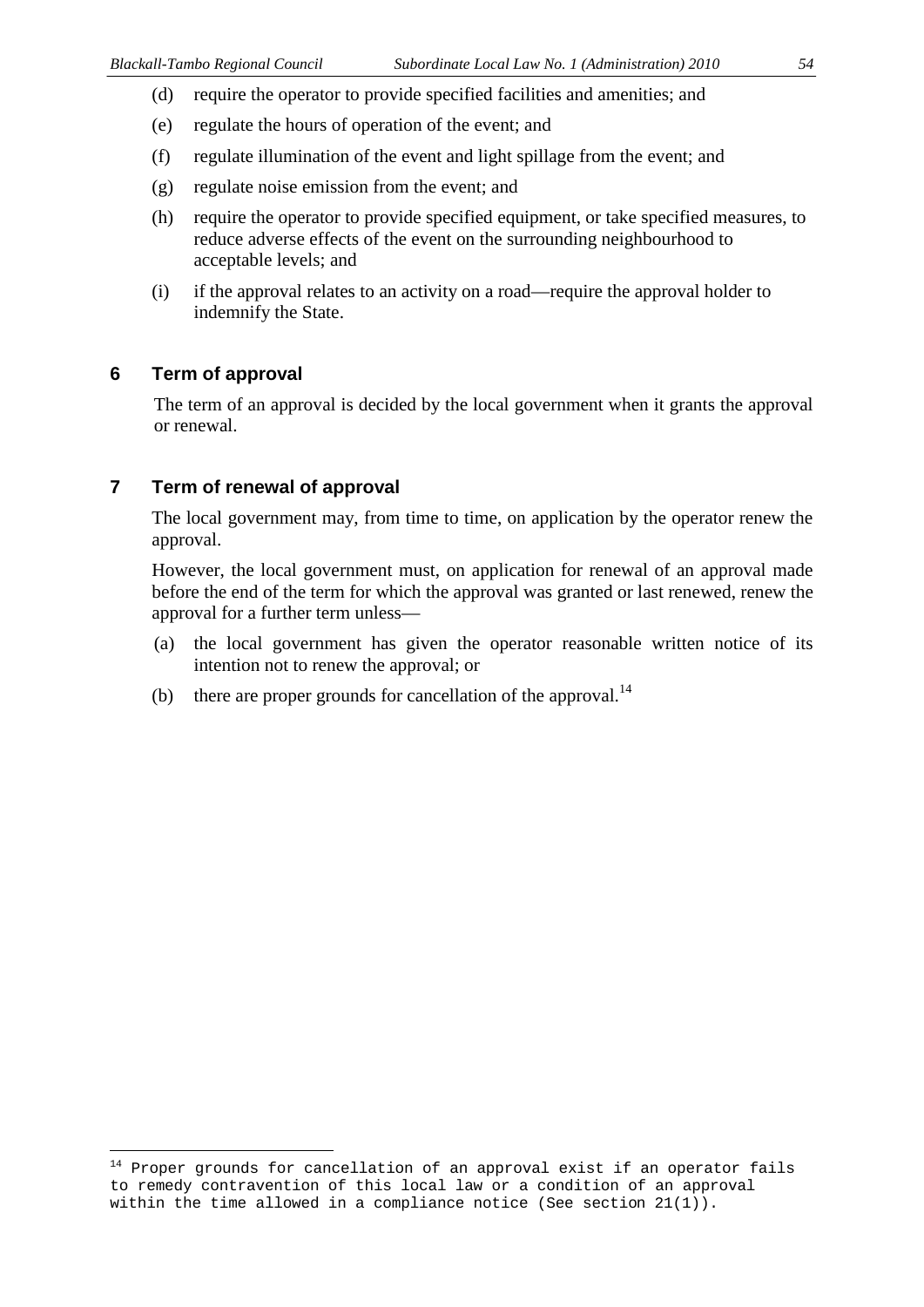(d) require the operator to provide specified facilities and amenities; and

(e) regulate the hours of operation of the event; and

(f) regulate illumination of the event and light spillage from the event; and

(g) regulate noise emission from the event; and

(h) require the operator to provide specified equipment, or take specified measures, to reduce adverse effects of the event on the surrounding neighbourhood to acceptable levels; and

(i) if the approval relates to an activity on a road—require the approval holder to indemnify the State.

## 6 Term of approval

The term of an approval is decided by the local government when it grants the approval or renewal.

## 7 Term of renewal of approval

The local government may, from time to time, on application by the operator renew the approval.

However, the local government must, on application for renewal of an approval made before the end of the term for which the approval was granted or last renewed, renew the approval for a further term unless—

(a) the local government has given the operator reasonable written notice of its intention not to renew the approval; or

(b) there are proper grounds for cancellation of the approval.[14]

---

[14] Proper grounds for cancellation of an approval exist if an operator fails to remedy contravention of this local law or a condition of an approval within the time allowed in a compliance notice (See section 21(1)).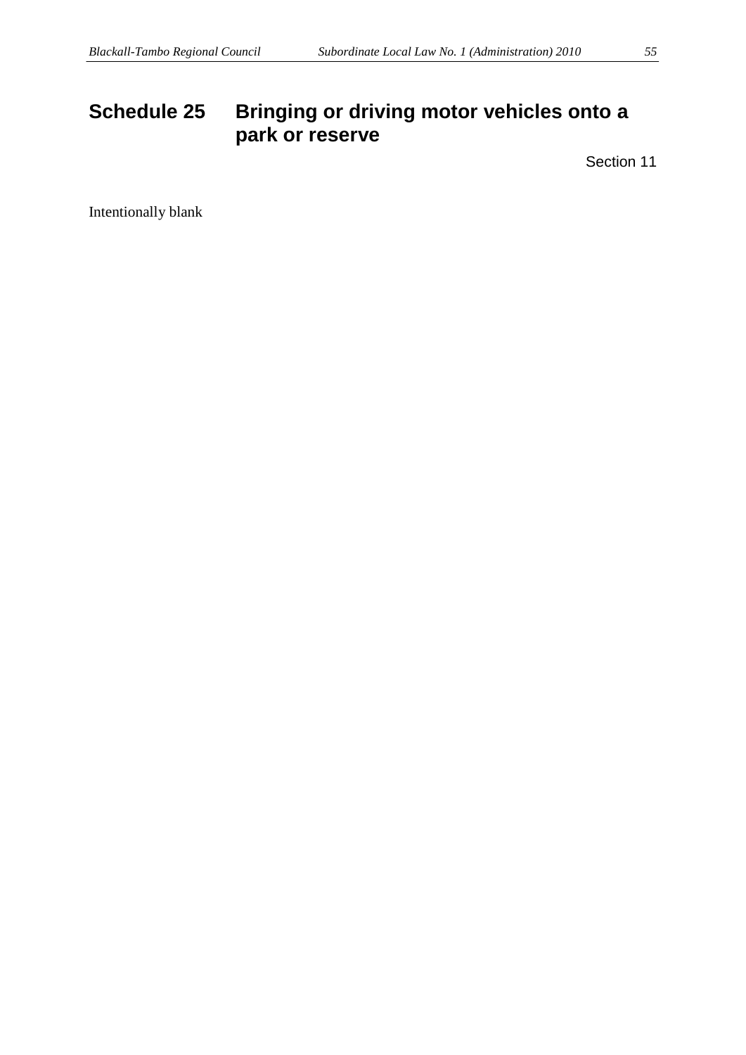# Schedule 25 Bringing or driving motor vehicles onto a park or reserve

Section 11

Intentionally blank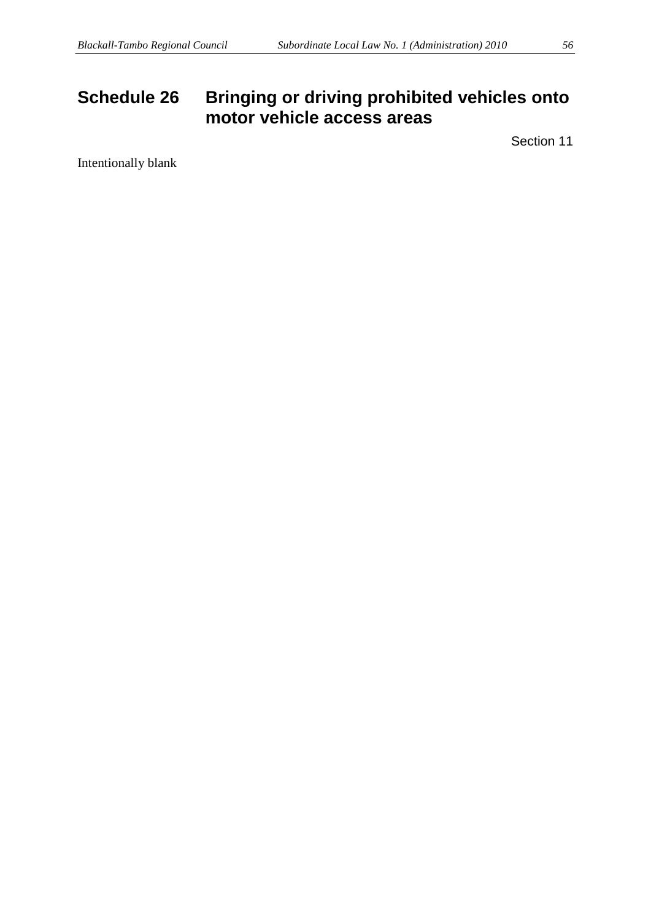# Schedule 26 Bringing or driving prohibited vehicles onto motor vehicle access areas

Section 11

Intentionally blank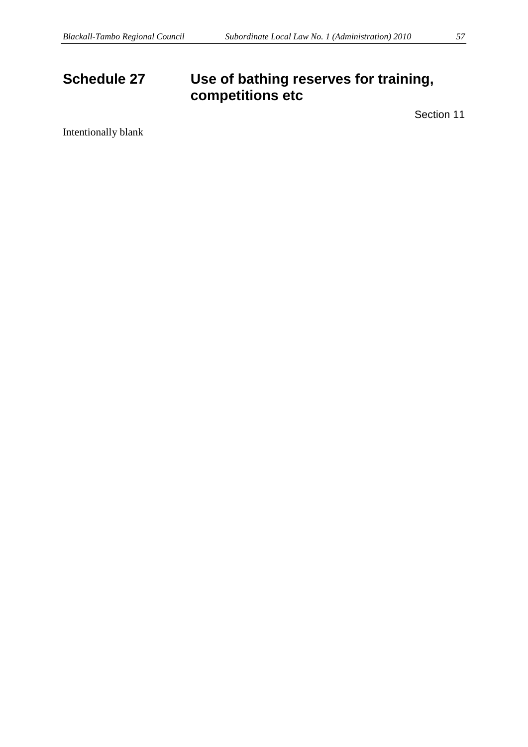# Schedule 27 Use of bathing reserves for training, competitions etc

Section 11

Intentionally blank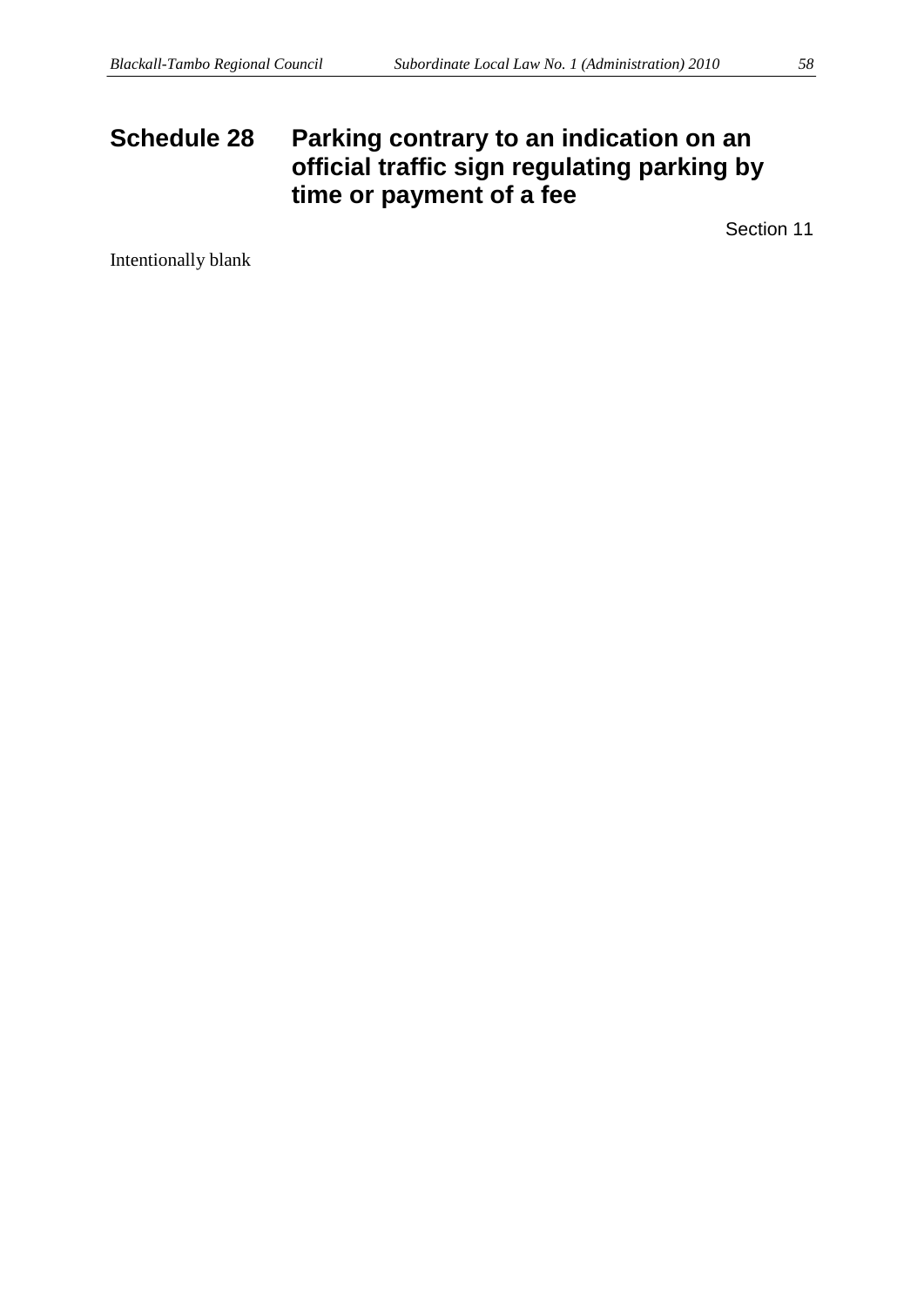# Schedule 28 Parking contrary to an indication on an official traffic sign regulating parking by time or payment of a fee

Section 11

Intentionally blank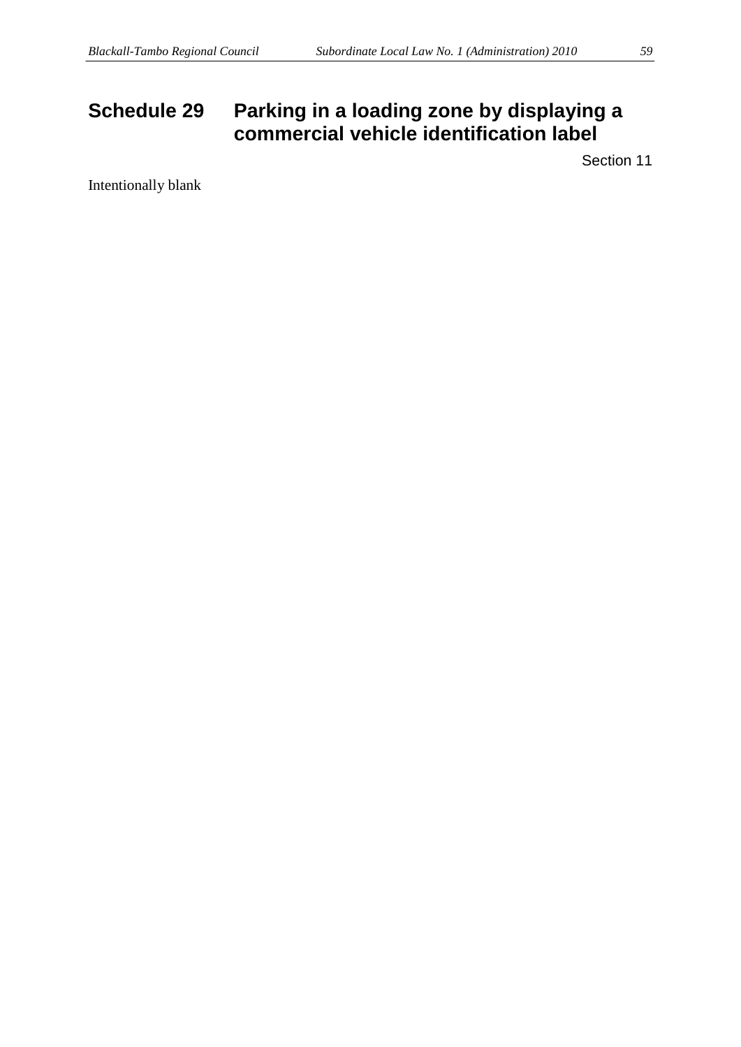# Schedule 29 Parking in a loading zone by displaying a commercial vehicle identification label

Section 11

Intentionally blank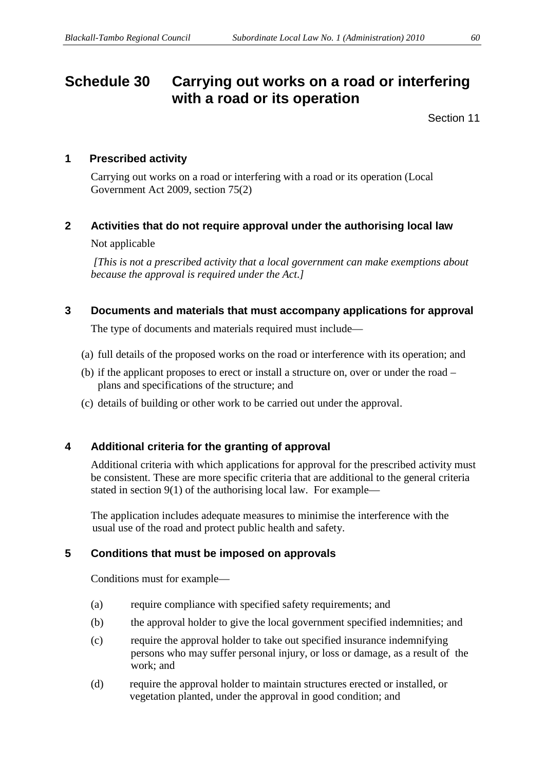# Schedule 30 Carrying out works on a road or interfering with a road or its operation

Section 11

## 1 Prescribed activity

Carrying out works on a road or interfering with a road or its operation (Local Government Act 2009, section 75(2)

## 2 Activities that do not require approval under the authorising local law

Not applicable

*[This is not a prescribed activity that a local government can make exemptions about because the approval is required under the Act.]*

## 3 Documents and materials that must accompany applications for approval

The type of documents and materials required must include—

(a) full details of the proposed works on the road or interference with its operation; and

(b) if the applicant proposes to erect or install a structure on, over or under the road – plans and specifications of the structure; and

(c) details of building or other work to be carried out under the approval.

## 4 Additional criteria for the granting of approval

Additional criteria with which applications for approval for the prescribed activity must be consistent. These are more specific criteria that are additional to the general criteria stated in section 9(1) of the authorising local law. For example—

The application includes adequate measures to minimise the interference with the usual use of the road and protect public health and safety.

## 5 Conditions that must be imposed on approvals

Conditions must for example—

(a) require compliance with specified safety requirements; and

(b) the approval holder to give the local government specified indemnities; and

(c) require the approval holder to take out specified insurance indemnifying persons who may suffer personal injury, or loss or damage, as a result of the work; and

(d) require the approval holder to maintain structures erected or installed, or vegetation planted, under the approval in good condition; and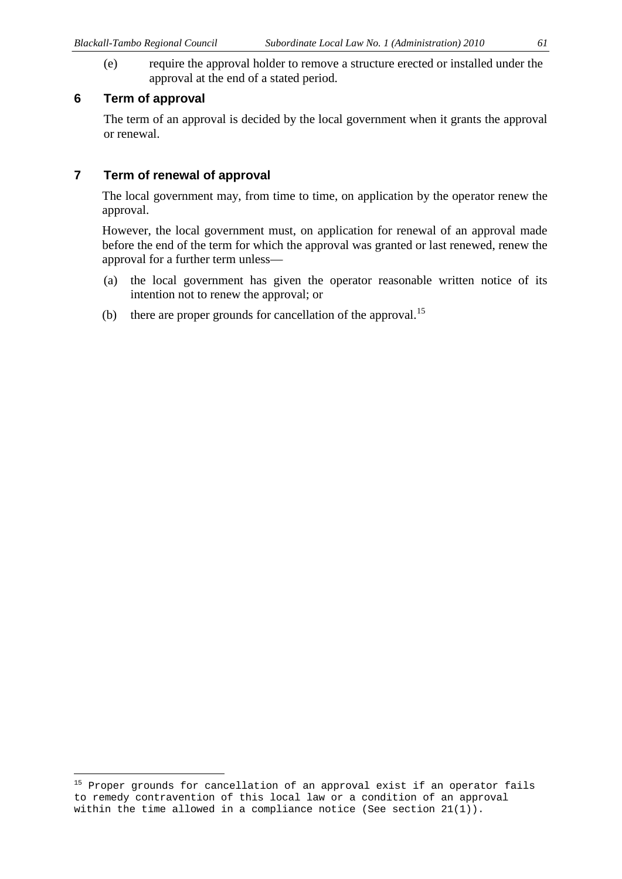(e) require the approval holder to remove a structure erected or installed under the approval at the end of a stated period.

## 6 Term of approval

The term of an approval is decided by the local government when it grants the approval or renewal.

## 7 Term of renewal of approval

The local government may, from time to time, on application by the operator renew the approval.

However, the local government must, on application for renewal of an approval made before the end of the term for which the approval was granted or last renewed, renew the approval for a further term unless—

(a) the local government has given the operator reasonable written notice of its intention not to renew the approval; or

(b) there are proper grounds for cancellation of the approval.[15]

---

[15] Proper grounds for cancellation of an approval exist if an operator fails to remedy contravention of this local law or a condition of an approval within the time allowed in a compliance notice (See section 21(1)).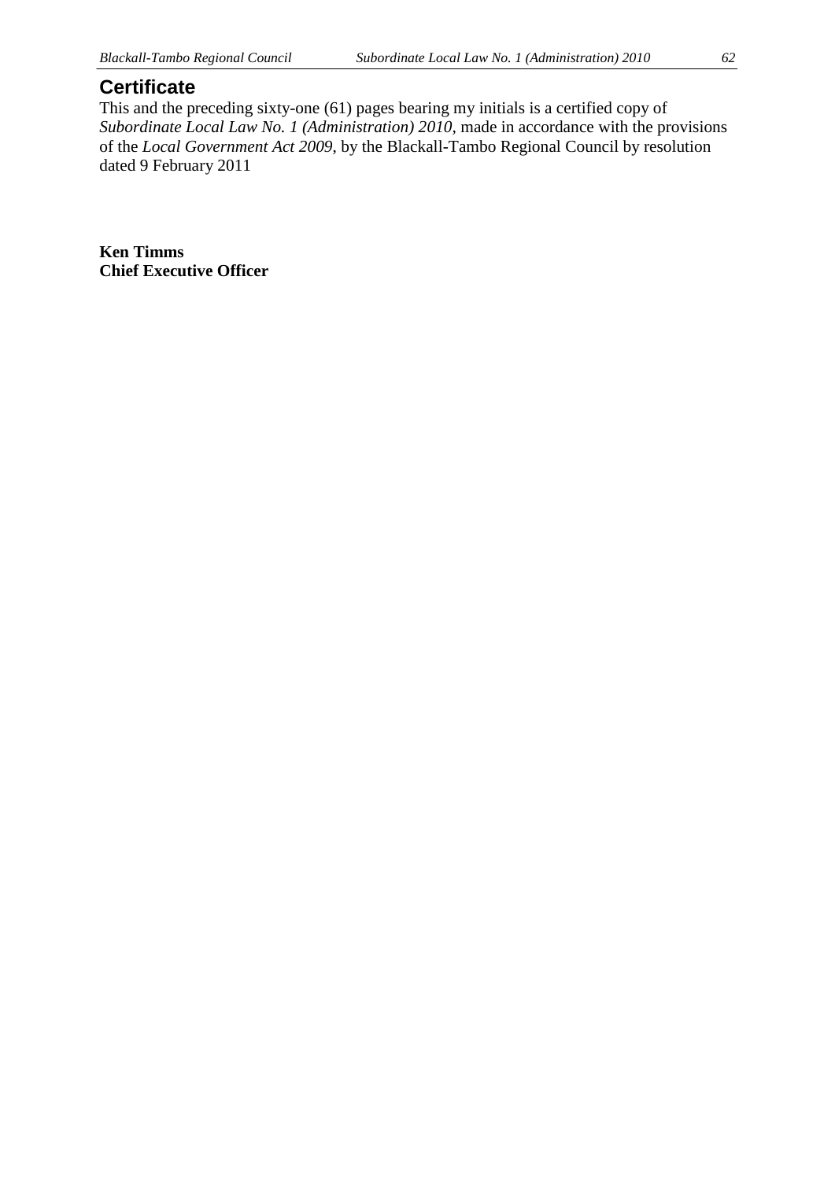## Certificate

This and the preceding sixty-one (61) pages bearing my initials is a certified copy of *Subordinate Local Law No. 1 (Administration) 2010*, made in accordance with the provisions of the *Local Government Act 2009*, by the Blackall-Tambo Regional Council by resolution dated 9 February 2011

**Ken Timms**
**Chief Executive Officer**